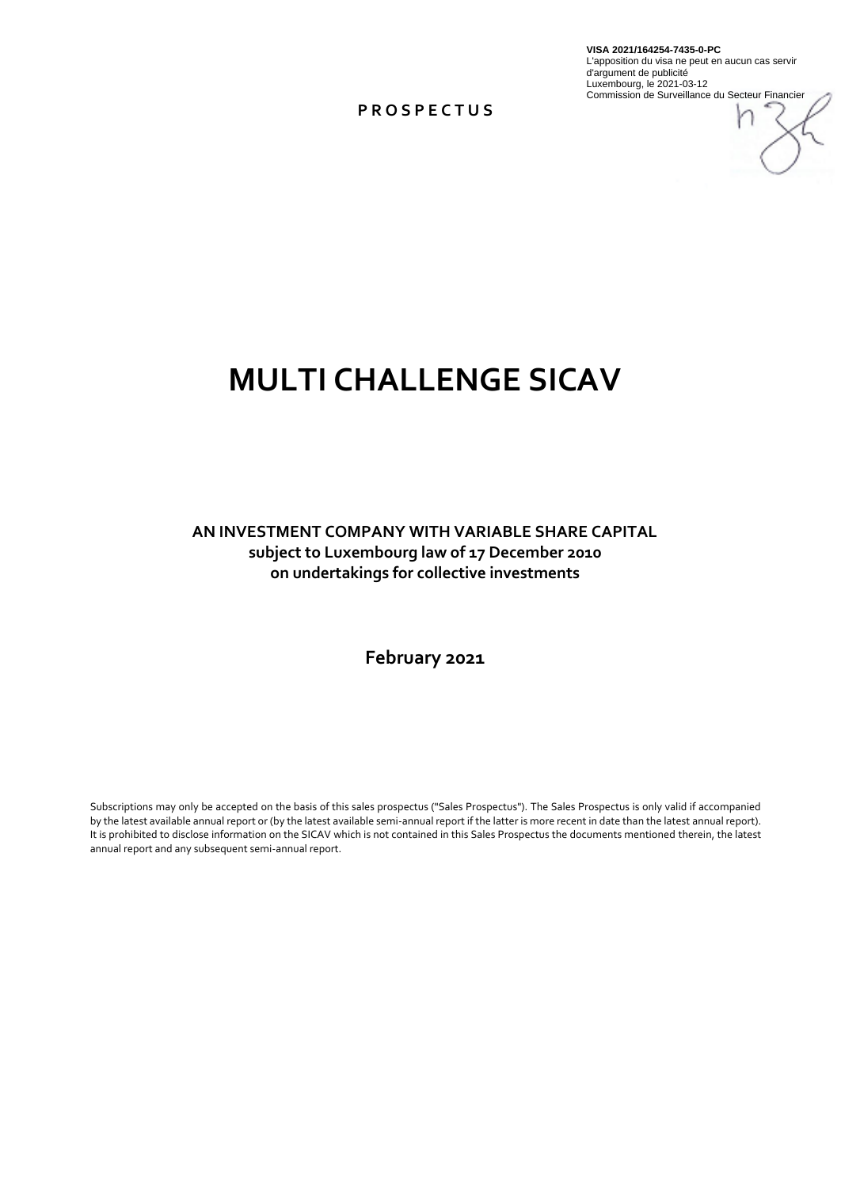**VISA 2021/164254-7435-0-PC**
L'apposition du visa ne peut en aucun cas servir d'argument de publicité
Luxembourg, le 2021-03-12
Commission de Surveillance du Secteur Financier

**PROSPECTUS**

# MULTI CHALLENGE SICAV

**AN INVESTMENT COMPANY WITH VARIABLE SHARE CAPITAL**
**subject to Luxembourg law of 17 December 2010**
**on undertakings for collective investments**

**February 2021**

Subscriptions may only be accepted on the basis of this sales prospectus ("Sales Prospectus"). The Sales Prospectus is only valid if accompanied by the latest available annual report or (by the latest available semi-annual report if the latter is more recent in date than the latest annual report). It is prohibited to disclose information on the SICAV which is not contained in this Sales Prospectus the documents mentioned therein, the latest annual report and any subsequent semi-annual report.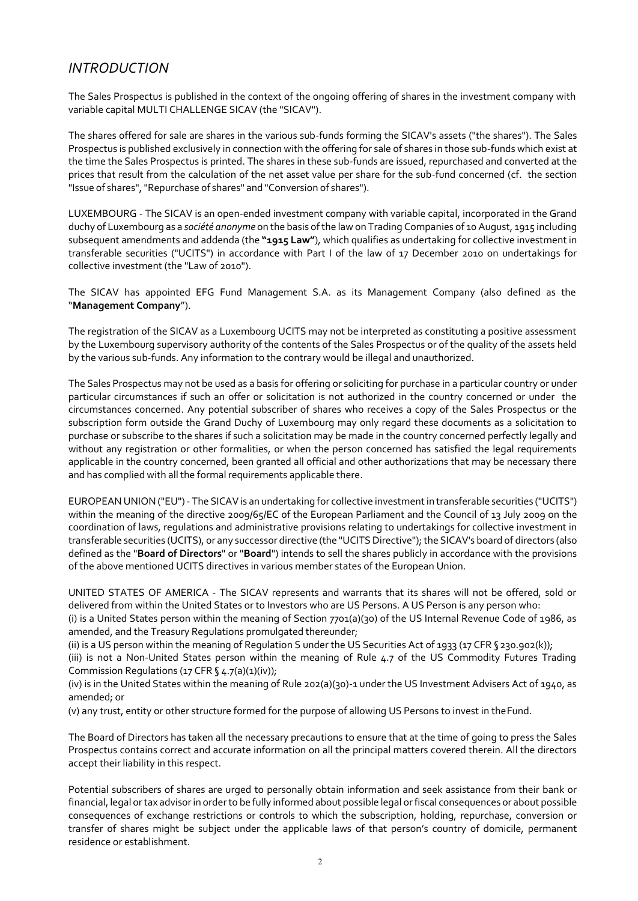## *INTRODUCTION*

The Sales Prospectus is published in the context of the ongoing offering of shares in the investment company with variable capital MULTI CHALLENGE SICAV (the "SICAV").

The shares offered for sale are shares in the various sub-funds forming the SICAV's assets ("the shares"). The Sales Prospectus is published exclusively in connection with the offering for sale of shares in those sub-funds which exist at the time the Sales Prospectus is printed. The shares in these sub-funds are issued, repurchased and converted at the prices that result from the calculation of the net asset value per share for the sub-fund concerned (cf. the section "Issue of shares", "Repurchase of shares" and "Conversion of shares").

LUXEMBOURG - The SICAV is an open-ended investment company with variable capital, incorporated in the Grand duchy of Luxembourg as a *société anonyme* on the basis of the law on Trading Companies of 10 August, 1915 including subsequent amendments and addenda (the **"1915 Law"**), which qualifies as undertaking for collective investment in transferable securities ("UCITS") in accordance with Part I of the law of 17 December 2010 on undertakings for collective investment (the "Law of 2010").

The SICAV has appointed EFG Fund Management S.A. as its Management Company (also defined as the "**Management Company**").

The registration of the SICAV as a Luxembourg UCITS may not be interpreted as constituting a positive assessment by the Luxembourg supervisory authority of the contents of the Sales Prospectus or of the quality of the assets held by the various sub-funds. Any information to the contrary would be illegal and unauthorized.

The Sales Prospectus may not be used as a basis for offering or soliciting for purchase in a particular country or under particular circumstances if such an offer or solicitation is not authorized in the country concerned or under the circumstances concerned. Any potential subscriber of shares who receives a copy of the Sales Prospectus or the subscription form outside the Grand Duchy of Luxembourg may only regard these documents as a solicitation to purchase or subscribe to the shares if such a solicitation may be made in the country concerned perfectly legally and without any registration or other formalities, or when the person concerned has satisfied the legal requirements applicable in the country concerned, been granted all official and other authorizations that may be necessary there and has complied with all the formal requirements applicable there.

EUROPEAN UNION ("EU") - The SICAV is an undertaking for collective investment in transferable securities ("UCITS") within the meaning of the directive 2009/65/EC of the European Parliament and the Council of 13 July 2009 on the coordination of laws, regulations and administrative provisions relating to undertakings for collective investment in transferable securities (UCITS), or any successor directive (the "UCITS Directive"); the SICAV's board of directors (also defined as the "**Board of Directors**" or "**Board**") intends to sell the shares publicly in accordance with the provisions of the above mentioned UCITS directives in various member states of the European Union.

UNITED STATES OF AMERICA - The SICAV represents and warrants that its shares will not be offered, sold or delivered from within the United States or to Investors who are US Persons. A US Person is any person who:

(i) is a United States person within the meaning of Section 7701(a)(30) of the US Internal Revenue Code of 1986, as amended, and the Treasury Regulations promulgated thereunder;

(ii) is a US person within the meaning of Regulation S under the US Securities Act of 1933 (17 CFR § 230.902(k));

(iii) is not a Non-United States person within the meaning of Rule 4.7 of the US Commodity Futures Trading Commission Regulations (17 CFR § 4.7(a)(1)(iv));

(iv) is in the United States within the meaning of Rule 202(a)(30)-1 under the US Investment Advisers Act of 1940, as amended; or

(v) any trust, entity or other structure formed for the purpose of allowing US Persons to invest in the Fund.

The Board of Directors has taken all the necessary precautions to ensure that at the time of going to press the Sales Prospectus contains correct and accurate information on all the principal matters covered therein. All the directors accept their liability in this respect.

Potential subscribers of shares are urged to personally obtain information and seek assistance from their bank or financial, legal or tax advisor in order to be fully informed about possible legal or fiscal consequences or about possible consequences of exchange restrictions or controls to which the subscription, holding, repurchase, conversion or transfer of shares might be subject under the applicable laws of that person's country of domicile, permanent residence or establishment.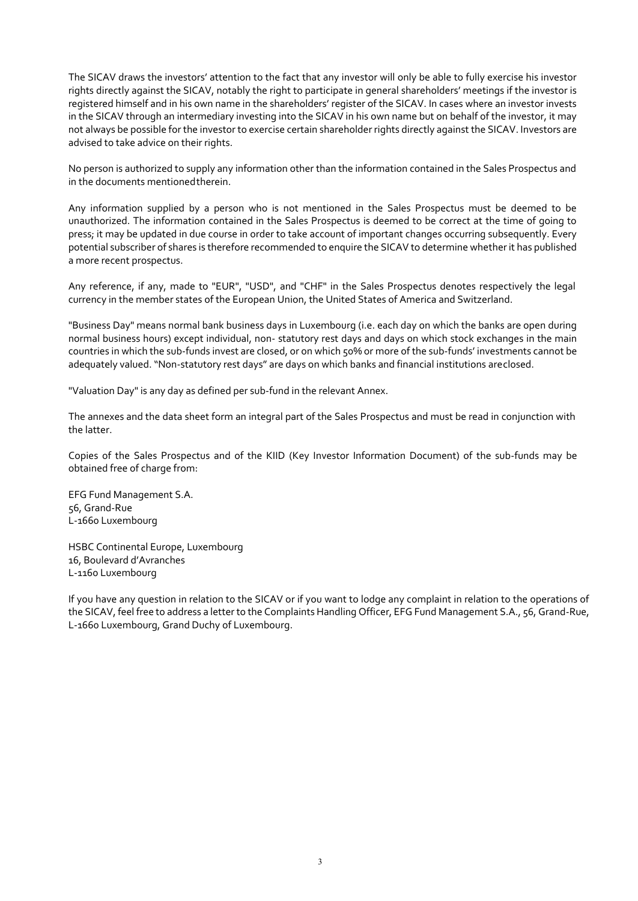The SICAV draws the investors' attention to the fact that any investor will only be able to fully exercise his investor rights directly against the SICAV, notably the right to participate in general shareholders' meetings if the investor is registered himself and in his own name in the shareholders' register of the SICAV. In cases where an investor invests in the SICAV through an intermediary investing into the SICAV in his own name but on behalf of the investor, it may not always be possible for the investor to exercise certain shareholder rights directly against the SICAV. Investors are advised to take advice on their rights.

No person is authorized to supply any information other than the information contained in the Sales Prospectus and in the documents mentionedtherein.

Any information supplied by a person who is not mentioned in the Sales Prospectus must be deemed to be unauthorized. The information contained in the Sales Prospectus is deemed to be correct at the time of going to press; it may be updated in due course in order to take account of important changes occurring subsequently. Every potential subscriber of shares is therefore recommended to enquire the SICAV to determine whether it has published a more recent prospectus.

Any reference, if any, made to "EUR", "USD", and "CHF" in the Sales Prospectus denotes respectively the legal currency in the member states of the European Union, the United States of America and Switzerland.

"Business Day" means normal bank business days in Luxembourg (i.e. each day on which the banks are open during normal business hours) except individual, non- statutory rest days and days on which stock exchanges in the main countries in which the sub-funds invest are closed, or on which 50% or more of the sub-funds' investments cannot be adequately valued. "Non-statutory rest days" are days on which banks and financial institutions areclosed.

"Valuation Day" is any day as defined per sub-fund in the relevant Annex.

The annexes and the data sheet form an integral part of the Sales Prospectus and must be read in conjunction with the latter.

Copies of the Sales Prospectus and of the KIID (Key Investor Information Document) of the sub-funds may be obtained free of charge from:

EFG Fund Management S.A.
56, Grand-Rue
L-1660 Luxembourg

HSBC Continental Europe, Luxembourg
16, Boulevard d'Avranches
L-1160 Luxembourg

If you have any question in relation to the SICAV or if you want to lodge any complaint in relation to the operations of the SICAV, feel free to address a letter to the Complaints Handling Officer, EFG Fund Management S.A., 56, Grand-Rue, L-1660 Luxembourg, Grand Duchy of Luxembourg.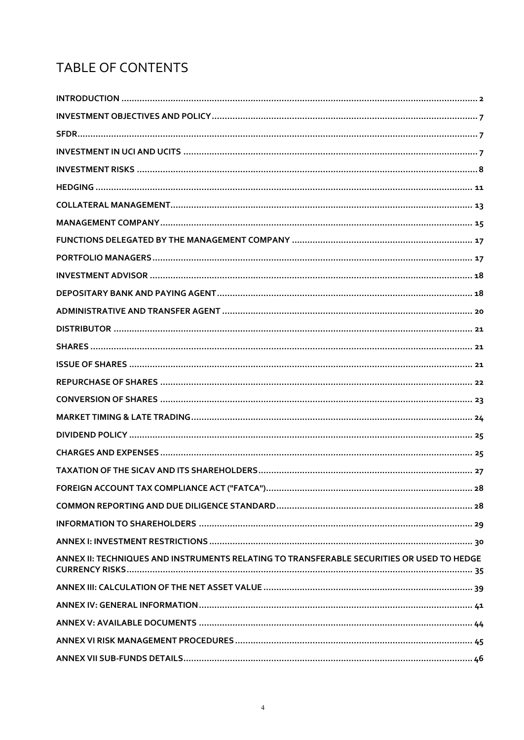# TABLE OF CONTENTS

INTRODUCTION ........ 2

INVESTMENT OBJECTIVES AND POLICY ........ 7

SFDR ........ 7

INVESTMENT IN UCI AND UCITS ........ 7

INVESTMENT RISKS ........ 8

HEDGING ........ 11

COLLATERAL MANAGEMENT ........ 13

MANAGEMENT COMPANY ........ 15

FUNCTIONS DELEGATED BY THE MANAGEMENT COMPANY ........ 17

PORTFOLIO MANAGERS ........ 17

INVESTMENT ADVISOR ........ 18

DEPOSITARY BANK AND PAYING AGENT ........ 18

ADMINISTRATIVE AND TRANSFER AGENT ........ 20

DISTRIBUTOR ........ 21

SHARES ........ 21

ISSUE OF SHARES ........ 21

REPURCHASE OF SHARES ........ 22

CONVERSION OF SHARES ........ 23

MARKET TIMING & LATE TRADING ........ 24

DIVIDEND POLICY ........ 25

CHARGES AND EXPENSES ........ 25

TAXATION OF THE SICAV AND ITS SHAREHOLDERS ........ 27

FOREIGN ACCOUNT TAX COMPLIANCE ACT ("FATCA") ........ 28

COMMON REPORTING AND DUE DILIGENCE STANDARD ........ 28

INFORMATION TO SHAREHOLDERS ........ 29

ANNEX I: INVESTMENT RESTRICTIONS ........ 30

ANNEX II: TECHNIQUES AND INSTRUMENTS RELATING TO TRANSFERABLE SECURITIES OR USED TO HEDGE CURRENCY RISKS ........ 35

ANNEX III: CALCULATION OF THE NET ASSET VALUE ........ 39

ANNEX IV: GENERAL INFORMATION ........ 41

ANNEX V: AVAILABLE DOCUMENTS ........ 44

ANNEX VI RISK MANAGEMENT PROCEDURES ........ 45

ANNEX VII SUB-FUNDS DETAILS ........ 46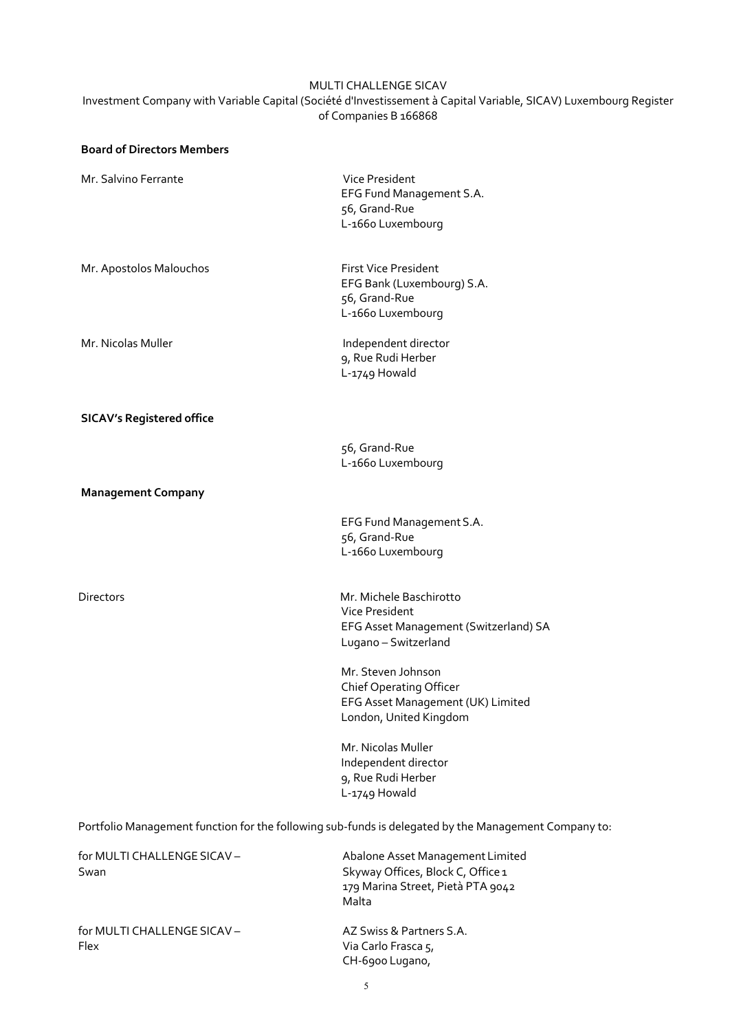MULTI CHALLENGE SICAV

Investment Company with Variable Capital (Société d'Investissement à Capital Variable, SICAV) Luxembourg Register of Companies B 166868

**Board of Directors Members**

| | |
|---|---|
| Mr. Salvino Ferrante | Vice President<br>EFG Fund Management S.A.<br>56, Grand-Rue<br>L-1660 Luxembourg |
| Mr. Apostolos Malouchos | First Vice President<br>EFG Bank (Luxembourg) S.A.<br>56, Grand-Rue<br>L-1660 Luxembourg |
| Mr. Nicolas Muller | Independent director<br>9, Rue Rudi Herber<br>L-1749 Howald |

**SICAV's Registered office**

56, Grand-Rue
L-1660 Luxembourg

**Management Company**

EFG Fund Management S.A.
56, Grand-Rue
L-1660 Luxembourg

| | |
|---|---|
| Directors | Mr. Michele Baschirotto<br>Vice President<br>EFG Asset Management (Switzerland) SA<br>Lugano – Switzerland |
| | Mr. Steven Johnson<br>Chief Operating Officer<br>EFG Asset Management (UK) Limited<br>London, United Kingdom |
| | Mr. Nicolas Muller<br>Independent director<br>9, Rue Rudi Herber<br>L-1749 Howald |

Portfolio Management function for the following sub-funds is delegated by the Management Company to:

| | |
|---|---|
| for MULTI CHALLENGE SICAV – Swan | Abalone Asset Management Limited<br>Skyway Offices, Block C, Office 1<br>179 Marina Street, Pietà PTA 9042<br>Malta |
| for MULTI CHALLENGE SICAV – Flex | AZ Swiss & Partners S.A.<br>Via Carlo Frasca 5,<br>CH-6900 Lugano, |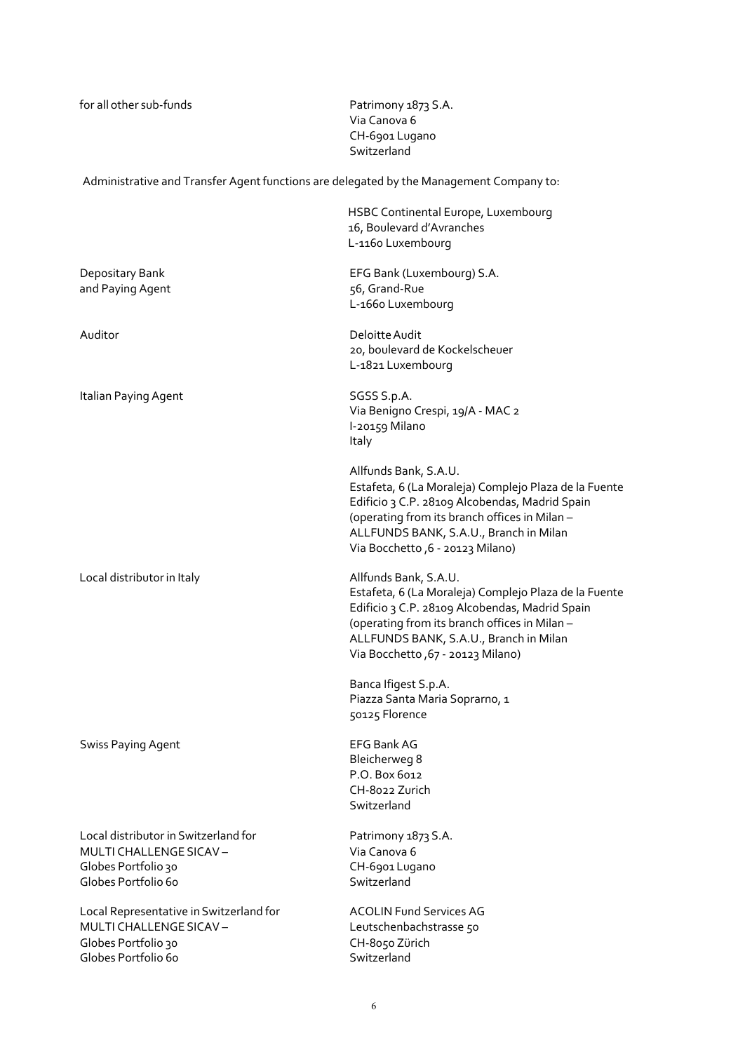| | |
|---|---|
| for all other sub-funds | Patrimony 1873 S.A.<br>Via Canova 6<br>CH-6901 Lugano<br>Switzerland |

Administrative and Transfer Agent functions are delegated by the Management Company to:

| | |
|---|---|
| | HSBC Continental Europe, Luxembourg<br>16, Boulevard d'Avranches<br>L-1160 Luxembourg |
| Depositary Bank<br>and Paying Agent | EFG Bank (Luxembourg) S.A.<br>56, Grand-Rue<br>L-1660 Luxembourg |
| Auditor | Deloitte Audit<br>20, boulevard de Kockelscheuer<br>L-1821 Luxembourg |
| Italian Paying Agent | SGSS S.p.A.<br>Via Benigno Crespi, 19/A - MAC 2<br>I-20159 Milano<br>Italy |
| | Allfunds Bank, S.A.U.<br>Estafeta, 6 (La Moraleja) Complejo Plaza de la Fuente<br>Edificio 3 C.P. 28109 Alcobendas, Madrid Spain<br>(operating from its branch offices in Milan –<br>ALLFUNDS BANK, S.A.U., Branch in Milan<br>Via Bocchetto ,6 - 20123 Milano) |
| Local distributor in Italy | Allfunds Bank, S.A.U.<br>Estafeta, 6 (La Moraleja) Complejo Plaza de la Fuente<br>Edificio 3 C.P. 28109 Alcobendas, Madrid Spain<br>(operating from its branch offices in Milan –<br>ALLFUNDS BANK, S.A.U., Branch in Milan<br>Via Bocchetto ,67 - 20123 Milano) |
| | Banca Ifigest S.p.A.<br>Piazza Santa Maria Soprarno, 1<br>50125 Florence |
| Swiss Paying Agent | EFG Bank AG<br>Bleicherweg 8<br>P.O. Box 6012<br>CH-8022 Zurich<br>Switzerland |
| Local distributor in Switzerland for<br>MULTI CHALLENGE SICAV –<br>Globes Portfolio 30<br>Globes Portfolio 60 | Patrimony 1873 S.A.<br>Via Canova 6<br>CH-6901 Lugano<br>Switzerland |
| Local Representative in Switzerland for<br>MULTI CHALLENGE SICAV –<br>Globes Portfolio 30<br>Globes Portfolio 60 | ACOLIN Fund Services AG<br>Leutschenbachstrasse 50<br>CH-8050 Zürich<br>Switzerland |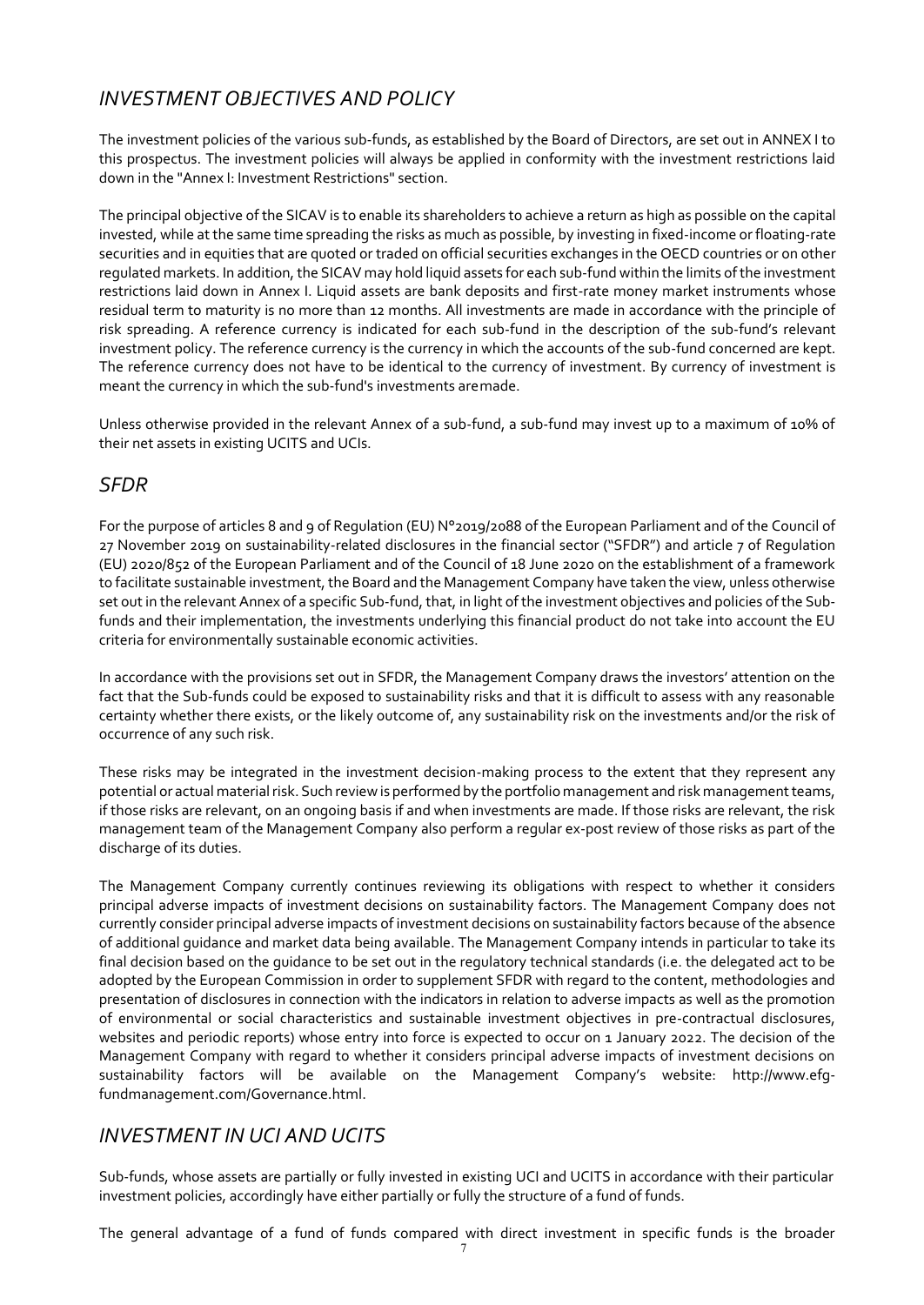## *INVESTMENT OBJECTIVES AND POLICY*

The investment policies of the various sub-funds, as established by the Board of Directors, are set out in ANNEX I to this prospectus. The investment policies will always be applied in conformity with the investment restrictions laid down in the "Annex I: Investment Restrictions" section.

The principal objective of the SICAV is to enable its shareholders to achieve a return as high as possible on the capital invested, while at the same time spreading the risks as much as possible, by investing in fixed-income or floating-rate securities and in equities that are quoted or traded on official securities exchanges in the OECD countries or on other regulated markets. In addition, the SICAV may hold liquid assets for each sub-fund within the limits of the investment restrictions laid down in Annex I. Liquid assets are bank deposits and first-rate money market instruments whose residual term to maturity is no more than 12 months. All investments are made in accordance with the principle of risk spreading. A reference currency is indicated for each sub-fund in the description of the sub-fund's relevant investment policy. The reference currency is the currency in which the accounts of the sub-fund concerned are kept. The reference currency does not have to be identical to the currency of investment. By currency of investment is meant the currency in which the sub-fund's investments aremade.

Unless otherwise provided in the relevant Annex of a sub-fund, a sub-fund may invest up to a maximum of 10% of their net assets in existing UCITS and UCIs.

## *SFDR*

For the purpose of articles 8 and 9 of Regulation (EU) N°2019/2088 of the European Parliament and of the Council of 27 November 2019 on sustainability-related disclosures in the financial sector ("SFDR") and article 7 of Regulation (EU) 2020/852 of the European Parliament and of the Council of 18 June 2020 on the establishment of a framework to facilitate sustainable investment, the Board and the Management Company have taken the view, unless otherwise set out in the relevant Annex of a specific Sub-fund, that, in light of the investment objectives and policies of the Sub-funds and their implementation, the investments underlying this financial product do not take into account the EU criteria for environmentally sustainable economic activities.

In accordance with the provisions set out in SFDR, the Management Company draws the investors' attention on the fact that the Sub-funds could be exposed to sustainability risks and that it is difficult to assess with any reasonable certainty whether there exists, or the likely outcome of, any sustainability risk on the investments and/or the risk of occurrence of any such risk.

These risks may be integrated in the investment decision-making process to the extent that they represent any potential or actual material risk. Such review is performed by the portfolio management and risk management teams, if those risks are relevant, on an ongoing basis if and when investments are made. If those risks are relevant, the risk management team of the Management Company also perform a regular ex-post review of those risks as part of the discharge of its duties.

The Management Company currently continues reviewing its obligations with respect to whether it considers principal adverse impacts of investment decisions on sustainability factors. The Management Company does not currently consider principal adverse impacts of investment decisions on sustainability factors because of the absence of additional guidance and market data being available. The Management Company intends in particular to take its final decision based on the guidance to be set out in the regulatory technical standards (i.e. the delegated act to be adopted by the European Commission in order to supplement SFDR with regard to the content, methodologies and presentation of disclosures in connection with the indicators in relation to adverse impacts as well as the promotion of environmental or social characteristics and sustainable investment objectives in pre-contractual disclosures, websites and periodic reports) whose entry into force is expected to occur on 1 January 2022. The decision of the Management Company with regard to whether it considers principal adverse impacts of investment decisions on sustainability factors will be available on the Management Company's website: http://www.efg-fundmanagement.com/Governance.html.

## *INVESTMENT IN UCI AND UCITS*

Sub-funds, whose assets are partially or fully invested in existing UCI and UCITS in accordance with their particular investment policies, accordingly have either partially or fully the structure of a fund of funds.

The general advantage of a fund of funds compared with direct investment in specific funds is the broader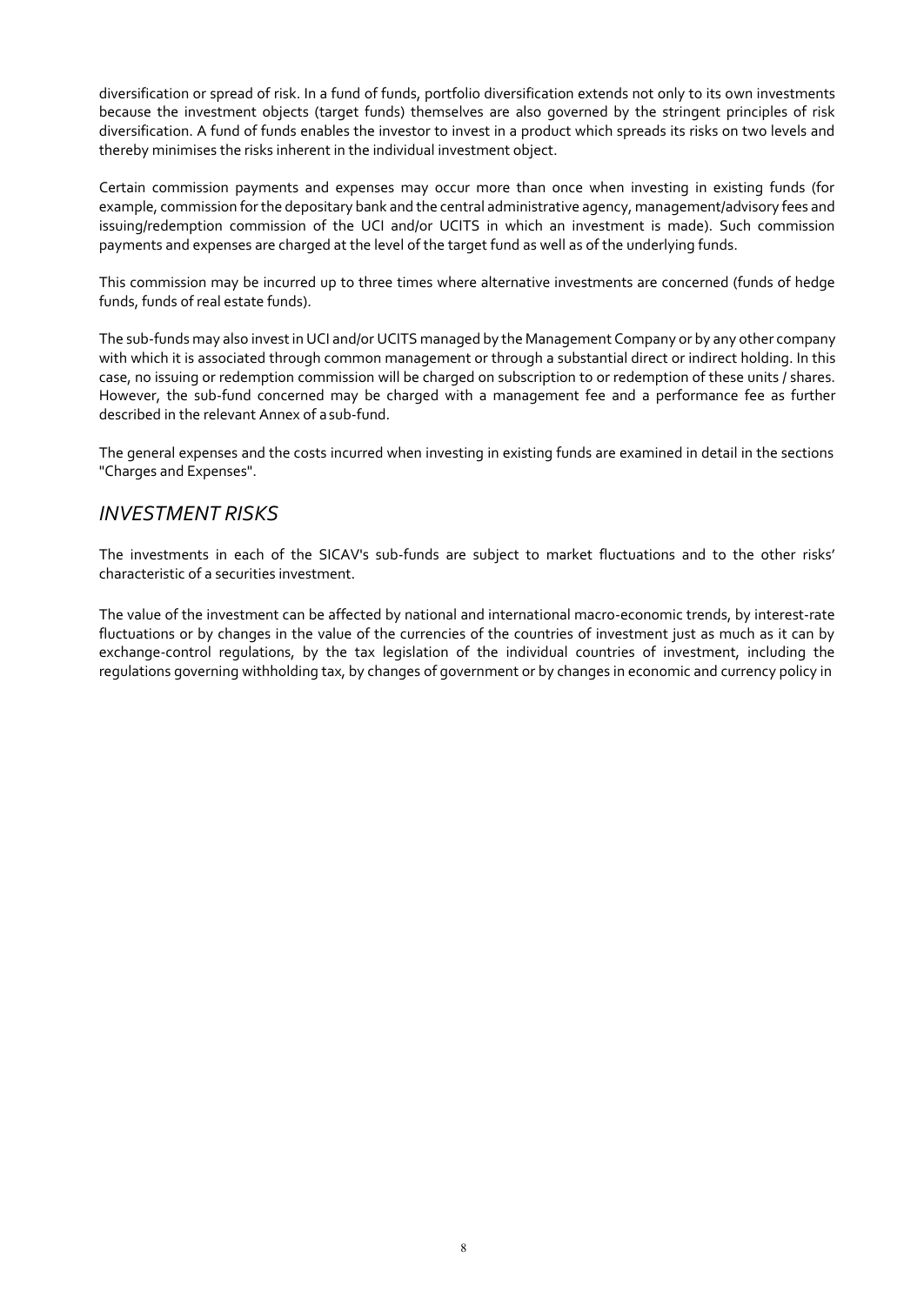diversification or spread of risk. In a fund of funds, portfolio diversification extends not only to its own investments because the investment objects (target funds) themselves are also governed by the stringent principles of risk diversification. A fund of funds enables the investor to invest in a product which spreads its risks on two levels and thereby minimises the risks inherent in the individual investment object.

Certain commission payments and expenses may occur more than once when investing in existing funds (for example, commission for the depositary bank and the central administrative agency, management/advisory fees and issuing/redemption commission of the UCI and/or UCITS in which an investment is made). Such commission payments and expenses are charged at the level of the target fund as well as of the underlying funds.

This commission may be incurred up to three times where alternative investments are concerned (funds of hedge funds, funds of real estate funds).

The sub-funds may also invest in UCI and/or UCITS managed by the Management Company or by any other company with which it is associated through common management or through a substantial direct or indirect holding. In this case, no issuing or redemption commission will be charged on subscription to or redemption of these units / shares. However, the sub-fund concerned may be charged with a management fee and a performance fee as further described in the relevant Annex of a sub-fund.

The general expenses and the costs incurred when investing in existing funds are examined in detail in the sections "Charges and Expenses".

## *INVESTMENT RISKS*

The investments in each of the SICAV's sub-funds are subject to market fluctuations and to the other risks' characteristic of a securities investment.

The value of the investment can be affected by national and international macro-economic trends, by interest-rate fluctuations or by changes in the value of the currencies of the countries of investment just as much as it can by exchange-control regulations, by the tax legislation of the individual countries of investment, including the regulations governing withholding tax, by changes of government or by changes in economic and currency policy in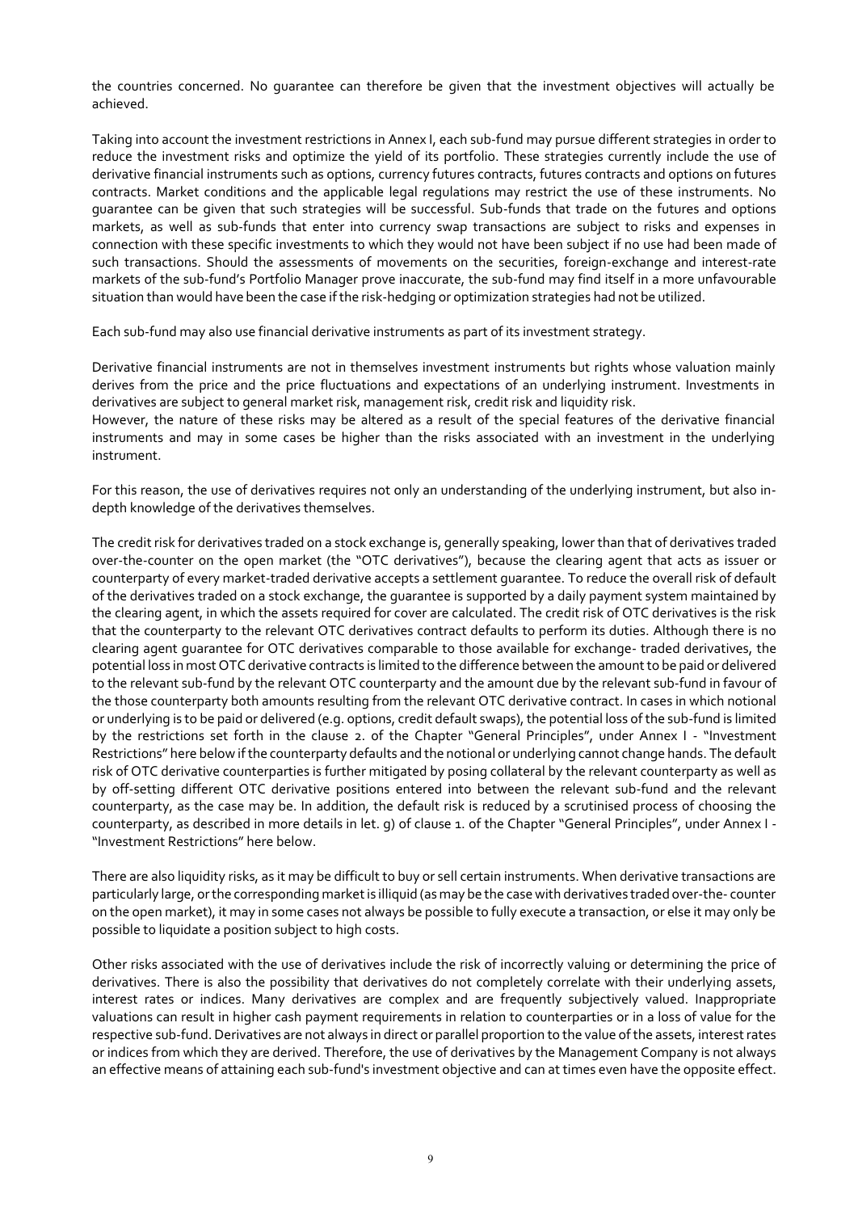the countries concerned. No guarantee can therefore be given that the investment objectives will actually be achieved.

Taking into account the investment restrictions in Annex I, each sub-fund may pursue different strategies in order to reduce the investment risks and optimize the yield of its portfolio. These strategies currently include the use of derivative financial instruments such as options, currency futures contracts, futures contracts and options on futures contracts. Market conditions and the applicable legal regulations may restrict the use of these instruments. No guarantee can be given that such strategies will be successful. Sub-funds that trade on the futures and options markets, as well as sub-funds that enter into currency swap transactions are subject to risks and expenses in connection with these specific investments to which they would not have been subject if no use had been made of such transactions. Should the assessments of movements on the securities, foreign-exchange and interest-rate markets of the sub-fund's Portfolio Manager prove inaccurate, the sub-fund may find itself in a more unfavourable situation than would have been the case if the risk-hedging or optimization strategies had not be utilized.

Each sub-fund may also use financial derivative instruments as part of its investment strategy.

Derivative financial instruments are not in themselves investment instruments but rights whose valuation mainly derives from the price and the price fluctuations and expectations of an underlying instrument. Investments in derivatives are subject to general market risk, management risk, credit risk and liquidity risk.
However, the nature of these risks may be altered as a result of the special features of the derivative financial instruments and may in some cases be higher than the risks associated with an investment in the underlying instrument.

For this reason, the use of derivatives requires not only an understanding of the underlying instrument, but also in-depth knowledge of the derivatives themselves.

The credit risk for derivatives traded on a stock exchange is, generally speaking, lower than that of derivatives traded over-the-counter on the open market (the "OTC derivatives"), because the clearing agent that acts as issuer or counterparty of every market-traded derivative accepts a settlement guarantee. To reduce the overall risk of default of the derivatives traded on a stock exchange, the guarantee is supported by a daily payment system maintained by the clearing agent, in which the assets required for cover are calculated. The credit risk of OTC derivatives is the risk that the counterparty to the relevant OTC derivatives contract defaults to perform its duties. Although there is no clearing agent guarantee for OTC derivatives comparable to those available for exchange- traded derivatives, the potential loss in most OTC derivative contracts is limited to the difference between the amount to be paid or delivered to the relevant sub-fund by the relevant OTC counterparty and the amount due by the relevant sub-fund in favour of the those counterparty both amounts resulting from the relevant OTC derivative contract. In cases in which notional or underlying is to be paid or delivered (e.g. options, credit default swaps), the potential loss of the sub-fund is limited by the restrictions set forth in the clause 2. of the Chapter "General Principles", under Annex I - "Investment Restrictions" here below if the counterparty defaults and the notional or underlying cannot change hands. The default risk of OTC derivative counterparties is further mitigated by posing collateral by the relevant counterparty as well as by off-setting different OTC derivative positions entered into between the relevant sub-fund and the relevant counterparty, as the case may be. In addition, the default risk is reduced by a scrutinised process of choosing the counterparty, as described in more details in let. g) of clause 1. of the Chapter "General Principles", under Annex I - "Investment Restrictions" here below.

There are also liquidity risks, as it may be difficult to buy or sell certain instruments. When derivative transactions are particularly large, or the corresponding market is illiquid (as may be the case with derivatives traded over-the- counter on the open market), it may in some cases not always be possible to fully execute a transaction, or else it may only be possible to liquidate a position subject to high costs.

Other risks associated with the use of derivatives include the risk of incorrectly valuing or determining the price of derivatives. There is also the possibility that derivatives do not completely correlate with their underlying assets, interest rates or indices. Many derivatives are complex and are frequently subjectively valued. Inappropriate valuations can result in higher cash payment requirements in relation to counterparties or in a loss of value for the respective sub-fund. Derivatives are not always in direct or parallel proportion to the value of the assets, interest rates or indices from which they are derived. Therefore, the use of derivatives by the Management Company is not always an effective means of attaining each sub-fund's investment objective and can at times even have the opposite effect.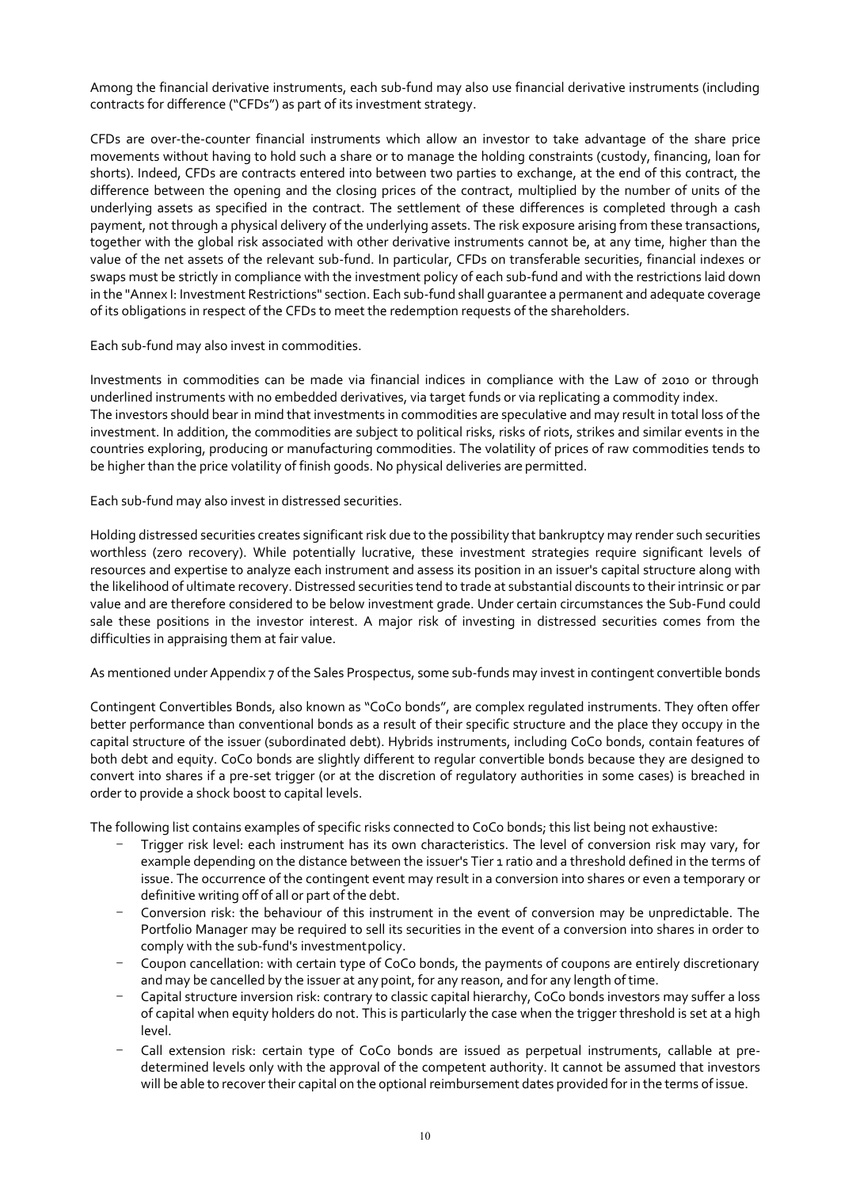Among the financial derivative instruments, each sub-fund may also use financial derivative instruments (including contracts for difference ("CFDs") as part of its investment strategy.

CFDs are over-the-counter financial instruments which allow an investor to take advantage of the share price movements without having to hold such a share or to manage the holding constraints (custody, financing, loan for shorts). Indeed, CFDs are contracts entered into between two parties to exchange, at the end of this contract, the difference between the opening and the closing prices of the contract, multiplied by the number of units of the underlying assets as specified in the contract. The settlement of these differences is completed through a cash payment, not through a physical delivery of the underlying assets. The risk exposure arising from these transactions, together with the global risk associated with other derivative instruments cannot be, at any time, higher than the value of the net assets of the relevant sub-fund. In particular, CFDs on transferable securities, financial indexes or swaps must be strictly in compliance with the investment policy of each sub-fund and with the restrictions laid down in the "Annex I: Investment Restrictions" section. Each sub-fund shall guarantee a permanent and adequate coverage of its obligations in respect of the CFDs to meet the redemption requests of the shareholders.

Each sub-fund may also invest in commodities.

Investments in commodities can be made via financial indices in compliance with the Law of 2010 or through underlined instruments with no embedded derivatives, via target funds or via replicating a commodity index.
The investors should bear in mind that investments in commodities are speculative and may result in total loss of the investment. In addition, the commodities are subject to political risks, risks of riots, strikes and similar events in the countries exploring, producing or manufacturing commodities. The volatility of prices of raw commodities tends to be higher than the price volatility of finish goods. No physical deliveries are permitted.

Each sub-fund may also invest in distressed securities.

Holding distressed securities creates significant risk due to the possibility that bankruptcy may render such securities worthless (zero recovery). While potentially lucrative, these investment strategies require significant levels of resources and expertise to analyze each instrument and assess its position in an issuer's capital structure along with the likelihood of ultimate recovery. Distressed securities tend to trade at substantial discounts to their intrinsic or par value and are therefore considered to be below investment grade. Under certain circumstances the Sub-Fund could sale these positions in the investor interest. A major risk of investing in distressed securities comes from the difficulties in appraising them at fair value.

As mentioned under Appendix 7 of the Sales Prospectus, some sub-funds may invest in contingent convertible bonds

Contingent Convertibles Bonds, also known as "CoCo bonds", are complex regulated instruments. They often offer better performance than conventional bonds as a result of their specific structure and the place they occupy in the capital structure of the issuer (subordinated debt). Hybrids instruments, including CoCo bonds, contain features of both debt and equity. CoCo bonds are slightly different to regular convertible bonds because they are designed to convert into shares if a pre-set trigger (or at the discretion of regulatory authorities in some cases) is breached in order to provide a shock boost to capital levels.

The following list contains examples of specific risks connected to CoCo bonds; this list being not exhaustive:

- Trigger risk level: each instrument has its own characteristics. The level of conversion risk may vary, for example depending on the distance between the issuer's Tier 1 ratio and a threshold defined in the terms of issue. The occurrence of the contingent event may result in a conversion into shares or even a temporary or definitive writing off of all or part of the debt.
- Conversion risk: the behaviour of this instrument in the event of conversion may be unpredictable. The Portfolio Manager may be required to sell its securities in the event of a conversion into shares in order to comply with the sub-fund's investment policy.
- Coupon cancellation: with certain type of CoCo bonds, the payments of coupons are entirely discretionary and may be cancelled by the issuer at any point, for any reason, and for any length of time.
- Capital structure inversion risk: contrary to classic capital hierarchy, CoCo bonds investors may suffer a loss of capital when equity holders do not. This is particularly the case when the trigger threshold is set at a high level.
- Call extension risk: certain type of CoCo bonds are issued as perpetual instruments, callable at pre-determined levels only with the approval of the competent authority. It cannot be assumed that investors will be able to recover their capital on the optional reimbursement dates provided for in the terms of issue.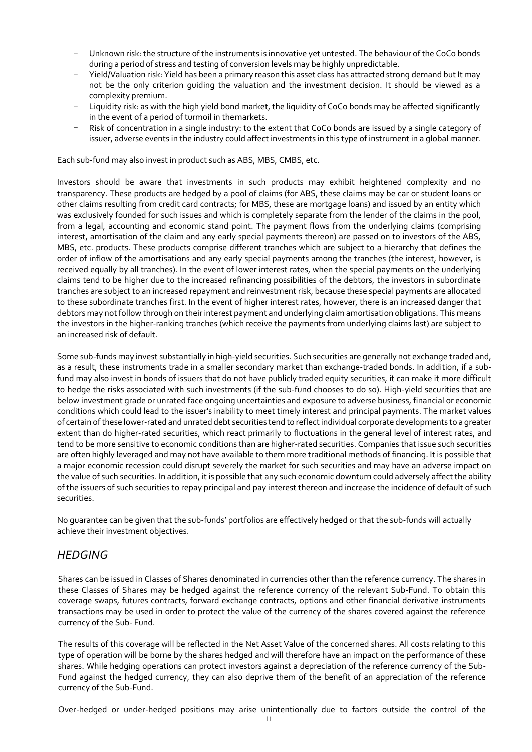- Unknown risk: the structure of the instruments is innovative yet untested. The behaviour of the CoCo bonds during a period of stress and testing of conversion levels may be highly unpredictable.
- Yield/Valuation risk: Yield has been a primary reason this asset class has attracted strong demand but It may not be the only criterion guiding the valuation and the investment decision. It should be viewed as a complexity premium.
- Liquidity risk: as with the high yield bond market, the liquidity of CoCo bonds may be affected significantly in the event of a period of turmoil in themarkets.
- Risk of concentration in a single industry: to the extent that CoCo bonds are issued by a single category of issuer, adverse events in the industry could affect investments in this type of instrument in a global manner.

Each sub-fund may also invest in product such as ABS, MBS, CMBS, etc.

Investors should be aware that investments in such products may exhibit heightened complexity and no transparency. These products are hedged by a pool of claims (for ABS, these claims may be car or student loans or other claims resulting from credit card contracts; for MBS, these are mortgage loans) and issued by an entity which was exclusively founded for such issues and which is completely separate from the lender of the claims in the pool, from a legal, accounting and economic stand point. The payment flows from the underlying claims (comprising interest, amortisation of the claim and any early special payments thereon) are passed on to investors of the ABS, MBS, etc. products. These products comprise different tranches which are subject to a hierarchy that defines the order of inflow of the amortisations and any early special payments among the tranches (the interest, however, is received equally by all tranches). In the event of lower interest rates, when the special payments on the underlying claims tend to be higher due to the increased refinancing possibilities of the debtors, the investors in subordinate tranches are subject to an increased repayment and reinvestment risk, because these special payments are allocated to these subordinate tranches first. In the event of higher interest rates, however, there is an increased danger that debtors may not follow through on their interest payment and underlying claim amortisation obligations. This means the investors in the higher-ranking tranches (which receive the payments from underlying claims last) are subject to an increased risk of default.

Some sub-funds may invest substantially in high-yield securities. Such securities are generally not exchange traded and, as a result, these instruments trade in a smaller secondary market than exchange-traded bonds. In addition, if a sub-fund may also invest in bonds of issuers that do not have publicly traded equity securities, it can make it more difficult to hedge the risks associated with such investments (if the sub-fund chooses to do so). High-yield securities that are below investment grade or unrated face ongoing uncertainties and exposure to adverse business, financial or economic conditions which could lead to the issuer's inability to meet timely interest and principal payments. The market values of certain of these lower-rated and unrated debt securities tend to reflect individual corporate developments to a greater extent than do higher-rated securities, which react primarily to fluctuations in the general level of interest rates, and tend to be more sensitive to economic conditions than are higher-rated securities. Companies that issue such securities are often highly leveraged and may not have available to them more traditional methods of financing. It is possible that a major economic recession could disrupt severely the market for such securities and may have an adverse impact on the value of such securities. In addition, it is possible that any such economic downturn could adversely affect the ability of the issuers of such securities to repay principal and pay interest thereon and increase the incidence of default of such securities.

No guarantee can be given that the sub-funds' portfolios are effectively hedged or that the sub-funds will actually achieve their investment objectives.

## *HEDGING*

Shares can be issued in Classes of Shares denominated in currencies other than the reference currency. The shares in these Classes of Shares may be hedged against the reference currency of the relevant Sub-Fund. To obtain this coverage swaps, futures contracts, forward exchange contracts, options and other financial derivative instruments transactions may be used in order to protect the value of the currency of the shares covered against the reference currency of the Sub- Fund.

The results of this coverage will be reflected in the Net Asset Value of the concerned shares. All costs relating to this type of operation will be borne by the shares hedged and will therefore have an impact on the performance of these shares. While hedging operations can protect investors against a depreciation of the reference currency of the Sub-Fund against the hedged currency, they can also deprive them of the benefit of an appreciation of the reference currency of the Sub-Fund.

Over-hedged or under-hedged positions may arise unintentionally due to factors outside the control of the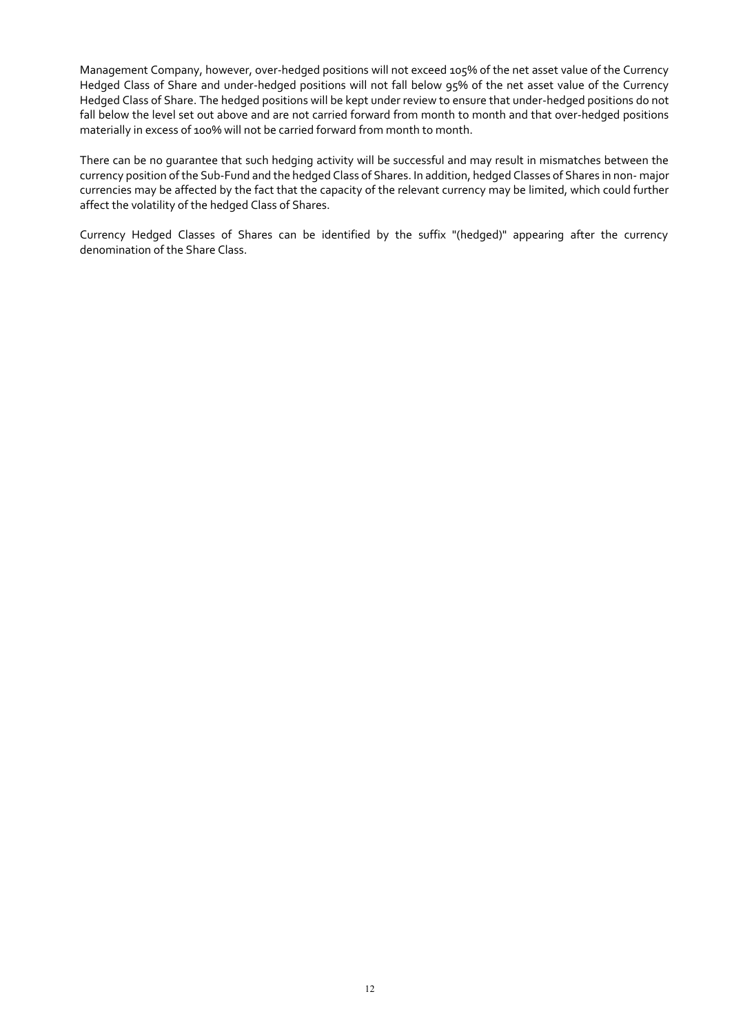Management Company, however, over-hedged positions will not exceed 105% of the net asset value of the Currency Hedged Class of Share and under-hedged positions will not fall below 95% of the net asset value of the Currency Hedged Class of Share. The hedged positions will be kept under review to ensure that under-hedged positions do not fall below the level set out above and are not carried forward from month to month and that over-hedged positions materially in excess of 100% will not be carried forward from month to month.

There can be no guarantee that such hedging activity will be successful and may result in mismatches between the currency position of the Sub-Fund and the hedged Class of Shares. In addition, hedged Classes of Shares in non- major currencies may be affected by the fact that the capacity of the relevant currency may be limited, which could further affect the volatility of the hedged Class of Shares.

Currency Hedged Classes of Shares can be identified by the suffix "(hedged)" appearing after the currency denomination of the Share Class.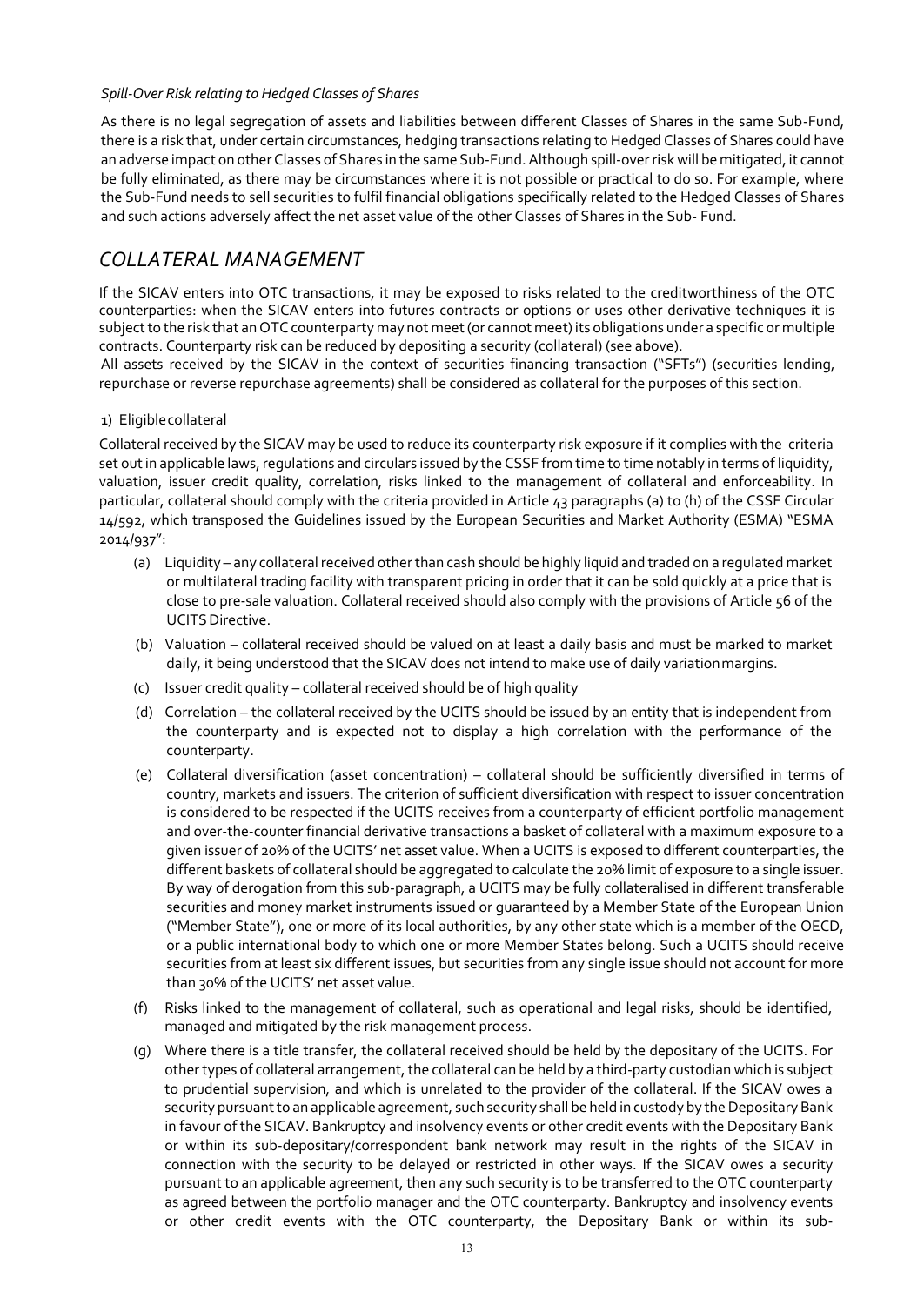*Spill-Over Risk relating to Hedged Classes of Shares*

As there is no legal segregation of assets and liabilities between different Classes of Shares in the same Sub-Fund, there is a risk that, under certain circumstances, hedging transactions relating to Hedged Classes of Shares could have an adverse impact on other Classes of Shares in the same Sub-Fund. Although spill-over risk will be mitigated, it cannot be fully eliminated, as there may be circumstances where it is not possible or practical to do so. For example, where the Sub-Fund needs to sell securities to fulfil financial obligations specifically related to the Hedged Classes of Shares and such actions adversely affect the net asset value of the other Classes of Shares in the Sub- Fund.

## *COLLATERAL MANAGEMENT*

If the SICAV enters into OTC transactions, it may be exposed to risks related to the creditworthiness of the OTC counterparties: when the SICAV enters into futures contracts or options or uses other derivative techniques it is subject to the risk that an OTC counterparty may not meet (or cannot meet) its obligations under a specific or multiple contracts. Counterparty risk can be reduced by depositing a security (collateral) (see above).
All assets received by the SICAV in the context of securities financing transaction ("SFTs") (securities lending, repurchase or reverse repurchase agreements) shall be considered as collateral for the purposes of this section.

1) Eligible collateral

Collateral received by the SICAV may be used to reduce its counterparty risk exposure if it complies with the criteria set out in applicable laws, regulations and circulars issued by the CSSF from time to time notably in terms of liquidity, valuation, issuer credit quality, correlation, risks linked to the management of collateral and enforceability. In particular, collateral should comply with the criteria provided in Article 43 paragraphs (a) to (h) of the CSSF Circular 14/592, which transposed the Guidelines issued by the European Securities and Market Authority (ESMA) "ESMA 2014/937":

(a) Liquidity – any collateral received other than cash should be highly liquid and traded on a regulated market or multilateral trading facility with transparent pricing in order that it can be sold quickly at a price that is close to pre-sale valuation. Collateral received should also comply with the provisions of Article 56 of the UCITS Directive.

(b) Valuation – collateral received should be valued on at least a daily basis and must be marked to market daily, it being understood that the SICAV does not intend to make use of daily variation margins.

(c) Issuer credit quality – collateral received should be of high quality

(d) Correlation – the collateral received by the UCITS should be issued by an entity that is independent from the counterparty and is expected not to display a high correlation with the performance of the counterparty.

(e) Collateral diversification (asset concentration) – collateral should be sufficiently diversified in terms of country, markets and issuers. The criterion of sufficient diversification with respect to issuer concentration is considered to be respected if the UCITS receives from a counterparty of efficient portfolio management and over-the-counter financial derivative transactions a basket of collateral with a maximum exposure to a given issuer of 20% of the UCITS' net asset value. When a UCITS is exposed to different counterparties, the different baskets of collateral should be aggregated to calculate the 20% limit of exposure to a single issuer. By way of derogation from this sub-paragraph, a UCITS may be fully collateralised in different transferable securities and money market instruments issued or guaranteed by a Member State of the European Union ("Member State"), one or more of its local authorities, by any other state which is a member of the OECD, or a public international body to which one or more Member States belong. Such a UCITS should receive securities from at least six different issues, but securities from any single issue should not account for more than 30% of the UCITS' net asset value.

(f) Risks linked to the management of collateral, such as operational and legal risks, should be identified, managed and mitigated by the risk management process.

(g) Where there is a title transfer, the collateral received should be held by the depositary of the UCITS. For other types of collateral arrangement, the collateral can be held by a third-party custodian which is subject to prudential supervision, and which is unrelated to the provider of the collateral. If the SICAV owes a security pursuant to an applicable agreement, such security shall be held in custody by the Depositary Bank in favour of the SICAV. Bankruptcy and insolvency events or other credit events with the Depositary Bank or within its sub-depositary/correspondent bank network may result in the rights of the SICAV in connection with the security to be delayed or restricted in other ways. If the SICAV owes a security pursuant to an applicable agreement, then any such security is to be transferred to the OTC counterparty as agreed between the portfolio manager and the OTC counterparty. Bankruptcy and insolvency events or other credit events with the OTC counterparty, the Depositary Bank or within its sub-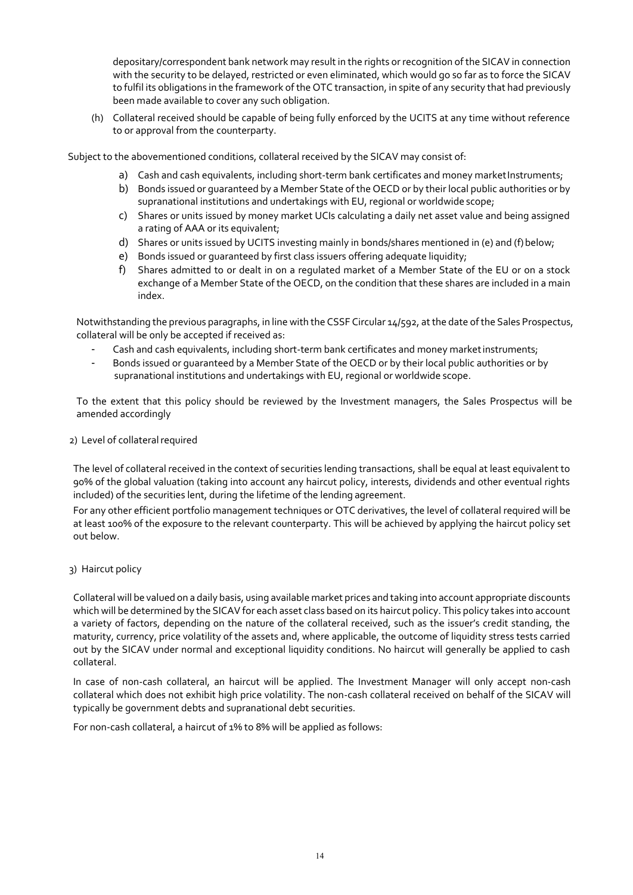depositary/correspondent bank network may result in the rights or recognition of the SICAV in connection with the security to be delayed, restricted or even eliminated, which would go so far as to force the SICAV to fulfil its obligations in the framework of the OTC transaction, in spite of any security that had previously been made available to cover any such obligation.

(h) Collateral received should be capable of being fully enforced by the UCITS at any time without reference to or approval from the counterparty.

Subject to the abovementioned conditions, collateral received by the SICAV may consist of:

a) Cash and cash equivalents, including short-term bank certificates and money market Instruments;
b) Bonds issued or guaranteed by a Member State of the OECD or by their local public authorities or by supranational institutions and undertakings with EU, regional or worldwide scope;
c) Shares or units issued by money market UCIs calculating a daily net asset value and being assigned a rating of AAA or its equivalent;
d) Shares or units issued by UCITS investing mainly in bonds/shares mentioned in (e) and (f) below;
e) Bonds issued or guaranteed by first class issuers offering adequate liquidity;
f) Shares admitted to or dealt in on a regulated market of a Member State of the EU or on a stock exchange of a Member State of the OECD, on the condition that these shares are included in a main index.

Notwithstanding the previous paragraphs, in line with the CSSF Circular 14/592, at the date of the Sales Prospectus, collateral will be only be accepted if received as:

- Cash and cash equivalents, including short-term bank certificates and money market instruments;
- Bonds issued or guaranteed by a Member State of the OECD or by their local public authorities or by supranational institutions and undertakings with EU, regional or worldwide scope.

To the extent that this policy should be reviewed by the Investment managers, the Sales Prospectus will be amended accordingly

2) Level of collateral required

The level of collateral received in the context of securities lending transactions, shall be equal at least equivalent to 90% of the global valuation (taking into account any haircut policy, interests, dividends and other eventual rights included) of the securities lent, during the lifetime of the lending agreement.

For any other efficient portfolio management techniques or OTC derivatives, the level of collateral required will be at least 100% of the exposure to the relevant counterparty. This will be achieved by applying the haircut policy set out below.

3) Haircut policy

Collateral will be valued on a daily basis, using available market prices and taking into account appropriate discounts which will be determined by the SICAV for each asset class based on its haircut policy. This policy takes into account a variety of factors, depending on the nature of the collateral received, such as the issuer's credit standing, the maturity, currency, price volatility of the assets and, where applicable, the outcome of liquidity stress tests carried out by the SICAV under normal and exceptional liquidity conditions. No haircut will generally be applied to cash collateral.

In case of non-cash collateral, an haircut will be applied. The Investment Manager will only accept non-cash collateral which does not exhibit high price volatility. The non-cash collateral received on behalf of the SICAV will typically be government debts and supranational debt securities.

For non-cash collateral, a haircut of 1% to 8% will be applied as follows: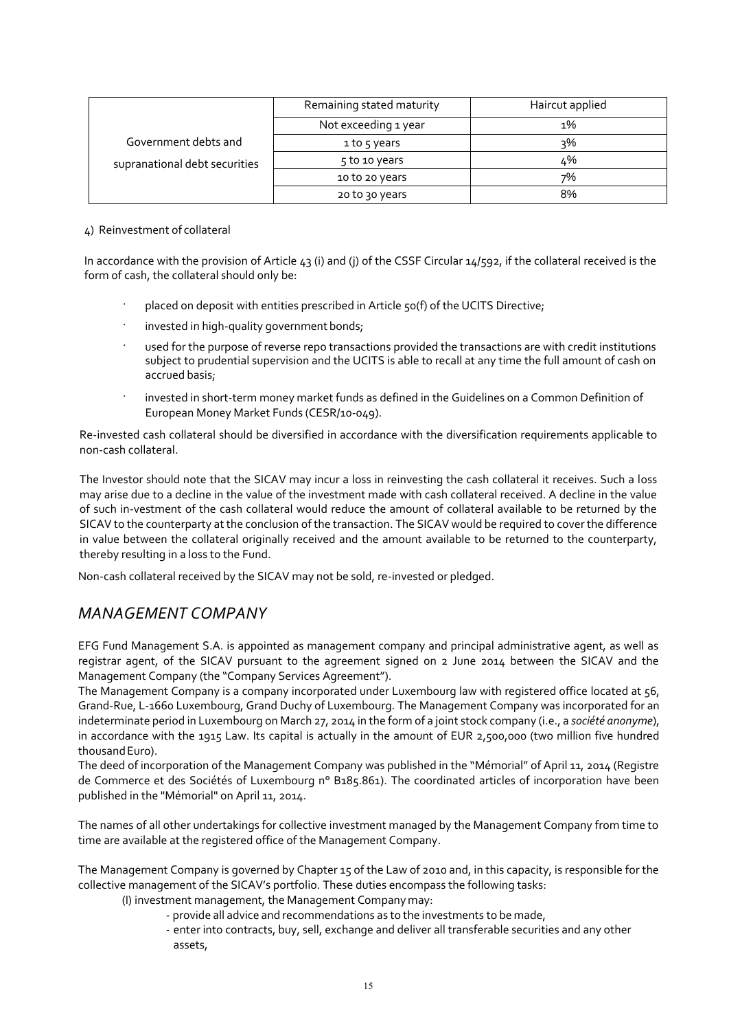| | Remaining stated maturity | Haircut applied |
|---|---|---|
| Government debts and supranational debt securities | Not exceeding 1 year | 1% |
| | 1 to 5 years | 3% |
| | 5 to 10 years | 4% |
| | 10 to 20 years | 7% |
| | 20 to 30 years | 8% |

4) Reinvestment of collateral

In accordance with the provision of Article 43 (i) and (j) of the CSSF Circular 14/592, if the collateral received is the form of cash, the collateral should only be:

- placed on deposit with entities prescribed in Article 50(f) of the UCITS Directive;
- invested in high-quality government bonds;
- used for the purpose of reverse repo transactions provided the transactions are with credit institutions subject to prudential supervision and the UCITS is able to recall at any time the full amount of cash on accrued basis;
- invested in short-term money market funds as defined in the Guidelines on a Common Definition of European Money Market Funds (CESR/10-049).

Re-invested cash collateral should be diversified in accordance with the diversification requirements applicable to non-cash collateral.

The Investor should note that the SICAV may incur a loss in reinvesting the cash collateral it receives. Such a loss may arise due to a decline in the value of the investment made with cash collateral received. A decline in the value of such in-vestment of the cash collateral would reduce the amount of collateral available to be returned by the SICAV to the counterparty at the conclusion of the transaction. The SICAV would be required to cover the difference in value between the collateral originally received and the amount available to be returned to the counterparty, thereby resulting in a loss to the Fund.

Non-cash collateral received by the SICAV may not be sold, re-invested or pledged.

## *MANAGEMENT COMPANY*

EFG Fund Management S.A. is appointed as management company and principal administrative agent, as well as registrar agent, of the SICAV pursuant to the agreement signed on 2 June 2014 between the SICAV and the Management Company (the "Company Services Agreement").
The Management Company is a company incorporated under Luxembourg law with registered office located at 56, Grand-Rue, L-1660 Luxembourg, Grand Duchy of Luxembourg. The Management Company was incorporated for an indeterminate period in Luxembourg on March 27, 2014 in the form of a joint stock company (i.e., a *société anonyme*), in accordance with the 1915 Law. Its capital is actually in the amount of EUR 2,500,000 (two million five hundred thousand Euro).
The deed of incorporation of the Management Company was published in the "Mémorial" of April 11, 2014 (Registre de Commerce et des Sociétés of Luxembourg n° B185.861). The coordinated articles of incorporation have been published in the "Mémorial" on April 11, 2014.

The names of all other undertakings for collective investment managed by the Management Company from time to time are available at the registered office of the Management Company.

The Management Company is governed by Chapter 15 of the Law of 2010 and, in this capacity, is responsible for the collective management of the SICAV's portfolio. These duties encompass the following tasks:

(I) investment management, the Management Company may:
- provide all advice and recommendations as to the investments to be made,
- enter into contracts, buy, sell, exchange and deliver all transferable securities and any other assets,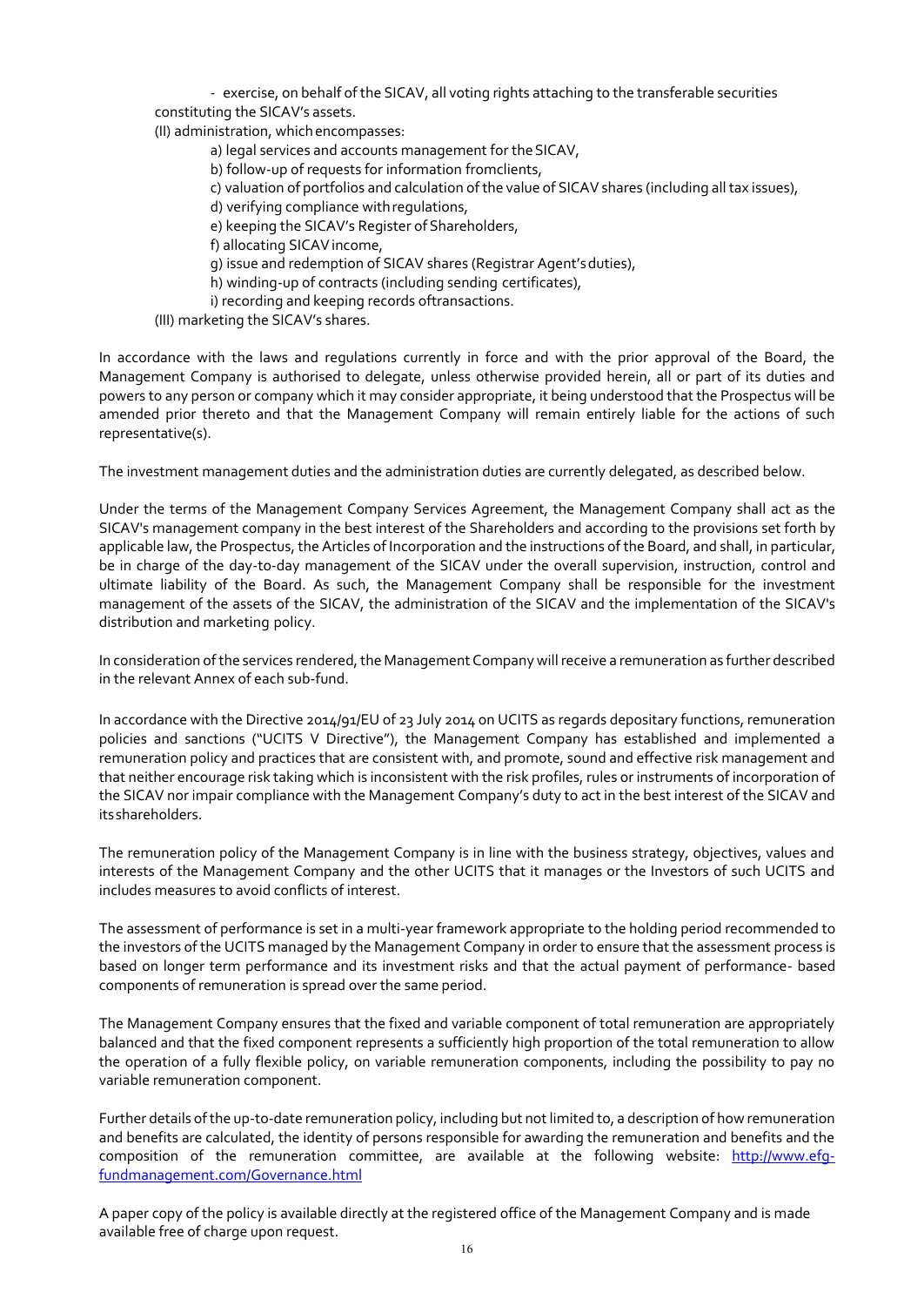- exercise, on behalf of the SICAV, all voting rights attaching to the transferable securities constituting the SICAV's assets.

(II) administration, which encompasses:

a) legal services and accounts management for the SICAV,

b) follow-up of requests for information fromclients,

c) valuation of portfolios and calculation of the value of SICAV shares (including all tax issues),

d) verifying compliance with regulations,

e) keeping the SICAV's Register of Shareholders,

f) allocating SICAV income,

g) issue and redemption of SICAV shares (Registrar Agent's duties),

h) winding-up of contracts (including sending certificates),

i) recording and keeping records oftransactions.

(III) marketing the SICAV's shares.

In accordance with the laws and regulations currently in force and with the prior approval of the Board, the Management Company is authorised to delegate, unless otherwise provided herein, all or part of its duties and powers to any person or company which it may consider appropriate, it being understood that the Prospectus will be amended prior thereto and that the Management Company will remain entirely liable for the actions of such representative(s).

The investment management duties and the administration duties are currently delegated, as described below.

Under the terms of the Management Company Services Agreement, the Management Company shall act as the SICAV's management company in the best interest of the Shareholders and according to the provisions set forth by applicable law, the Prospectus, the Articles of Incorporation and the instructions of the Board, and shall, in particular, be in charge of the day-to-day management of the SICAV under the overall supervision, instruction, control and ultimate liability of the Board. As such, the Management Company shall be responsible for the investment management of the assets of the SICAV, the administration of the SICAV and the implementation of the SICAV's distribution and marketing policy.

In consideration of the services rendered, the Management Company will receive a remuneration as further described in the relevant Annex of each sub-fund.

In accordance with the Directive 2014/91/EU of 23 July 2014 on UCITS as regards depositary functions, remuneration policies and sanctions ("UCITS V Directive"), the Management Company has established and implemented a remuneration policy and practices that are consistent with, and promote, sound and effective risk management and that neither encourage risk taking which is inconsistent with the risk profiles, rules or instruments of incorporation of the SICAV nor impair compliance with the Management Company's duty to act in the best interest of the SICAV and its shareholders.

The remuneration policy of the Management Company is in line with the business strategy, objectives, values and interests of the Management Company and the other UCITS that it manages or the Investors of such UCITS and includes measures to avoid conflicts of interest.

The assessment of performance is set in a multi-year framework appropriate to the holding period recommended to the investors of the UCITS managed by the Management Company in order to ensure that the assessment process is based on longer term performance and its investment risks and that the actual payment of performance- based components of remuneration is spread over the same period.

The Management Company ensures that the fixed and variable component of total remuneration are appropriately balanced and that the fixed component represents a sufficiently high proportion of the total remuneration to allow the operation of a fully flexible policy, on variable remuneration components, including the possibility to pay no variable remuneration component.

Further details of the up-to-date remuneration policy, including but not limited to, a description of how remuneration and benefits are calculated, the identity of persons responsible for awarding the remuneration and benefits and the composition of the remuneration committee, are available at the following website: http://www.efg-fundmanagement.com/Governance.html

A paper copy of the policy is available directly at the registered office of the Management Company and is made available free of charge upon request.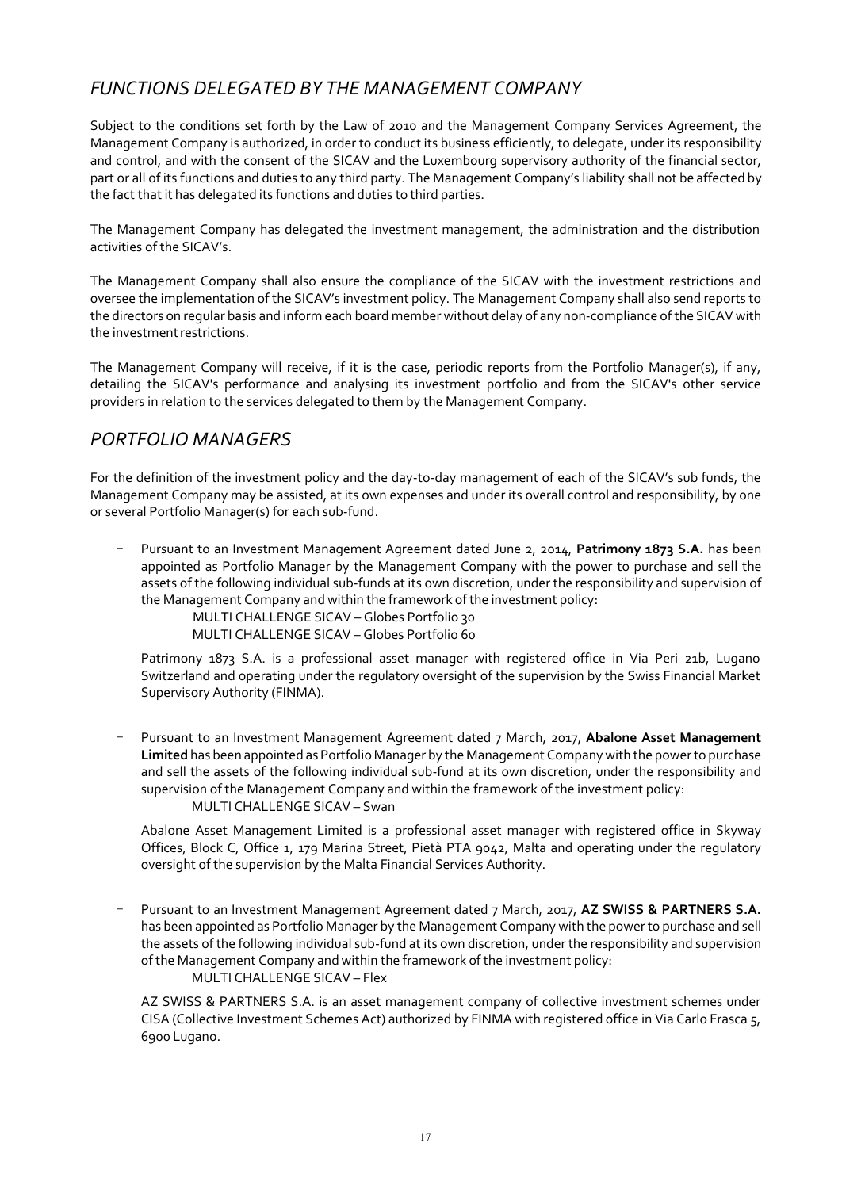## *FUNCTIONS DELEGATED BY THE MANAGEMENT COMPANY*

Subject to the conditions set forth by the Law of 2010 and the Management Company Services Agreement, the Management Company is authorized, in order to conduct its business efficiently, to delegate, under its responsibility and control, and with the consent of the SICAV and the Luxembourg supervisory authority of the financial sector, part or all of its functions and duties to any third party. The Management Company's liability shall not be affected by the fact that it has delegated its functions and duties to third parties.

The Management Company has delegated the investment management, the administration and the distribution activities of the SICAV's.

The Management Company shall also ensure the compliance of the SICAV with the investment restrictions and oversee the implementation of the SICAV's investment policy. The Management Company shall also send reports to the directors on regular basis and inform each board member without delay of any non-compliance of the SICAV with the investment restrictions.

The Management Company will receive, if it is the case, periodic reports from the Portfolio Manager(s), if any, detailing the SICAV's performance and analysing its investment portfolio and from the SICAV's other service providers in relation to the services delegated to them by the Management Company.

## *PORTFOLIO MANAGERS*

For the definition of the investment policy and the day-to-day management of each of the SICAV's sub funds, the Management Company may be assisted, at its own expenses and under its overall control and responsibility, by one or several Portfolio Manager(s) for each sub-fund.

- Pursuant to an Investment Management Agreement dated June 2, 2014, **Patrimony 1873 S.A.** has been appointed as Portfolio Manager by the Management Company with the power to purchase and sell the assets of the following individual sub-funds at its own discretion, under the responsibility and supervision of the Management Company and within the framework of the investment policy:

  MULTI CHALLENGE SICAV – Globes Portfolio 30
  MULTI CHALLENGE SICAV – Globes Portfolio 60

  Patrimony 1873 S.A. is a professional asset manager with registered office in Via Peri 21b, Lugano Switzerland and operating under the regulatory oversight of the supervision by the Swiss Financial Market Supervisory Authority (FINMA).

- Pursuant to an Investment Management Agreement dated 7 March, 2017, **Abalone Asset Management Limited** has been appointed as Portfolio Manager by the Management Company with the power to purchase and sell the assets of the following individual sub-fund at its own discretion, under the responsibility and supervision of the Management Company and within the framework of the investment policy:

  MULTI CHALLENGE SICAV – Swan

  Abalone Asset Management Limited is a professional asset manager with registered office in Skyway Offices, Block C, Office 1, 179 Marina Street, Pietà PTA 9042, Malta and operating under the regulatory oversight of the supervision by the Malta Financial Services Authority.

- Pursuant to an Investment Management Agreement dated 7 March, 2017, **AZ SWISS & PARTNERS S.A.** has been appointed as Portfolio Manager by the Management Company with the power to purchase and sell the assets of the following individual sub-fund at its own discretion, under the responsibility and supervision of the Management Company and within the framework of the investment policy:

  MULTI CHALLENGE SICAV – Flex

  AZ SWISS & PARTNERS S.A. is an asset management company of collective investment schemes under CISA (Collective Investment Schemes Act) authorized by FINMA with registered office in Via Carlo Frasca 5, 6900 Lugano.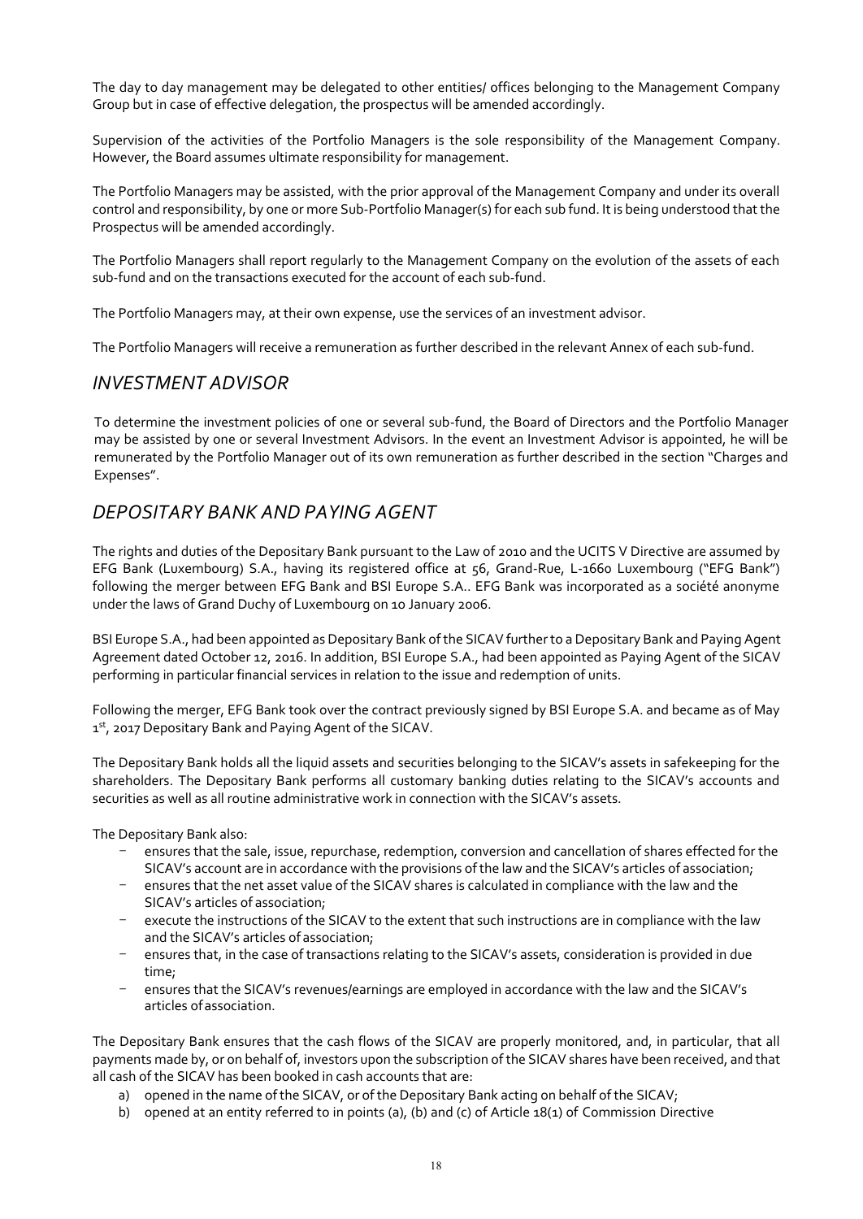The day to day management may be delegated to other entities/ offices belonging to the Management Company Group but in case of effective delegation, the prospectus will be amended accordingly.

Supervision of the activities of the Portfolio Managers is the sole responsibility of the Management Company. However, the Board assumes ultimate responsibility for management.

The Portfolio Managers may be assisted, with the prior approval of the Management Company and under its overall control and responsibility, by one or more Sub-Portfolio Manager(s) for each sub fund. It is being understood that the Prospectus will be amended accordingly.

The Portfolio Managers shall report regularly to the Management Company on the evolution of the assets of each sub-fund and on the transactions executed for the account of each sub-fund.

The Portfolio Managers may, at their own expense, use the services of an investment advisor.

The Portfolio Managers will receive a remuneration as further described in the relevant Annex of each sub-fund.

## *INVESTMENT ADVISOR*

To determine the investment policies of one or several sub-fund, the Board of Directors and the Portfolio Manager may be assisted by one or several Investment Advisors. In the event an Investment Advisor is appointed, he will be remunerated by the Portfolio Manager out of its own remuneration as further described in the section "Charges and Expenses".

## *DEPOSITARY BANK AND PAYING AGENT*

The rights and duties of the Depositary Bank pursuant to the Law of 2010 and the UCITS V Directive are assumed by EFG Bank (Luxembourg) S.A., having its registered office at 56, Grand-Rue, L-1660 Luxembourg ("EFG Bank") following the merger between EFG Bank and BSI Europe S.A.. EFG Bank was incorporated as a société anonyme under the laws of Grand Duchy of Luxembourg on 10 January 2006.

BSI Europe S.A., had been appointed as Depositary Bank of the SICAV further to a Depositary Bank and Paying Agent Agreement dated October 12, 2016. In addition, BSI Europe S.A., had been appointed as Paying Agent of the SICAV performing in particular financial services in relation to the issue and redemption of units.

Following the merger, EFG Bank took over the contract previously signed by BSI Europe S.A. and became as of May 1st, 2017 Depositary Bank and Paying Agent of the SICAV.

The Depositary Bank holds all the liquid assets and securities belonging to the SICAV's assets in safekeeping for the shareholders. The Depositary Bank performs all customary banking duties relating to the SICAV's accounts and securities as well as all routine administrative work in connection with the SICAV's assets.

The Depositary Bank also:

- ensures that the sale, issue, repurchase, redemption, conversion and cancellation of shares effected for the SICAV's account are in accordance with the provisions of the law and the SICAV's articles of association;
- ensures that the net asset value of the SICAV shares is calculated in compliance with the law and the SICAV's articles of association;
- execute the instructions of the SICAV to the extent that such instructions are in compliance with the law and the SICAV's articles of association;
- ensures that, in the case of transactions relating to the SICAV's assets, consideration is provided in due time;
- ensures that the SICAV's revenues/earnings are employed in accordance with the law and the SICAV's articles of association.

The Depositary Bank ensures that the cash flows of the SICAV are properly monitored, and, in particular, that all payments made by, or on behalf of, investors upon the subscription of the SICAV shares have been received, and that all cash of the SICAV has been booked in cash accounts that are:

a) opened in the name of the SICAV, or of the Depositary Bank acting on behalf of the SICAV;
b) opened at an entity referred to in points (a), (b) and (c) of Article 18(1) of Commission Directive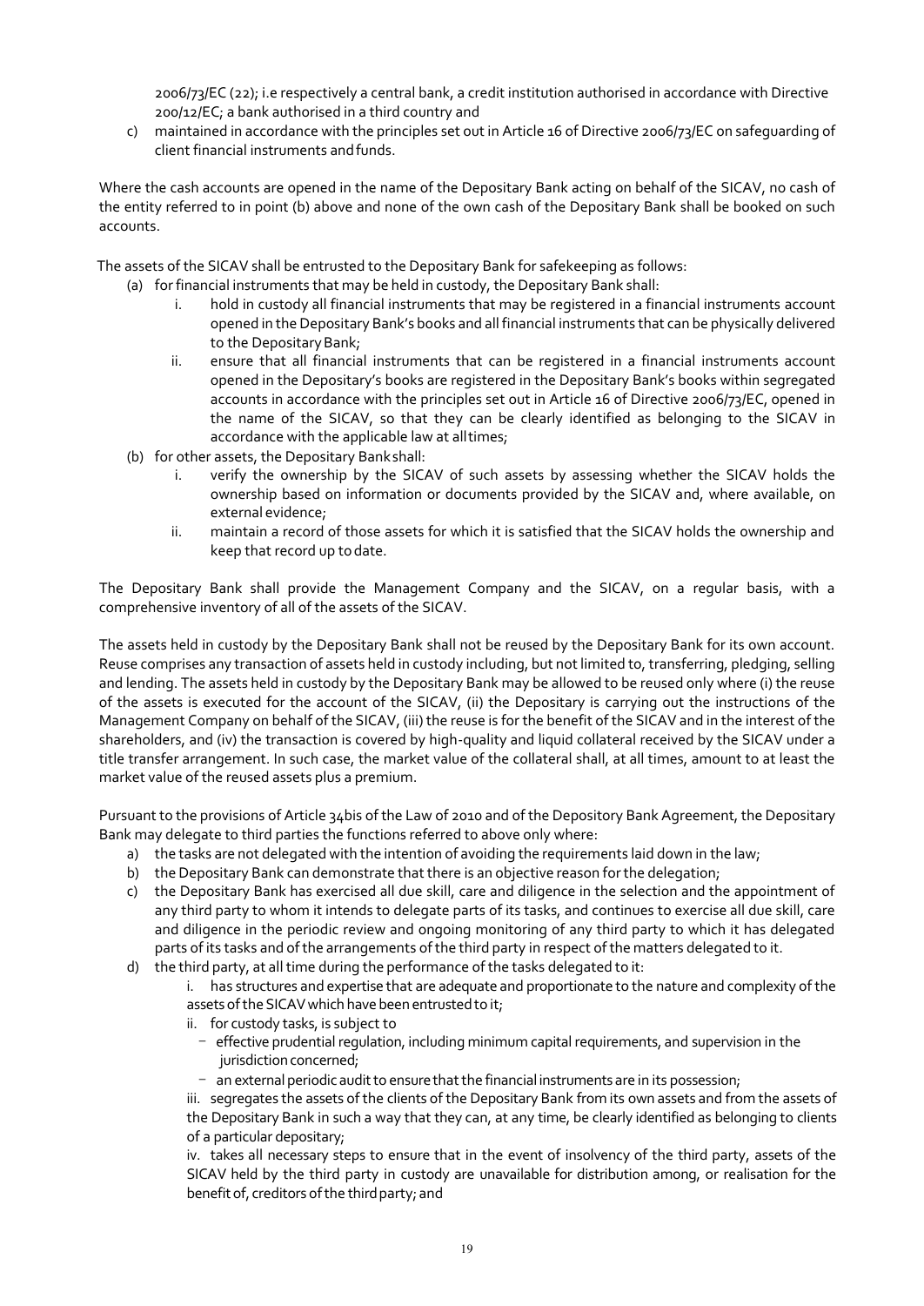2006/73/EC (22); i.e respectively a central bank, a credit institution authorised in accordance with Directive 200/12/EC; a bank authorised in a third country and

c) maintained in accordance with the principles set out in Article 16 of Directive 2006/73/EC on safeguarding of client financial instruments and funds.

Where the cash accounts are opened in the name of the Depositary Bank acting on behalf of the SICAV, no cash of the entity referred to in point (b) above and none of the own cash of the Depositary Bank shall be booked on such accounts.

The assets of the SICAV shall be entrusted to the Depositary Bank for safekeeping as follows:

(a) for financial instruments that may be held in custody, the Depositary Bank shall:
   i. hold in custody all financial instruments that may be registered in a financial instruments account opened in the Depositary Bank's books and all financial instruments that can be physically delivered to the Depositary Bank;
   ii. ensure that all financial instruments that can be registered in a financial instruments account opened in the Depositary's books are registered in the Depositary Bank's books within segregated accounts in accordance with the principles set out in Article 16 of Directive 2006/73/EC, opened in the name of the SICAV, so that they can be clearly identified as belonging to the SICAV in accordance with the applicable law at all times;
(b) for other assets, the Depositary Bank shall:
   i. verify the ownership by the SICAV of such assets by assessing whether the SICAV holds the ownership based on information or documents provided by the SICAV and, where available, on external evidence;
   ii. maintain a record of those assets for which it is satisfied that the SICAV holds the ownership and keep that record up to date.

The Depositary Bank shall provide the Management Company and the SICAV, on a regular basis, with a comprehensive inventory of all of the assets of the SICAV.

The assets held in custody by the Depositary Bank shall not be reused by the Depositary Bank for its own account. Reuse comprises any transaction of assets held in custody including, but not limited to, transferring, pledging, selling and lending. The assets held in custody by the Depositary Bank may be allowed to be reused only where (i) the reuse of the assets is executed for the account of the SICAV, (ii) the Depositary is carrying out the instructions of the Management Company on behalf of the SICAV, (iii) the reuse is for the benefit of the SICAV and in the interest of the shareholders, and (iv) the transaction is covered by high-quality and liquid collateral received by the SICAV under a title transfer arrangement. In such case, the market value of the collateral shall, at all times, amount to at least the market value of the reused assets plus a premium.

Pursuant to the provisions of Article 34bis of the Law of 2010 and of the Depository Bank Agreement, the Depositary Bank may delegate to third parties the functions referred to above only where:

a) the tasks are not delegated with the intention of avoiding the requirements laid down in the law;
b) the Depositary Bank can demonstrate that there is an objective reason for the delegation;
c) the Depositary Bank has exercised all due skill, care and diligence in the selection and the appointment of any third party to whom it intends to delegate parts of its tasks, and continues to exercise all due skill, care and diligence in the periodic review and ongoing monitoring of any third party to which it has delegated parts of its tasks and of the arrangements of the third party in respect of the matters delegated to it.
d) the third party, at all time during the performance of the tasks delegated to it:
   i. has structures and expertise that are adequate and proportionate to the nature and complexity of the assets of the SICAV which have been entrusted to it;
   ii. for custody tasks, is subject to
      - effective prudential regulation, including minimum capital requirements, and supervision in the jurisdiction concerned;
      - an external periodic audit to ensure that the financial instruments are in its possession;
   iii. segregates the assets of the clients of the Depositary Bank from its own assets and from the assets of the Depositary Bank in such a way that they can, at any time, be clearly identified as belonging to clients of a particular depositary;
   iv. takes all necessary steps to ensure that in the event of insolvency of the third party, assets of the SICAV held by the third party in custody are unavailable for distribution among, or realisation for the benefit of, creditors of the third party; and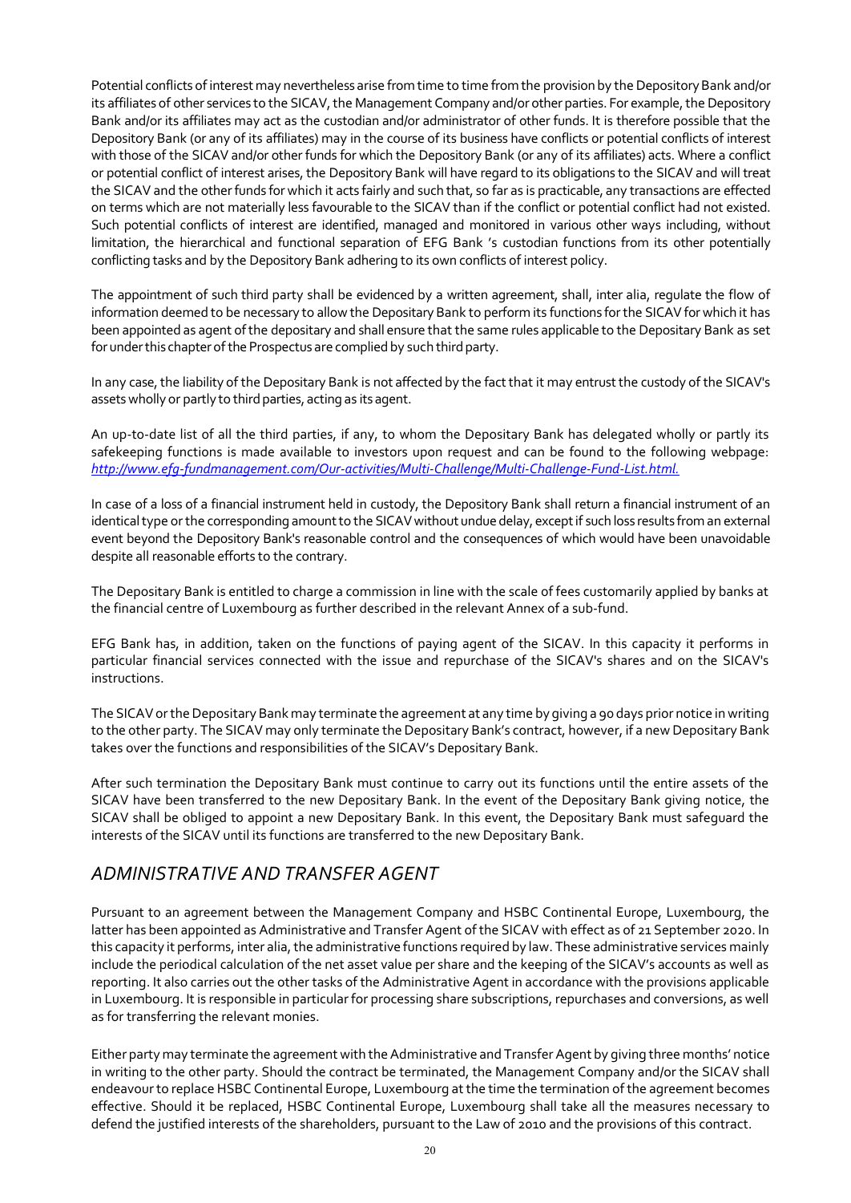Potential conflicts of interest may nevertheless arise from time to time from the provision by the Depository Bank and/or its affiliates of other services to the SICAV, the Management Company and/or other parties. For example, the Depository Bank and/or its affiliates may act as the custodian and/or administrator of other funds. It is therefore possible that the Depository Bank (or any of its affiliates) may in the course of its business have conflicts or potential conflicts of interest with those of the SICAV and/or other funds for which the Depository Bank (or any of its affiliates) acts. Where a conflict or potential conflict of interest arises, the Depository Bank will have regard to its obligations to the SICAV and will treat the SICAV and the other funds for which it acts fairly and such that, so far as is practicable, any transactions are effected on terms which are not materially less favourable to the SICAV than if the conflict or potential conflict had not existed. Such potential conflicts of interest are identified, managed and monitored in various other ways including, without limitation, the hierarchical and functional separation of EFG Bank 's custodian functions from its other potentially conflicting tasks and by the Depository Bank adhering to its own conflicts of interest policy.

The appointment of such third party shall be evidenced by a written agreement, shall, inter alia, regulate the flow of information deemed to be necessary to allow the Depositary Bank to perform its functions for the SICAV for which it has been appointed as agent of the depositary and shall ensure that the same rules applicable to the Depositary Bank as set for under this chapter of the Prospectus are complied by such third party.

In any case, the liability of the Depositary Bank is not affected by the fact that it may entrust the custody of the SICAV's assets wholly or partly to third parties, acting as its agent.

An up-to-date list of all the third parties, if any, to whom the Depositary Bank has delegated wholly or partly its safekeeping functions is made available to investors upon request and can be found to the following webpage: *http://www.efg-fundmanagement.com/Our-activities/Multi-Challenge/Multi-Challenge-Fund-List.html.*

In case of a loss of a financial instrument held in custody, the Depository Bank shall return a financial instrument of an identical type or the corresponding amount to the SICAV without undue delay, except if such loss results from an external event beyond the Depository Bank's reasonable control and the consequences of which would have been unavoidable despite all reasonable efforts to the contrary.

The Depositary Bank is entitled to charge a commission in line with the scale of fees customarily applied by banks at the financial centre of Luxembourg as further described in the relevant Annex of a sub-fund.

EFG Bank has, in addition, taken on the functions of paying agent of the SICAV. In this capacity it performs in particular financial services connected with the issue and repurchase of the SICAV's shares and on the SICAV's instructions.

The SICAV or the Depositary Bank may terminate the agreement at any time by giving a 90 days prior notice in writing to the other party. The SICAV may only terminate the Depositary Bank's contract, however, if a new Depositary Bank takes over the functions and responsibilities of the SICAV's Depositary Bank.

After such termination the Depositary Bank must continue to carry out its functions until the entire assets of the SICAV have been transferred to the new Depositary Bank. In the event of the Depositary Bank giving notice, the SICAV shall be obliged to appoint a new Depositary Bank. In this event, the Depositary Bank must safeguard the interests of the SICAV until its functions are transferred to the new Depositary Bank.

## *ADMINISTRATIVE AND TRANSFER AGENT*

Pursuant to an agreement between the Management Company and HSBC Continental Europe, Luxembourg, the latter has been appointed as Administrative and Transfer Agent of the SICAV with effect as of 21 September 2020. In this capacity it performs, inter alia, the administrative functions required by law. These administrative services mainly include the periodical calculation of the net asset value per share and the keeping of the SICAV's accounts as well as reporting. It also carries out the other tasks of the Administrative Agent in accordance with the provisions applicable in Luxembourg. It is responsible in particular for processing share subscriptions, repurchases and conversions, as well as for transferring the relevant monies.

Either party may terminate the agreement with the Administrative and Transfer Agent by giving three months' notice in writing to the other party. Should the contract be terminated, the Management Company and/or the SICAV shall endeavour to replace HSBC Continental Europe, Luxembourg at the time the termination of the agreement becomes effective. Should it be replaced, HSBC Continental Europe, Luxembourg shall take all the measures necessary to defend the justified interests of the shareholders, pursuant to the Law of 2010 and the provisions of this contract.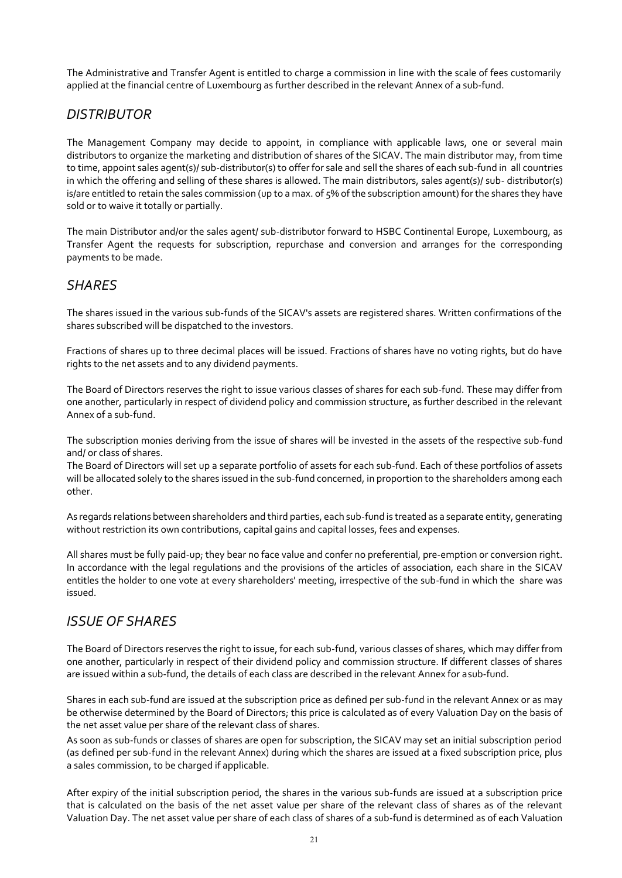The Administrative and Transfer Agent is entitled to charge a commission in line with the scale of fees customarily applied at the financial centre of Luxembourg as further described in the relevant Annex of a sub-fund.

## *DISTRIBUTOR*

The Management Company may decide to appoint, in compliance with applicable laws, one or several main distributors to organize the marketing and distribution of shares of the SICAV. The main distributor may, from time to time, appoint sales agent(s)/ sub-distributor(s) to offer for sale and sell the shares of each sub-fund in all countries in which the offering and selling of these shares is allowed. The main distributors, sales agent(s)/ sub- distributor(s) is/are entitled to retain the sales commission (up to a max. of 5% of the subscription amount) for the shares they have sold or to waive it totally or partially.

The main Distributor and/or the sales agent/ sub-distributor forward to HSBC Continental Europe, Luxembourg, as Transfer Agent the requests for subscription, repurchase and conversion and arranges for the corresponding payments to be made.

## *SHARES*

The shares issued in the various sub-funds of the SICAV's assets are registered shares. Written confirmations of the shares subscribed will be dispatched to the investors.

Fractions of shares up to three decimal places will be issued. Fractions of shares have no voting rights, but do have rights to the net assets and to any dividend payments.

The Board of Directors reserves the right to issue various classes of shares for each sub-fund. These may differ from one another, particularly in respect of dividend policy and commission structure, as further described in the relevant Annex of a sub-fund.

The subscription monies deriving from the issue of shares will be invested in the assets of the respective sub-fund and/ or class of shares.
The Board of Directors will set up a separate portfolio of assets for each sub-fund. Each of these portfolios of assets will be allocated solely to the shares issued in the sub-fund concerned, in proportion to the shareholders among each other.

As regards relations between shareholders and third parties, each sub-fund is treated as a separate entity, generating without restriction its own contributions, capital gains and capital losses, fees and expenses.

All shares must be fully paid-up; they bear no face value and confer no preferential, pre-emption or conversion right. In accordance with the legal regulations and the provisions of the articles of association, each share in the SICAV entitles the holder to one vote at every shareholders' meeting, irrespective of the sub-fund in which the share was issued.

## *ISSUE OF SHARES*

The Board of Directors reserves the right to issue, for each sub-fund, various classes of shares, which may differ from one another, particularly in respect of their dividend policy and commission structure. If different classes of shares are issued within a sub-fund, the details of each class are described in the relevant Annex for a sub-fund.

Shares in each sub-fund are issued at the subscription price as defined per sub-fund in the relevant Annex or as may be otherwise determined by the Board of Directors; this price is calculated as of every Valuation Day on the basis of the net asset value per share of the relevant class of shares.
As soon as sub-funds or classes of shares are open for subscription, the SICAV may set an initial subscription period (as defined per sub-fund in the relevant Annex) during which the shares are issued at a fixed subscription price, plus a sales commission, to be charged if applicable.

After expiry of the initial subscription period, the shares in the various sub-funds are issued at a subscription price that is calculated on the basis of the net asset value per share of the relevant class of shares as of the relevant Valuation Day. The net asset value per share of each class of shares of a sub-fund is determined as of each Valuation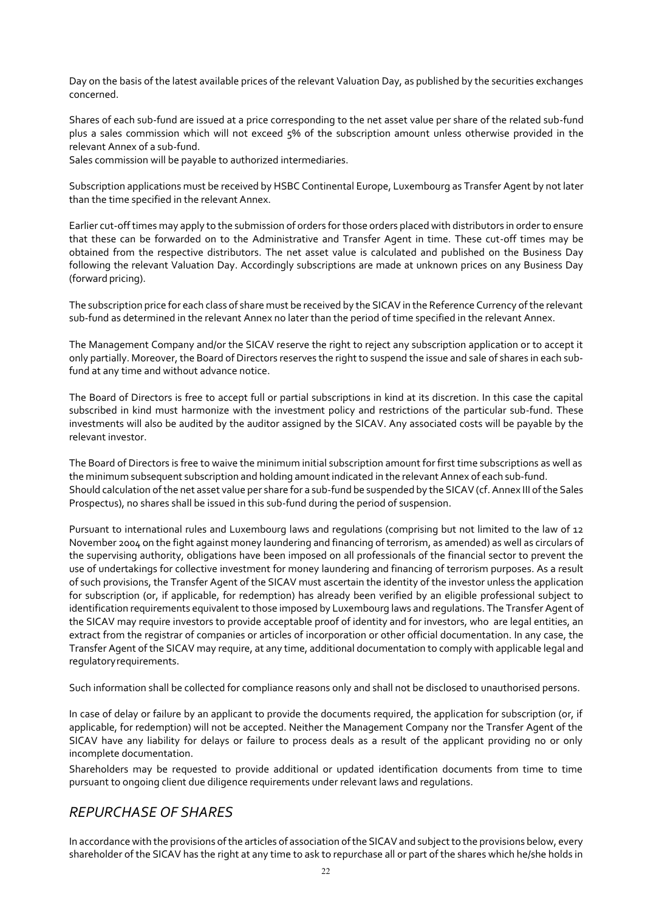Day on the basis of the latest available prices of the relevant Valuation Day, as published by the securities exchanges concerned.

Shares of each sub-fund are issued at a price corresponding to the net asset value per share of the related sub-fund plus a sales commission which will not exceed 5% of the subscription amount unless otherwise provided in the relevant Annex of a sub-fund.

Sales commission will be payable to authorized intermediaries.

Subscription applications must be received by HSBC Continental Europe, Luxembourg as Transfer Agent by not later than the time specified in the relevant Annex.

Earlier cut-off times may apply to the submission of orders for those orders placed with distributors in order to ensure that these can be forwarded on to the Administrative and Transfer Agent in time. These cut-off times may be obtained from the respective distributors. The net asset value is calculated and published on the Business Day following the relevant Valuation Day. Accordingly subscriptions are made at unknown prices on any Business Day (forward pricing).

The subscription price for each class of share must be received by the SICAV in the Reference Currency of the relevant sub-fund as determined in the relevant Annex no later than the period of time specified in the relevant Annex.

The Management Company and/or the SICAV reserve the right to reject any subscription application or to accept it only partially. Moreover, the Board of Directors reserves the right to suspend the issue and sale of shares in each sub-fund at any time and without advance notice.

The Board of Directors is free to accept full or partial subscriptions in kind at its discretion. In this case the capital subscribed in kind must harmonize with the investment policy and restrictions of the particular sub-fund. These investments will also be audited by the auditor assigned by the SICAV. Any associated costs will be payable by the relevant investor.

The Board of Directors is free to waive the minimum initial subscription amount for first time subscriptions as well as the minimum subsequent subscription and holding amount indicated in the relevant Annex of each sub-fund.
Should calculation of the net asset value per share for a sub-fund be suspended by the SICAV (cf. Annex III of the Sales Prospectus), no shares shall be issued in this sub-fund during the period of suspension.

Pursuant to international rules and Luxembourg laws and regulations (comprising but not limited to the law of 12 November 2004 on the fight against money laundering and financing of terrorism, as amended) as well as circulars of the supervising authority, obligations have been imposed on all professionals of the financial sector to prevent the use of undertakings for collective investment for money laundering and financing of terrorism purposes. As a result of such provisions, the Transfer Agent of the SICAV must ascertain the identity of the investor unless the application for subscription (or, if applicable, for redemption) has already been verified by an eligible professional subject to identification requirements equivalent to those imposed by Luxembourg laws and regulations. The Transfer Agent of the SICAV may require investors to provide acceptable proof of identity and for investors, who are legal entities, an extract from the registrar of companies or articles of incorporation or other official documentation. In any case, the Transfer Agent of the SICAV may require, at any time, additional documentation to comply with applicable legal and regulatory requirements.

Such information shall be collected for compliance reasons only and shall not be disclosed to unauthorised persons.

In case of delay or failure by an applicant to provide the documents required, the application for subscription (or, if applicable, for redemption) will not be accepted. Neither the Management Company nor the Transfer Agent of the SICAV have any liability for delays or failure to process deals as a result of the applicant providing no or only incomplete documentation.

Shareholders may be requested to provide additional or updated identification documents from time to time pursuant to ongoing client due diligence requirements under relevant laws and regulations.

## *REPURCHASE OF SHARES*

In accordance with the provisions of the articles of association of the SICAV and subject to the provisions below, every shareholder of the SICAV has the right at any time to ask to repurchase all or part of the shares which he/she holds in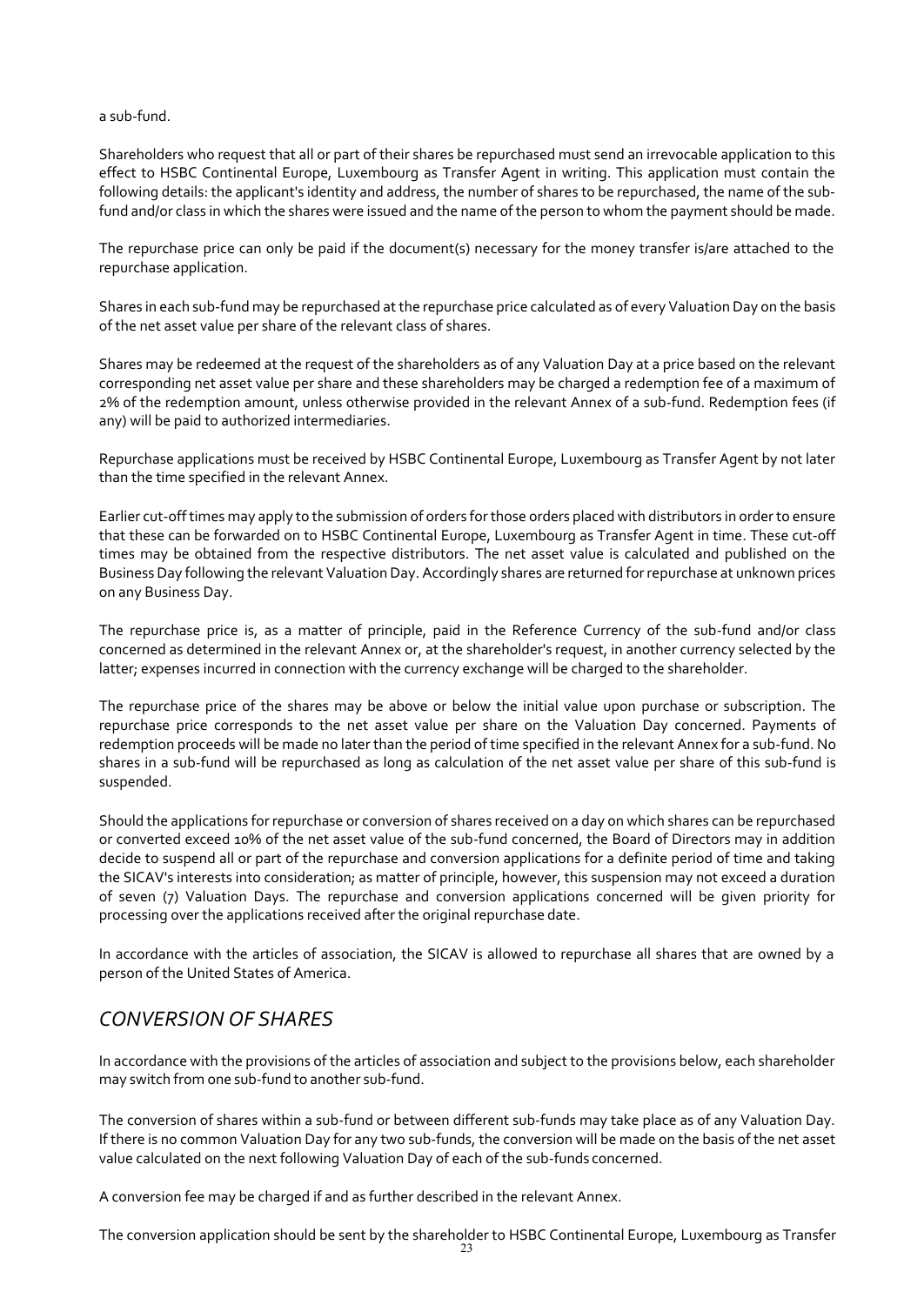a sub-fund.

Shareholders who request that all or part of their shares be repurchased must send an irrevocable application to this effect to HSBC Continental Europe, Luxembourg as Transfer Agent in writing. This application must contain the following details: the applicant's identity and address, the number of shares to be repurchased, the name of the sub-fund and/or class in which the shares were issued and the name of the person to whom the payment should be made.

The repurchase price can only be paid if the document(s) necessary for the money transfer is/are attached to the repurchase application.

Shares in each sub-fund may be repurchased at the repurchase price calculated as of every Valuation Day on the basis of the net asset value per share of the relevant class of shares.

Shares may be redeemed at the request of the shareholders as of any Valuation Day at a price based on the relevant corresponding net asset value per share and these shareholders may be charged a redemption fee of a maximum of 2% of the redemption amount, unless otherwise provided in the relevant Annex of a sub-fund. Redemption fees (if any) will be paid to authorized intermediaries.

Repurchase applications must be received by HSBC Continental Europe, Luxembourg as Transfer Agent by not later than the time specified in the relevant Annex.

Earlier cut-off times may apply to the submission of orders for those orders placed with distributors in order to ensure that these can be forwarded on to HSBC Continental Europe, Luxembourg as Transfer Agent in time. These cut-off times may be obtained from the respective distributors. The net asset value is calculated and published on the Business Day following the relevant Valuation Day. Accordingly shares are returned for repurchase at unknown prices on any Business Day.

The repurchase price is, as a matter of principle, paid in the Reference Currency of the sub-fund and/or class concerned as determined in the relevant Annex or, at the shareholder's request, in another currency selected by the latter; expenses incurred in connection with the currency exchange will be charged to the shareholder.

The repurchase price of the shares may be above or below the initial value upon purchase or subscription. The repurchase price corresponds to the net asset value per share on the Valuation Day concerned. Payments of redemption proceeds will be made no later than the period of time specified in the relevant Annex for a sub-fund. No shares in a sub-fund will be repurchased as long as calculation of the net asset value per share of this sub-fund is suspended.

Should the applications for repurchase or conversion of shares received on a day on which shares can be repurchased or converted exceed 10% of the net asset value of the sub-fund concerned, the Board of Directors may in addition decide to suspend all or part of the repurchase and conversion applications for a definite period of time and taking the SICAV's interests into consideration; as matter of principle, however, this suspension may not exceed a duration of seven (7) Valuation Days. The repurchase and conversion applications concerned will be given priority for processing over the applications received after the original repurchase date.

In accordance with the articles of association, the SICAV is allowed to repurchase all shares that are owned by a person of the United States of America.

## *CONVERSION OF SHARES*

In accordance with the provisions of the articles of association and subject to the provisions below, each shareholder may switch from one sub-fund to another sub-fund.

The conversion of shares within a sub-fund or between different sub-funds may take place as of any Valuation Day. If there is no common Valuation Day for any two sub-funds, the conversion will be made on the basis of the net asset value calculated on the next following Valuation Day of each of the sub-funds concerned.

A conversion fee may be charged if and as further described in the relevant Annex.

The conversion application should be sent by the shareholder to HSBC Continental Europe, Luxembourg as Transfer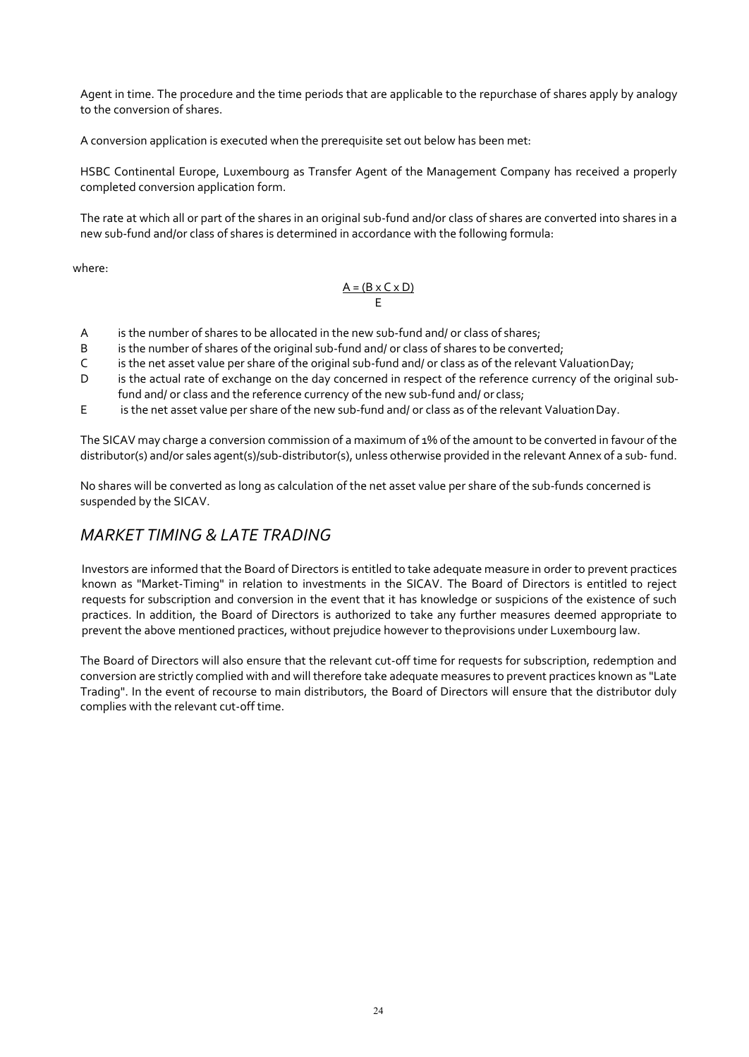Agent in time. The procedure and the time periods that are applicable to the repurchase of shares apply by analogy to the conversion of shares.

A conversion application is executed when the prerequisite set out below has been met:

HSBC Continental Europe, Luxembourg as Transfer Agent of the Management Company has received a properly completed conversion application form.

The rate at which all or part of the shares in an original sub-fund and/or class of shares are converted into shares in a new sub-fund and/or class of shares is determined in accordance with the following formula:

where:

$$A = \frac{(B \times C \times D)}{E}$$

- A is the number of shares to be allocated in the new sub-fund and/ or class of shares;
- B is the number of shares of the original sub-fund and/ or class of shares to be converted;
- C is the net asset value per share of the original sub-fund and/ or class as of the relevant Valuation Day;
- D is the actual rate of exchange on the day concerned in respect of the reference currency of the original sub-fund and/ or class and the reference currency of the new sub-fund and/ or class;
- E is the net asset value per share of the new sub-fund and/ or class as of the relevant Valuation Day.

The SICAV may charge a conversion commission of a maximum of 1% of the amount to be converted in favour of the distributor(s) and/or sales agent(s)/sub-distributor(s), unless otherwise provided in the relevant Annex of a sub- fund.

No shares will be converted as long as calculation of the net asset value per share of the sub-funds concerned is suspended by the SICAV.

## *MARKET TIMING & LATE TRADING*

Investors are informed that the Board of Directors is entitled to take adequate measure in order to prevent practices known as "Market-Timing" in relation to investments in the SICAV. The Board of Directors is entitled to reject requests for subscription and conversion in the event that it has knowledge or suspicions of the existence of such practices. In addition, the Board of Directors is authorized to take any further measures deemed appropriate to prevent the above mentioned practices, without prejudice however to the provisions under Luxembourg law.

The Board of Directors will also ensure that the relevant cut-off time for requests for subscription, redemption and conversion are strictly complied with and will therefore take adequate measures to prevent practices known as "Late Trading". In the event of recourse to main distributors, the Board of Directors will ensure that the distributor duly complies with the relevant cut-off time.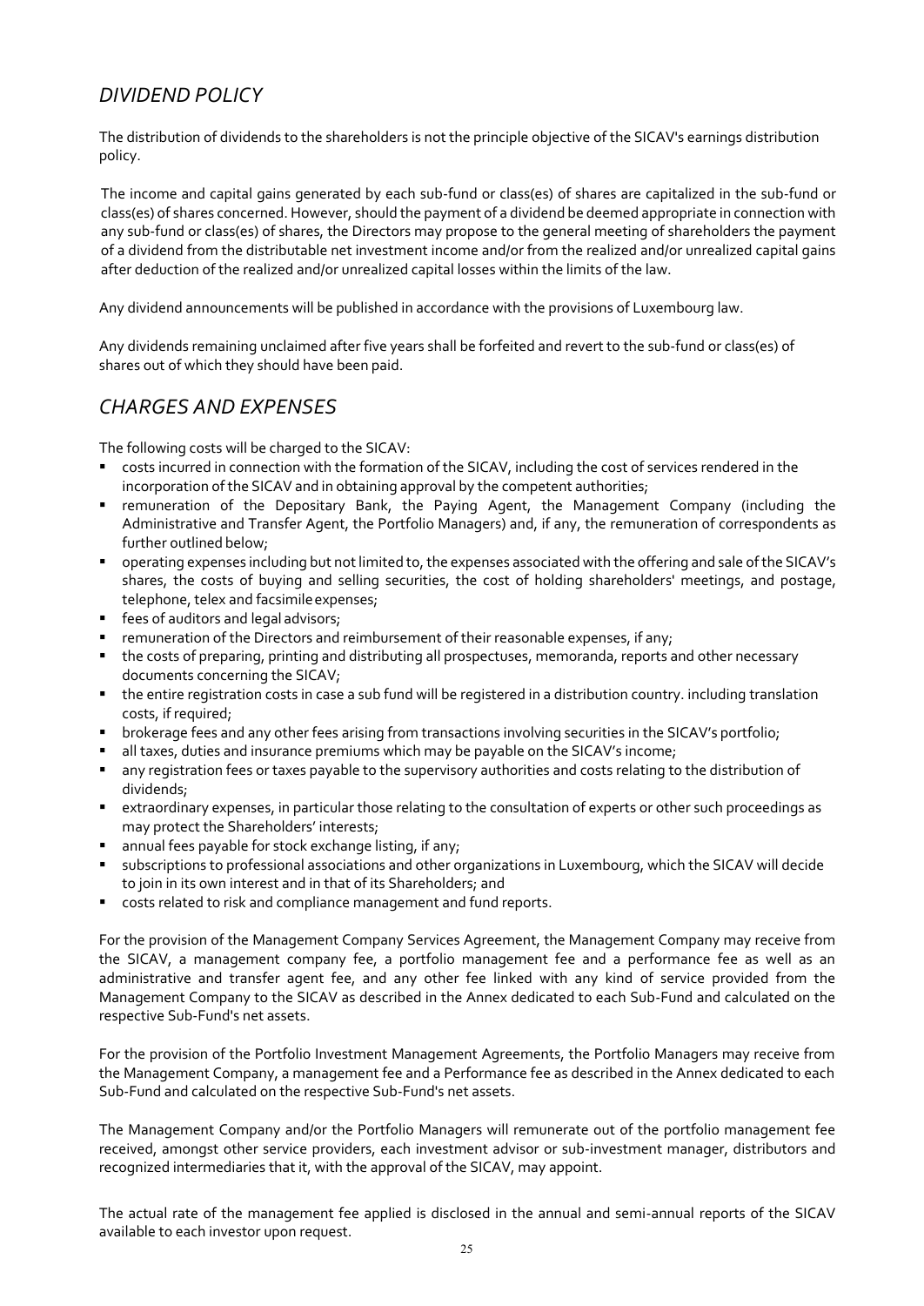## *DIVIDEND POLICY*

The distribution of dividends to the shareholders is not the principle objective of the SICAV's earnings distribution policy.

The income and capital gains generated by each sub-fund or class(es) of shares are capitalized in the sub-fund or class(es) of shares concerned. However, should the payment of a dividend be deemed appropriate in connection with any sub-fund or class(es) of shares, the Directors may propose to the general meeting of shareholders the payment of a dividend from the distributable net investment income and/or from the realized and/or unrealized capital gains after deduction of the realized and/or unrealized capital losses within the limits of the law.

Any dividend announcements will be published in accordance with the provisions of Luxembourg law.

Any dividends remaining unclaimed after five years shall be forfeited and revert to the sub-fund or class(es) of shares out of which they should have been paid.

## *CHARGES AND EXPENSES*

The following costs will be charged to the SICAV:

- costs incurred in connection with the formation of the SICAV, including the cost of services rendered in the incorporation of the SICAV and in obtaining approval by the competent authorities;
- remuneration of the Depositary Bank, the Paying Agent, the Management Company (including the Administrative and Transfer Agent, the Portfolio Managers) and, if any, the remuneration of correspondents as further outlined below;
- operating expenses including but not limited to, the expenses associated with the offering and sale of the SICAV's shares, the costs of buying and selling securities, the cost of holding shareholders' meetings, and postage, telephone, telex and facsimile expenses;
- fees of auditors and legal advisors;
- remuneration of the Directors and reimbursement of their reasonable expenses, if any;
- the costs of preparing, printing and distributing all prospectuses, memoranda, reports and other necessary documents concerning the SICAV;
- the entire registration costs in case a sub fund will be registered in a distribution country. including translation costs, if required;
- brokerage fees and any other fees arising from transactions involving securities in the SICAV's portfolio;
- all taxes, duties and insurance premiums which may be payable on the SICAV's income;
- any registration fees or taxes payable to the supervisory authorities and costs relating to the distribution of dividends;
- extraordinary expenses, in particular those relating to the consultation of experts or other such proceedings as may protect the Shareholders' interests;
- annual fees payable for stock exchange listing, if any;
- subscriptions to professional associations and other organizations in Luxembourg, which the SICAV will decide to join in its own interest and in that of its Shareholders; and
- costs related to risk and compliance management and fund reports.

For the provision of the Management Company Services Agreement, the Management Company may receive from the SICAV, a management company fee, a portfolio management fee and a performance fee as well as an administrative and transfer agent fee, and any other fee linked with any kind of service provided from the Management Company to the SICAV as described in the Annex dedicated to each Sub-Fund and calculated on the respective Sub-Fund's net assets.

For the provision of the Portfolio Investment Management Agreements, the Portfolio Managers may receive from the Management Company, a management fee and a Performance fee as described in the Annex dedicated to each Sub-Fund and calculated on the respective Sub-Fund's net assets.

The Management Company and/or the Portfolio Managers will remunerate out of the portfolio management fee received, amongst other service providers, each investment advisor or sub-investment manager, distributors and recognized intermediaries that it, with the approval of the SICAV, may appoint.

The actual rate of the management fee applied is disclosed in the annual and semi-annual reports of the SICAV available to each investor upon request.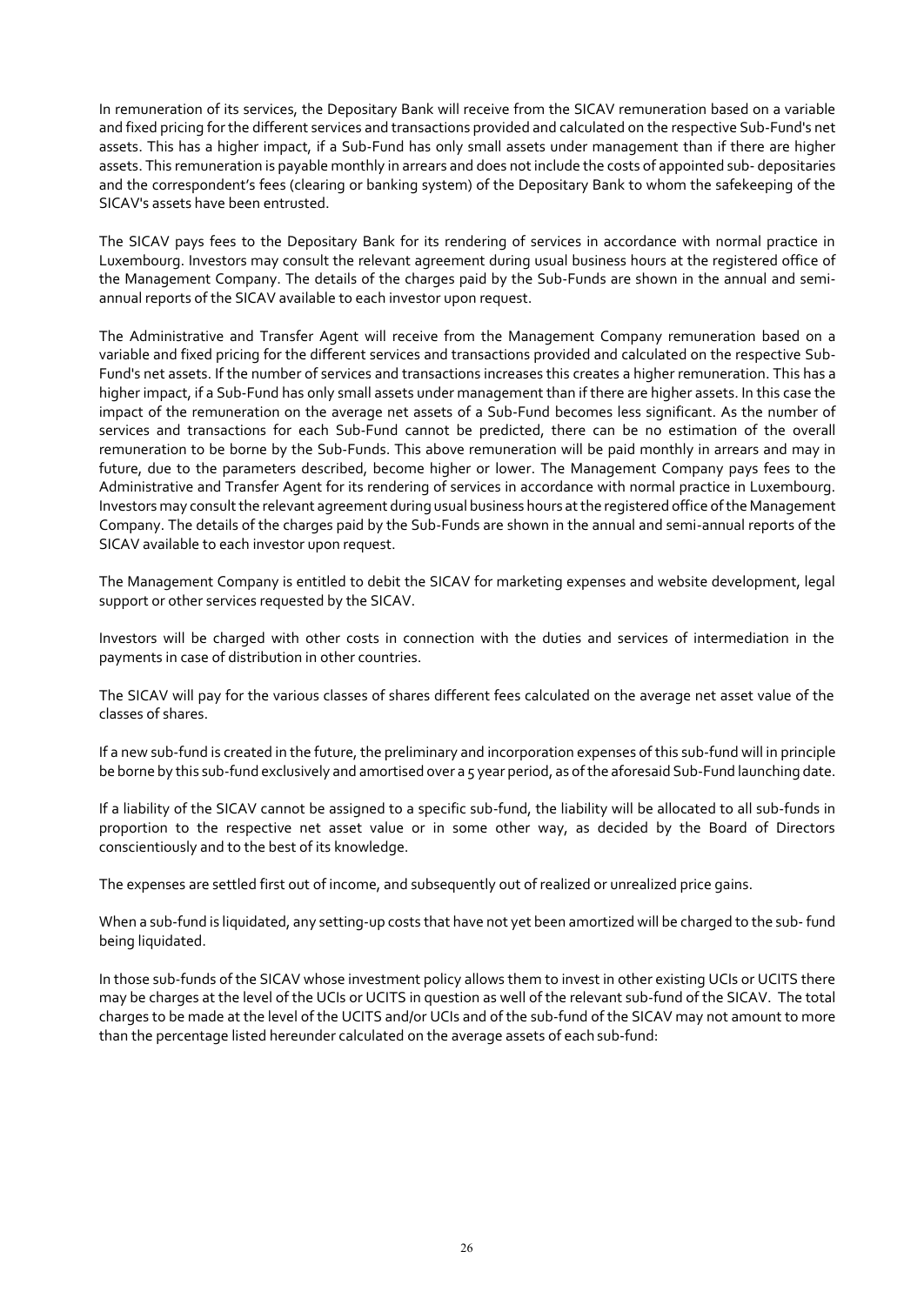In remuneration of its services, the Depositary Bank will receive from the SICAV remuneration based on a variable and fixed pricing for the different services and transactions provided and calculated on the respective Sub-Fund's net assets. This has a higher impact, if a Sub-Fund has only small assets under management than if there are higher assets. This remuneration is payable monthly in arrears and does not include the costs of appointed sub- depositaries and the correspondent's fees (clearing or banking system) of the Depositary Bank to whom the safekeeping of the SICAV's assets have been entrusted.

The SICAV pays fees to the Depositary Bank for its rendering of services in accordance with normal practice in Luxembourg. Investors may consult the relevant agreement during usual business hours at the registered office of the Management Company. The details of the charges paid by the Sub-Funds are shown in the annual and semi-annual reports of the SICAV available to each investor upon request.

The Administrative and Transfer Agent will receive from the Management Company remuneration based on a variable and fixed pricing for the different services and transactions provided and calculated on the respective Sub-Fund's net assets. If the number of services and transactions increases this creates a higher remuneration. This has a higher impact, if a Sub-Fund has only small assets under management than if there are higher assets. In this case the impact of the remuneration on the average net assets of a Sub-Fund becomes less significant. As the number of services and transactions for each Sub-Fund cannot be predicted, there can be no estimation of the overall remuneration to be borne by the Sub-Funds. This above remuneration will be paid monthly in arrears and may in future, due to the parameters described, become higher or lower. The Management Company pays fees to the Administrative and Transfer Agent for its rendering of services in accordance with normal practice in Luxembourg. Investors may consult the relevant agreement during usual business hours at the registered office of the Management Company. The details of the charges paid by the Sub-Funds are shown in the annual and semi-annual reports of the SICAV available to each investor upon request.

The Management Company is entitled to debit the SICAV for marketing expenses and website development, legal support or other services requested by the SICAV.

Investors will be charged with other costs in connection with the duties and services of intermediation in the payments in case of distribution in other countries.

The SICAV will pay for the various classes of shares different fees calculated on the average net asset value of the classes of shares.

If a new sub-fund is created in the future, the preliminary and incorporation expenses of this sub-fund will in principle be borne by this sub-fund exclusively and amortised over a 5 year period, as of the aforesaid Sub-Fund launching date.

If a liability of the SICAV cannot be assigned to a specific sub-fund, the liability will be allocated to all sub-funds in proportion to the respective net asset value or in some other way, as decided by the Board of Directors conscientiously and to the best of its knowledge.

The expenses are settled first out of income, and subsequently out of realized or unrealized price gains.

When a sub-fund is liquidated, any setting-up costs that have not yet been amortized will be charged to the sub- fund being liquidated.

In those sub-funds of the SICAV whose investment policy allows them to invest in other existing UCIs or UCITS there may be charges at the level of the UCIs or UCITS in question as well of the relevant sub-fund of the SICAV. The total charges to be made at the level of the UCITS and/or UCIs and of the sub-fund of the SICAV may not amount to more than the percentage listed hereunder calculated on the average assets of each sub-fund: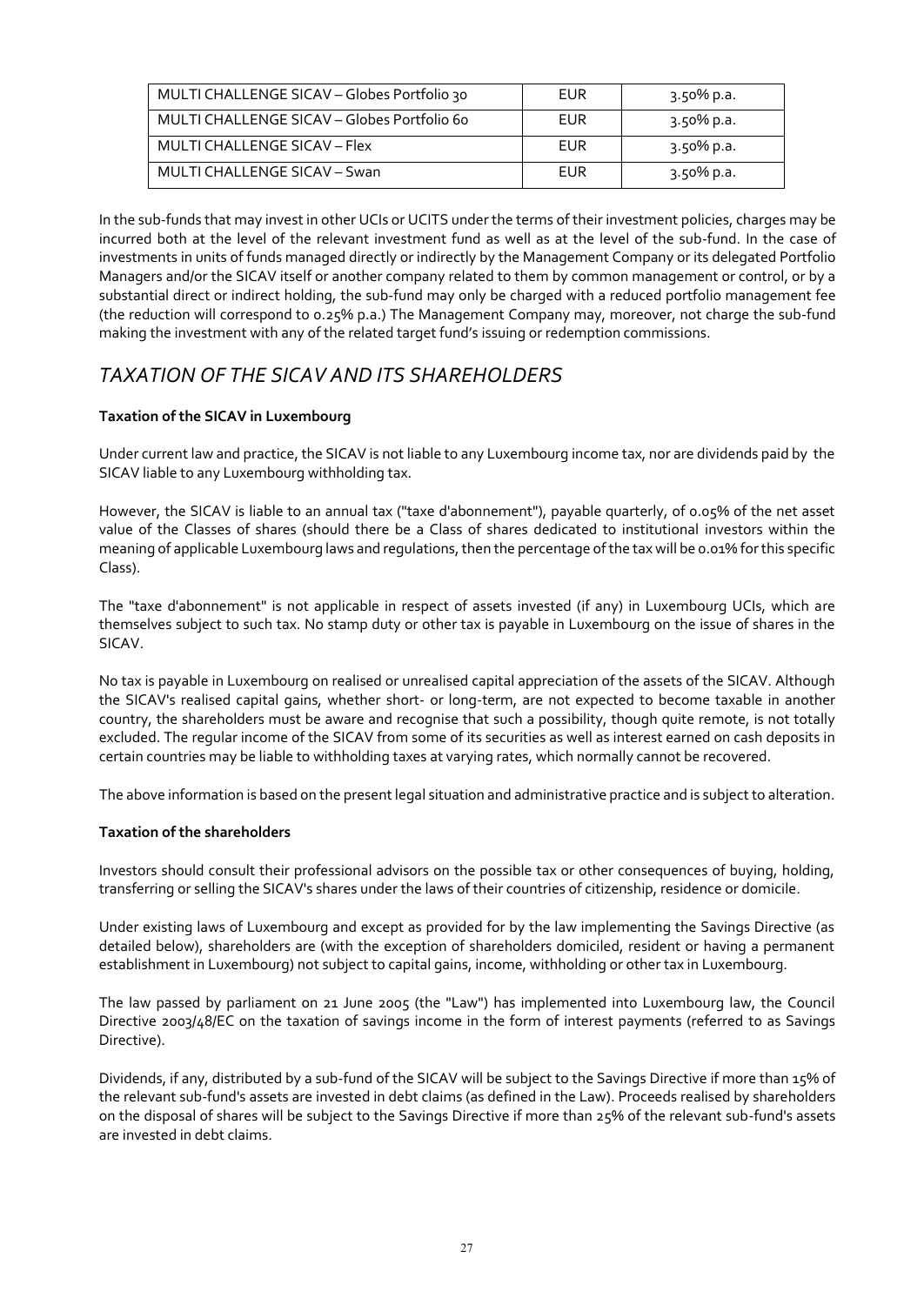| | | |
|---|---|---|
| MULTI CHALLENGE SICAV – Globes Portfolio 30 | EUR | 3.50% p.a. |
| MULTI CHALLENGE SICAV – Globes Portfolio 60 | EUR | 3.50% p.a. |
| MULTI CHALLENGE SICAV – Flex | EUR | 3.50% p.a. |
| MULTI CHALLENGE SICAV – Swan | EUR | 3.50% p.a. |

In the sub-funds that may invest in other UCIs or UCITS under the terms of their investment policies, charges may be incurred both at the level of the relevant investment fund as well as at the level of the sub-fund. In the case of investments in units of funds managed directly or indirectly by the Management Company or its delegated Portfolio Managers and/or the SICAV itself or another company related to them by common management or control, or by a substantial direct or indirect holding, the sub-fund may only be charged with a reduced portfolio management fee (the reduction will correspond to 0.25% p.a.) The Management Company may, moreover, not charge the sub-fund making the investment with any of the related target fund's issuing or redemption commissions.

## *TAXATION OF THE SICAV AND ITS SHAREHOLDERS*

**Taxation of the SICAV in Luxembourg**

Under current law and practice, the SICAV is not liable to any Luxembourg income tax, nor are dividends paid by the SICAV liable to any Luxembourg withholding tax.

However, the SICAV is liable to an annual tax ("taxe d'abonnement"), payable quarterly, of 0.05% of the net asset value of the Classes of shares (should there be a Class of shares dedicated to institutional investors within the meaning of applicable Luxembourg laws and regulations, then the percentage of the tax will be 0.01% for this specific Class).

The "taxe d'abonnement" is not applicable in respect of assets invested (if any) in Luxembourg UCIs, which are themselves subject to such tax. No stamp duty or other tax is payable in Luxembourg on the issue of shares in the SICAV.

No tax is payable in Luxembourg on realised or unrealised capital appreciation of the assets of the SICAV. Although the SICAV's realised capital gains, whether short- or long-term, are not expected to become taxable in another country, the shareholders must be aware and recognise that such a possibility, though quite remote, is not totally excluded. The regular income of the SICAV from some of its securities as well as interest earned on cash deposits in certain countries may be liable to withholding taxes at varying rates, which normally cannot be recovered.

The above information is based on the present legal situation and administrative practice and is subject to alteration.

**Taxation of the shareholders**

Investors should consult their professional advisors on the possible tax or other consequences of buying, holding, transferring or selling the SICAV's shares under the laws of their countries of citizenship, residence or domicile.

Under existing laws of Luxembourg and except as provided for by the law implementing the Savings Directive (as detailed below), shareholders are (with the exception of shareholders domiciled, resident or having a permanent establishment in Luxembourg) not subject to capital gains, income, withholding or other tax in Luxembourg.

The law passed by parliament on 21 June 2005 (the "Law") has implemented into Luxembourg law, the Council Directive 2003/48/EC on the taxation of savings income in the form of interest payments (referred to as Savings Directive).

Dividends, if any, distributed by a sub-fund of the SICAV will be subject to the Savings Directive if more than 15% of the relevant sub-fund's assets are invested in debt claims (as defined in the Law). Proceeds realised by shareholders on the disposal of shares will be subject to the Savings Directive if more than 25% of the relevant sub-fund's assets are invested in debt claims.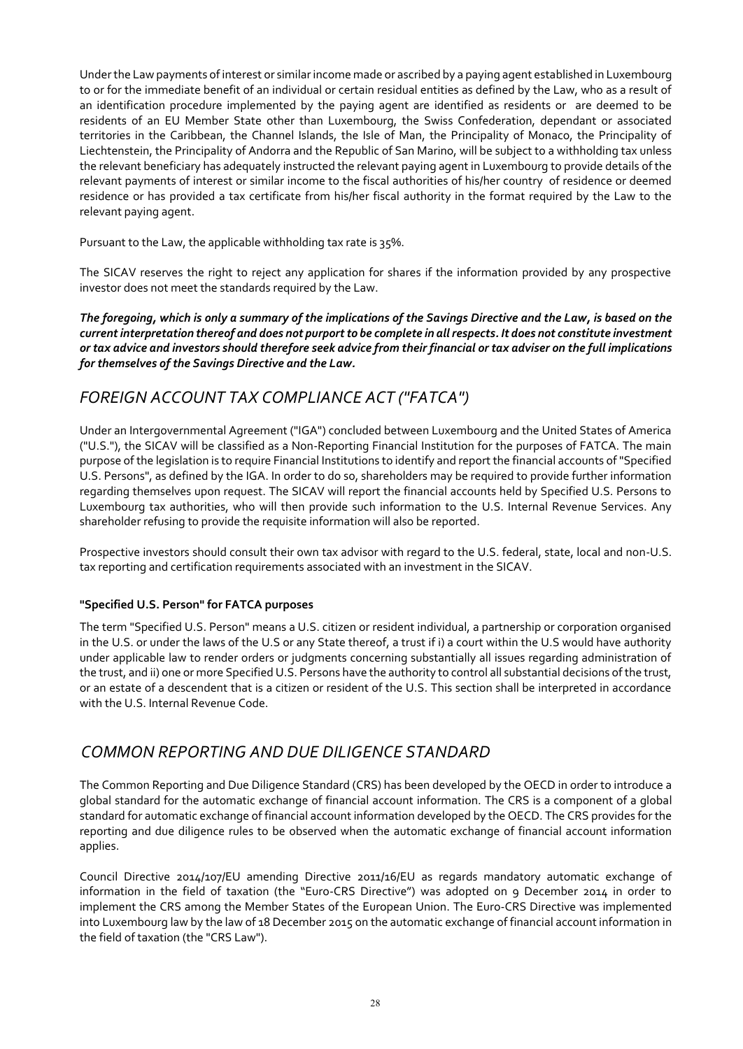Under the Law payments of interest or similar income made or ascribed by a paying agent established in Luxembourg to or for the immediate benefit of an individual or certain residual entities as defined by the Law, who as a result of an identification procedure implemented by the paying agent are identified as residents or are deemed to be residents of an EU Member State other than Luxembourg, the Swiss Confederation, dependant or associated territories in the Caribbean, the Channel Islands, the Isle of Man, the Principality of Monaco, the Principality of Liechtenstein, the Principality of Andorra and the Republic of San Marino, will be subject to a withholding tax unless the relevant beneficiary has adequately instructed the relevant paying agent in Luxembourg to provide details of the relevant payments of interest or similar income to the fiscal authorities of his/her country of residence or deemed residence or has provided a tax certificate from his/her fiscal authority in the format required by the Law to the relevant paying agent.

Pursuant to the Law, the applicable withholding tax rate is 35%.

The SICAV reserves the right to reject any application for shares if the information provided by any prospective investor does not meet the standards required by the Law.

***The foregoing, which is only a summary of the implications of the Savings Directive and the Law, is based on the current interpretation thereof and does not purport to be complete in all respects. It does not constitute investment or tax advice and investors should therefore seek advice from their financial or tax adviser on the full implications for themselves of the Savings Directive and the Law.***

## *FOREIGN ACCOUNT TAX COMPLIANCE ACT ("FATCA")*

Under an Intergovernmental Agreement ("IGA") concluded between Luxembourg and the United States of America ("U.S."), the SICAV will be classified as a Non-Reporting Financial Institution for the purposes of FATCA. The main purpose of the legislation is to require Financial Institutions to identify and report the financial accounts of "Specified U.S. Persons", as defined by the IGA. In order to do so, shareholders may be required to provide further information regarding themselves upon request. The SICAV will report the financial accounts held by Specified U.S. Persons to Luxembourg tax authorities, who will then provide such information to the U.S. Internal Revenue Services. Any shareholder refusing to provide the requisite information will also be reported.

Prospective investors should consult their own tax advisor with regard to the U.S. federal, state, local and non-U.S. tax reporting and certification requirements associated with an investment in the SICAV.

**"Specified U.S. Person" for FATCA purposes**

The term "Specified U.S. Person" means a U.S. citizen or resident individual, a partnership or corporation organised in the U.S. or under the laws of the U.S or any State thereof, a trust if i) a court within the U.S would have authority under applicable law to render orders or judgments concerning substantially all issues regarding administration of the trust, and ii) one or more Specified U.S. Persons have the authority to control all substantial decisions of the trust, or an estate of a descendent that is a citizen or resident of the U.S. This section shall be interpreted in accordance with the U.S. Internal Revenue Code.

## *COMMON REPORTING AND DUE DILIGENCE STANDARD*

The Common Reporting and Due Diligence Standard (CRS) has been developed by the OECD in order to introduce a global standard for the automatic exchange of financial account information. The CRS is a component of a global standard for automatic exchange of financial account information developed by the OECD. The CRS provides for the reporting and due diligence rules to be observed when the automatic exchange of financial account information applies.

Council Directive 2014/107/EU amending Directive 2011/16/EU as regards mandatory automatic exchange of information in the field of taxation (the "Euro-CRS Directive") was adopted on 9 December 2014 in order to implement the CRS among the Member States of the European Union. The Euro-CRS Directive was implemented into Luxembourg law by the law of 18 December 2015 on the automatic exchange of financial account information in the field of taxation (the "CRS Law").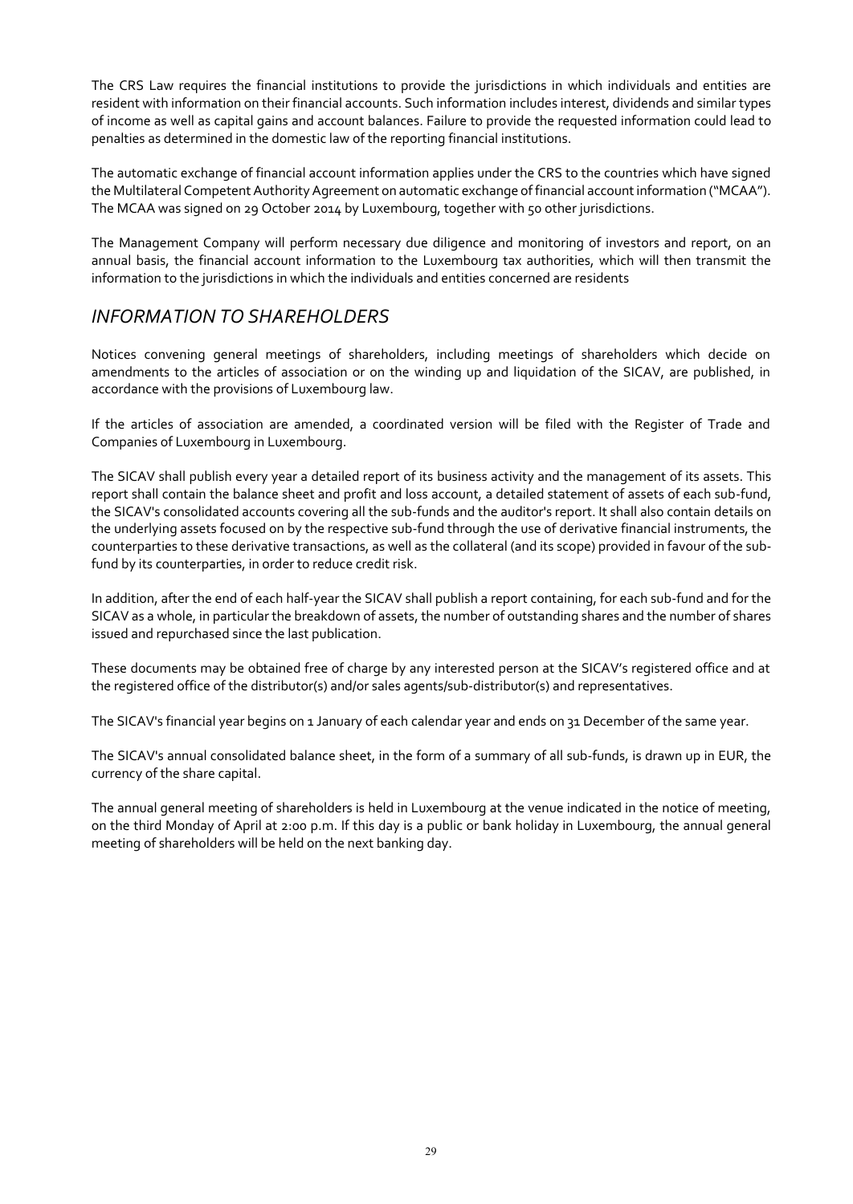The CRS Law requires the financial institutions to provide the jurisdictions in which individuals and entities are resident with information on their financial accounts. Such information includes interest, dividends and similar types of income as well as capital gains and account balances. Failure to provide the requested information could lead to penalties as determined in the domestic law of the reporting financial institutions.

The automatic exchange of financial account information applies under the CRS to the countries which have signed the Multilateral Competent Authority Agreement on automatic exchange of financial account information ("MCAA"). The MCAA was signed on 29 October 2014 by Luxembourg, together with 50 other jurisdictions.

The Management Company will perform necessary due diligence and monitoring of investors and report, on an annual basis, the financial account information to the Luxembourg tax authorities, which will then transmit the information to the jurisdictions in which the individuals and entities concerned are residents

## *INFORMATION TO SHAREHOLDERS*

Notices convening general meetings of shareholders, including meetings of shareholders which decide on amendments to the articles of association or on the winding up and liquidation of the SICAV, are published, in accordance with the provisions of Luxembourg law.

If the articles of association are amended, a coordinated version will be filed with the Register of Trade and Companies of Luxembourg in Luxembourg.

The SICAV shall publish every year a detailed report of its business activity and the management of its assets. This report shall contain the balance sheet and profit and loss account, a detailed statement of assets of each sub-fund, the SICAV's consolidated accounts covering all the sub-funds and the auditor's report. It shall also contain details on the underlying assets focused on by the respective sub-fund through the use of derivative financial instruments, the counterparties to these derivative transactions, as well as the collateral (and its scope) provided in favour of the sub-fund by its counterparties, in order to reduce credit risk.

In addition, after the end of each half-year the SICAV shall publish a report containing, for each sub-fund and for the SICAV as a whole, in particular the breakdown of assets, the number of outstanding shares and the number of shares issued and repurchased since the last publication.

These documents may be obtained free of charge by any interested person at the SICAV's registered office and at the registered office of the distributor(s) and/or sales agents/sub-distributor(s) and representatives.

The SICAV's financial year begins on 1 January of each calendar year and ends on 31 December of the same year.

The SICAV's annual consolidated balance sheet, in the form of a summary of all sub-funds, is drawn up in EUR, the currency of the share capital.

The annual general meeting of shareholders is held in Luxembourg at the venue indicated in the notice of meeting, on the third Monday of April at 2:00 p.m. If this day is a public or bank holiday in Luxembourg, the annual general meeting of shareholders will be held on the next banking day.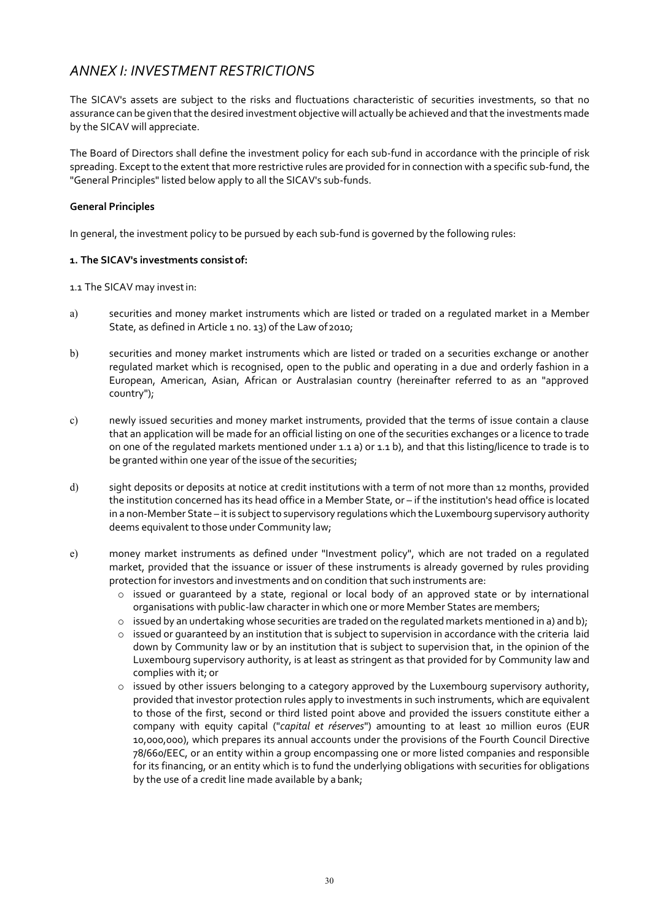# *ANNEX I: INVESTMENT RESTRICTIONS*

The SICAV's assets are subject to the risks and fluctuations characteristic of securities investments, so that no assurance can be given that the desired investment objective will actually be achieved and that the investments made by the SICAV will appreciate.

The Board of Directors shall define the investment policy for each sub-fund in accordance with the principle of risk spreading. Except to the extent that more restrictive rules are provided for in connection with a specific sub-fund, the "General Principles" listed below apply to all the SICAV's sub-funds.

**General Principles**

In general, the investment policy to be pursued by each sub-fund is governed by the following rules:

**1. The SICAV's investments consist of:**

1.1 The SICAV may invest in:

a) securities and money market instruments which are listed or traded on a regulated market in a Member State, as defined in Article 1 no. 13) of the Law of 2010;

b) securities and money market instruments which are listed or traded on a securities exchange or another regulated market which is recognised, open to the public and operating in a due and orderly fashion in a European, American, Asian, African or Australasian country (hereinafter referred to as an "approved country");

c) newly issued securities and money market instruments, provided that the terms of issue contain a clause that an application will be made for an official listing on one of the securities exchanges or a licence to trade on one of the regulated markets mentioned under 1.1 a) or 1.1 b), and that this listing/licence to trade is to be granted within one year of the issue of the securities;

d) sight deposits or deposits at notice at credit institutions with a term of not more than 12 months, provided the institution concerned has its head office in a Member State, or – if the institution's head office is located in a non-Member State – it is subject to supervisory regulations which the Luxembourg supervisory authority deems equivalent to those under Community law;

e) money market instruments as defined under "Investment policy", which are not traded on a regulated market, provided that the issuance or issuer of these instruments is already governed by rules providing protection for investors and investments and on condition that such instruments are:
   - issued or guaranteed by a state, regional or local body of an approved state or by international organisations with public-law character in which one or more Member States are members;
   - issued by an undertaking whose securities are traded on the regulated markets mentioned in a) and b);
   - issued or guaranteed by an institution that is subject to supervision in accordance with the criteria laid down by Community law or by an institution that is subject to supervision that, in the opinion of the Luxembourg supervisory authority, is at least as stringent as that provided for by Community law and complies with it; or
   - issued by other issuers belonging to a category approved by the Luxembourg supervisory authority, provided that investor protection rules apply to investments in such instruments, which are equivalent to those of the first, second or third listed point above and provided the issuers constitute either a company with equity capital ("*capital et réserves*") amounting to at least 10 million euros (EUR 10,000,000), which prepares its annual accounts under the provisions of the Fourth Council Directive 78/660/EEC, or an entity within a group encompassing one or more listed companies and responsible for its financing, or an entity which is to fund the underlying obligations with securities for obligations by the use of a credit line made available by a bank;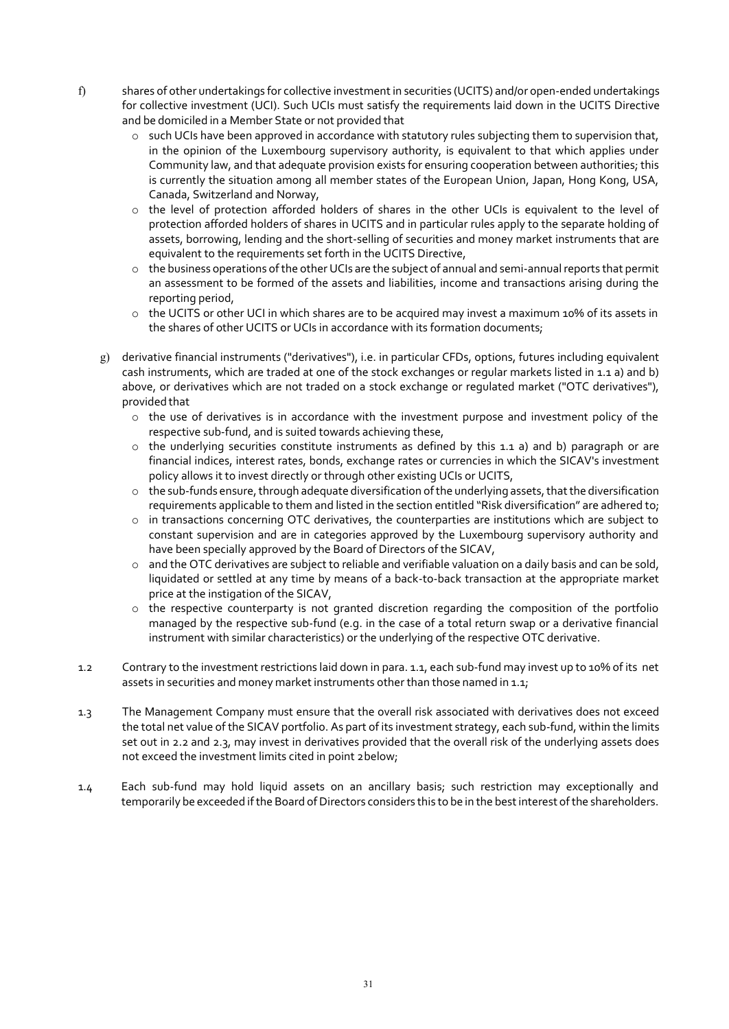f) shares of other undertakings for collective investment in securities (UCITS) and/or open-ended undertakings for collective investment (UCI). Such UCIs must satisfy the requirements laid down in the UCITS Directive and be domiciled in a Member State or not provided that

- such UCIs have been approved in accordance with statutory rules subjecting them to supervision that, in the opinion of the Luxembourg supervisory authority, is equivalent to that which applies under Community law, and that adequate provision exists for ensuring cooperation between authorities; this is currently the situation among all member states of the European Union, Japan, Hong Kong, USA, Canada, Switzerland and Norway,
- the level of protection afforded holders of shares in the other UCIs is equivalent to the level of protection afforded holders of shares in UCITS and in particular rules apply to the separate holding of assets, borrowing, lending and the short-selling of securities and money market instruments that are equivalent to the requirements set forth in the UCITS Directive,
- the business operations of the other UCIs are the subject of annual and semi-annual reports that permit an assessment to be formed of the assets and liabilities, income and transactions arising during the reporting period,
- the UCITS or other UCI in which shares are to be acquired may invest a maximum 10% of its assets in the shares of other UCITS or UCIs in accordance with its formation documents;

g) derivative financial instruments ("derivatives"), i.e. in particular CFDs, options, futures including equivalent cash instruments, which are traded at one of the stock exchanges or regular markets listed in 1.1 a) and b) above, or derivatives which are not traded on a stock exchange or regulated market ("OTC derivatives"), provided that

- the use of derivatives is in accordance with the investment purpose and investment policy of the respective sub-fund, and is suited towards achieving these,
- the underlying securities constitute instruments as defined by this 1.1 a) and b) paragraph or are financial indices, interest rates, bonds, exchange rates or currencies in which the SICAV's investment policy allows it to invest directly or through other existing UCIs or UCITS,
- the sub-funds ensure, through adequate diversification of the underlying assets, that the diversification requirements applicable to them and listed in the section entitled "Risk diversification" are adhered to;
- in transactions concerning OTC derivatives, the counterparties are institutions which are subject to constant supervision and are in categories approved by the Luxembourg supervisory authority and have been specially approved by the Board of Directors of the SICAV,
- and the OTC derivatives are subject to reliable and verifiable valuation on a daily basis and can be sold, liquidated or settled at any time by means of a back-to-back transaction at the appropriate market price at the instigation of the SICAV,
- the respective counterparty is not granted discretion regarding the composition of the portfolio managed by the respective sub-fund (e.g. in the case of a total return swap or a derivative financial instrument with similar characteristics) or the underlying of the respective OTC derivative.

1.2 Contrary to the investment restrictions laid down in para. 1.1, each sub-fund may invest up to 10% of its net assets in securities and money market instruments other than those named in 1.1;

1.3 The Management Company must ensure that the overall risk associated with derivatives does not exceed the total net value of the SICAV portfolio. As part of its investment strategy, each sub-fund, within the limits set out in 2.2 and 2.3, may invest in derivatives provided that the overall risk of the underlying assets does not exceed the investment limits cited in point 2 below;

1.4 Each sub-fund may hold liquid assets on an ancillary basis; such restriction may exceptionally and temporarily be exceeded if the Board of Directors considers this to be in the best interest of the shareholders.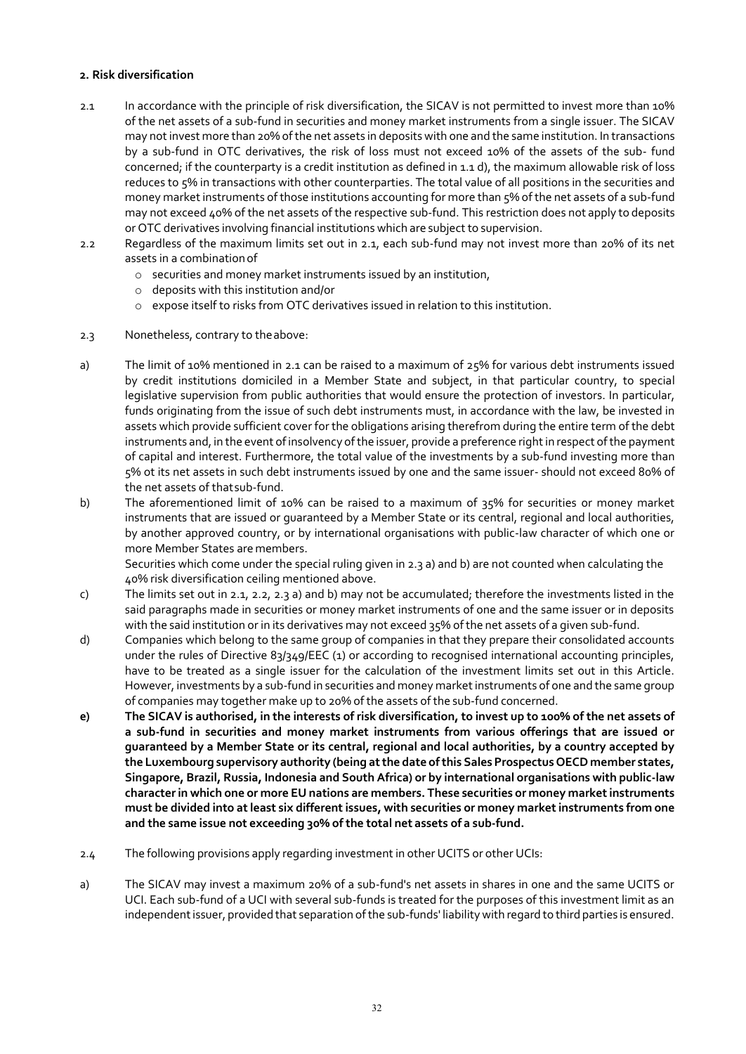**2. Risk diversification**

2.1 In accordance with the principle of risk diversification, the SICAV is not permitted to invest more than 10% of the net assets of a sub-fund in securities and money market instruments from a single issuer. The SICAV may not invest more than 20% of the net assets in deposits with one and the same institution. In transactions by a sub-fund in OTC derivatives, the risk of loss must not exceed 10% of the assets of the sub- fund concerned; if the counterparty is a credit institution as defined in 1.1 d), the maximum allowable risk of loss reduces to 5% in transactions with other counterparties. The total value of all positions in the securities and money market instruments of those institutions accounting for more than 5% of the net assets of a sub-fund may not exceed 40% of the net assets of the respective sub-fund. This restriction does not apply to deposits or OTC derivatives involving financial institutions which are subject to supervision.

2.2 Regardless of the maximum limits set out in 2.1, each sub-fund may not invest more than 20% of its net assets in a combination of

- securities and money market instruments issued by an institution,
- deposits with this institution and/or
- expose itself to risks from OTC derivatives issued in relation to this institution.

2.3 Nonetheless, contrary to the above:

a) The limit of 10% mentioned in 2.1 can be raised to a maximum of 25% for various debt instruments issued by credit institutions domiciled in a Member State and subject, in that particular country, to special legislative supervision from public authorities that would ensure the protection of investors. In particular, funds originating from the issue of such debt instruments must, in accordance with the law, be invested in assets which provide sufficient cover for the obligations arising therefrom during the entire term of the debt instruments and, in the event of insolvency of the issuer, provide a preference right in respect of the payment of capital and interest. Furthermore, the total value of the investments by a sub-fund investing more than 5% ot its net assets in such debt instruments issued by one and the same issuer- should not exceed 80% of the net assets of that sub-fund.

b) The aforementioned limit of 10% can be raised to a maximum of 35% for securities or money market instruments that are issued or guaranteed by a Member State or its central, regional and local authorities, by another approved country, or by international organisations with public-law character of which one or more Member States are members.
Securities which come under the special ruling given in 2.3 a) and b) are not counted when calculating the 40% risk diversification ceiling mentioned above.

c) The limits set out in 2.1, 2.2, 2.3 a) and b) may not be accumulated; therefore the investments listed in the said paragraphs made in securities or money market instruments of one and the same issuer or in deposits with the said institution or in its derivatives may not exceed 35% of the net assets of a given sub-fund.

d) Companies which belong to the same group of companies in that they prepare their consolidated accounts under the rules of Directive 83/349/EEC (1) or according to recognised international accounting principles, have to be treated as a single issuer for the calculation of the investment limits set out in this Article. However, investments by a sub-fund in securities and money market instruments of one and the same group of companies may together make up to 20% of the assets of the sub-fund concerned.

**e) The SICAV is authorised, in the interests of risk diversification, to invest up to 100% of the net assets of a sub-fund in securities and money market instruments from various offerings that are issued or guaranteed by a Member State or its central, regional and local authorities, by a country accepted by the Luxembourg supervisory authority (being at the date of this Sales Prospectus OECD member states, Singapore, Brazil, Russia, Indonesia and South Africa) or by international organisations with public-law character in which one or more EU nations are members. These securities or money market instruments must be divided into at least six different issues, with securities or money market instruments from one and the same issue not exceeding 30% of the total net assets of a sub-fund.**

2.4 The following provisions apply regarding investment in other UCITS or other UCIs:

a) The SICAV may invest a maximum 20% of a sub-fund's net assets in shares in one and the same UCITS or UCI. Each sub-fund of a UCI with several sub-funds is treated for the purposes of this investment limit as an independent issuer, provided that separation of the sub-funds' liability with regard to third parties is ensured.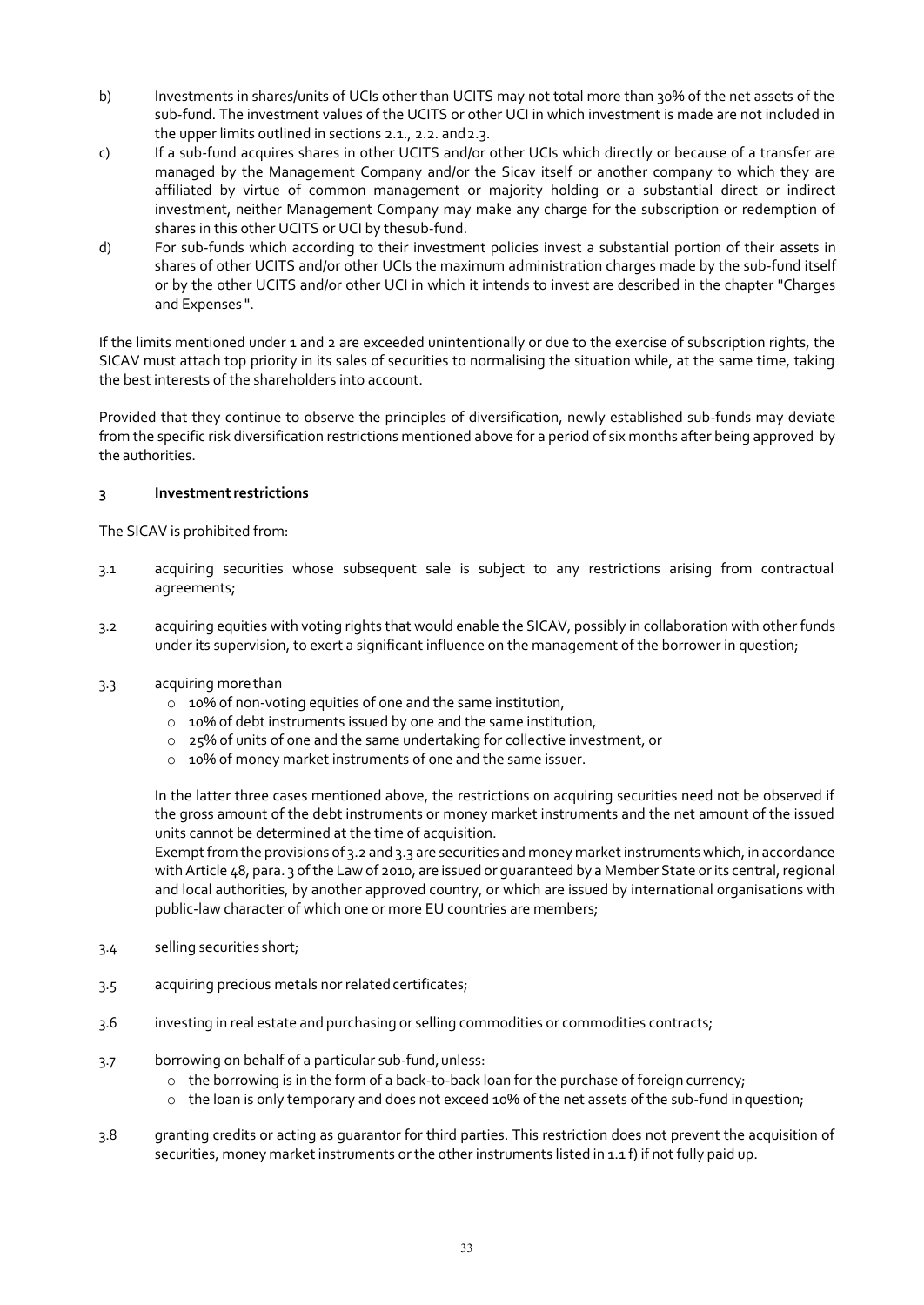b) Investments in shares/units of UCIs other than UCITS may not total more than 30% of the net assets of the sub-fund. The investment values of the UCITS or other UCI in which investment is made are not included in the upper limits outlined in sections 2.1., 2.2. and 2.3.

c) If a sub-fund acquires shares in other UCITS and/or other UCIs which directly or because of a transfer are managed by the Management Company and/or the Sicav itself or another company to which they are affiliated by virtue of common management or majority holding or a substantial direct or indirect investment, neither Management Company may make any charge for the subscription or redemption of shares in this other UCITS or UCI by the sub-fund.

d) For sub-funds which according to their investment policies invest a substantial portion of their assets in shares of other UCITS and/or other UCIs the maximum administration charges made by the sub-fund itself or by the other UCITS and/or other UCI in which it intends to invest are described in the chapter "Charges and Expenses ".

If the limits mentioned under 1 and 2 are exceeded unintentionally or due to the exercise of subscription rights, the SICAV must attach top priority in its sales of securities to normalising the situation while, at the same time, taking the best interests of the shareholders into account.

Provided that they continue to observe the principles of diversification, newly established sub-funds may deviate from the specific risk diversification restrictions mentioned above for a period of six months after being approved by the authorities.

## 3 Investment restrictions

The SICAV is prohibited from:

3.1 acquiring securities whose subsequent sale is subject to any restrictions arising from contractual agreements;

3.2 acquiring equities with voting rights that would enable the SICAV, possibly in collaboration with other funds under its supervision, to exert a significant influence on the management of the borrower in question;

3.3 acquiring more than
- 10% of non-voting equities of one and the same institution,
- 10% of debt instruments issued by one and the same institution,
- 25% of units of one and the same undertaking for collective investment, or
- 10% of money market instruments of one and the same issuer.

In the latter three cases mentioned above, the restrictions on acquiring securities need not be observed if the gross amount of the debt instruments or money market instruments and the net amount of the issued units cannot be determined at the time of acquisition.

Exempt from the provisions of 3.2 and 3.3 are securities and money market instruments which, in accordance with Article 48, para. 3 of the Law of 2010, are issued or guaranteed by a Member State or its central, regional and local authorities, by another approved country, or which are issued by international organisations with public-law character of which one or more EU countries are members;

3.4 selling securities short;

3.5 acquiring precious metals nor related certificates;

3.6 investing in real estate and purchasing or selling commodities or commodities contracts;

3.7 borrowing on behalf of a particular sub-fund, unless:
- the borrowing is in the form of a back-to-back loan for the purchase of foreign currency;
- the loan is only temporary and does not exceed 10% of the net assets of the sub-fund in question;

3.8 granting credits or acting as guarantor for third parties. This restriction does not prevent the acquisition of securities, money market instruments or the other instruments listed in 1.1 f) if not fully paid up.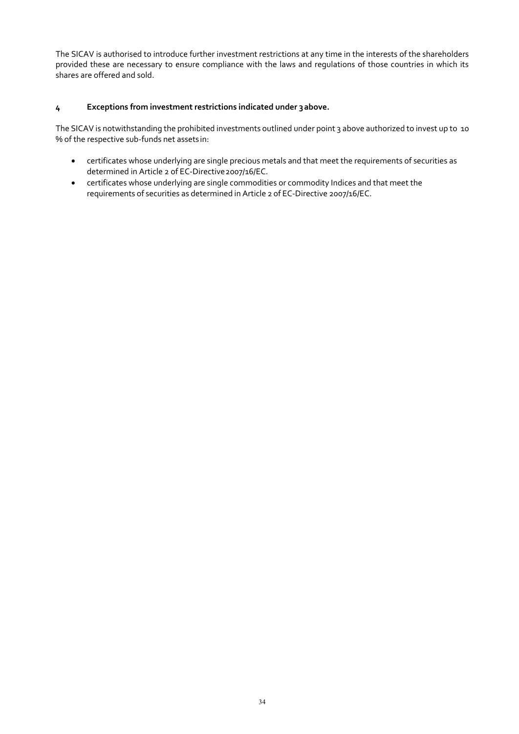The SICAV is authorised to introduce further investment restrictions at any time in the interests of the shareholders provided these are necessary to ensure compliance with the laws and regulations of those countries in which its shares are offered and sold.

## 4 Exceptions from investment restrictions indicated under 3 above.

The SICAV is notwithstanding the prohibited investments outlined under point 3 above authorized to invest up to 10 % of the respective sub-funds net assets in:

- certificates whose underlying are single precious metals and that meet the requirements of securities as determined in Article 2 of EC-Directive 2007/16/EC.
- certificates whose underlying are single commodities or commodity Indices and that meet the requirements of securities as determined in Article 2 of EC-Directive 2007/16/EC.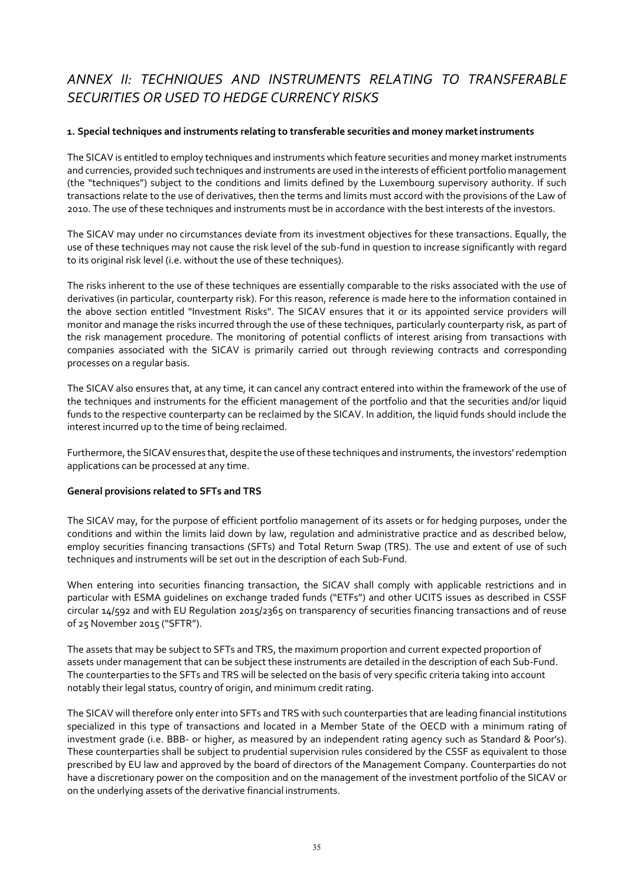## *ANNEX II: TECHNIQUES AND INSTRUMENTS RELATING TO TRANSFERABLE SECURITIES OR USED TO HEDGE CURRENCY RISKS*

### 1. Special techniques and instruments relating to transferable securities and money market instruments

The SICAV is entitled to employ techniques and instruments which feature securities and money market instruments and currencies, provided such techniques and instruments are used in the interests of efficient portfolio management (the "techniques") subject to the conditions and limits defined by the Luxembourg supervisory authority. If such transactions relate to the use of derivatives, then the terms and limits must accord with the provisions of the Law of 2010. The use of these techniques and instruments must be in accordance with the best interests of the investors.

The SICAV may under no circumstances deviate from its investment objectives for these transactions. Equally, the use of these techniques may not cause the risk level of the sub-fund in question to increase significantly with regard to its original risk level (i.e. without the use of these techniques).

The risks inherent to the use of these techniques are essentially comparable to the risks associated with the use of derivatives (in particular, counterparty risk). For this reason, reference is made here to the information contained in the above section entitled "Investment Risks". The SICAV ensures that it or its appointed service providers will monitor and manage the risks incurred through the use of these techniques, particularly counterparty risk, as part of the risk management procedure. The monitoring of potential conflicts of interest arising from transactions with companies associated with the SICAV is primarily carried out through reviewing contracts and corresponding processes on a regular basis.

The SICAV also ensures that, at any time, it can cancel any contract entered into within the framework of the use of the techniques and instruments for the efficient management of the portfolio and that the securities and/or liquid funds to the respective counterparty can be reclaimed by the SICAV. In addition, the liquid funds should include the interest incurred up to the time of being reclaimed.

Furthermore, the SICAV ensures that, despite the use of these techniques and instruments, the investors' redemption applications can be processed at any time.

**General provisions related to SFTs and TRS**

The SICAV may, for the purpose of efficient portfolio management of its assets or for hedging purposes, under the conditions and within the limits laid down by law, regulation and administrative practice and as described below, employ securities financing transactions (SFTs) and Total Return Swap (TRS). The use and extent of use of such techniques and instruments will be set out in the description of each Sub-Fund.

When entering into securities financing transaction, the SICAV shall comply with applicable restrictions and in particular with ESMA guidelines on exchange traded funds ("ETFs") and other UCITS issues as described in CSSF circular 14/592 and with EU Regulation 2015/2365 on transparency of securities financing transactions and of reuse of 25 November 2015 ("SFTR").

The assets that may be subject to SFTs and TRS, the maximum proportion and current expected proportion of assets under management that can be subject these instruments are detailed in the description of each Sub-Fund. The counterparties to the SFTs and TRS will be selected on the basis of very specific criteria taking into account notably their legal status, country of origin, and minimum credit rating.

The SICAV will therefore only enter into SFTs and TRS with such counterparties that are leading financial institutions specialized in this type of transactions and located in a Member State of the OECD with a minimum rating of investment grade (i.e. BBB- or higher, as measured by an independent rating agency such as Standard & Poor's). These counterparties shall be subject to prudential supervision rules considered by the CSSF as equivalent to those prescribed by EU law and approved by the board of directors of the Management Company. Counterparties do not have a discretionary power on the composition and on the management of the investment portfolio of the SICAV or on the underlying assets of the derivative financial instruments.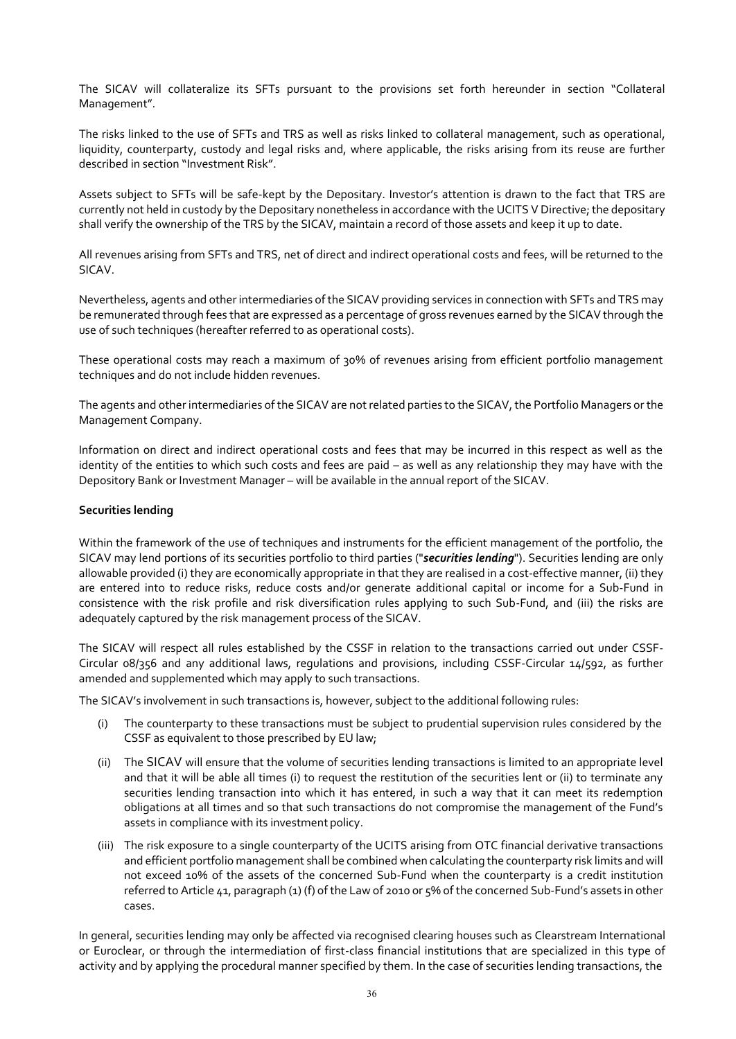The SICAV will collateralize its SFTs pursuant to the provisions set forth hereunder in section "Collateral Management".

The risks linked to the use of SFTs and TRS as well as risks linked to collateral management, such as operational, liquidity, counterparty, custody and legal risks and, where applicable, the risks arising from its reuse are further described in section "Investment Risk".

Assets subject to SFTs will be safe-kept by the Depositary. Investor's attention is drawn to the fact that TRS are currently not held in custody by the Depositary nonetheless in accordance with the UCITS V Directive; the depositary shall verify the ownership of the TRS by the SICAV, maintain a record of those assets and keep it up to date.

All revenues arising from SFTs and TRS, net of direct and indirect operational costs and fees, will be returned to the SICAV.

Nevertheless, agents and other intermediaries of the SICAV providing services in connection with SFTs and TRS may be remunerated through fees that are expressed as a percentage of gross revenues earned by the SICAV through the use of such techniques (hereafter referred to as operational costs).

These operational costs may reach a maximum of 30% of revenues arising from efficient portfolio management techniques and do not include hidden revenues.

The agents and other intermediaries of the SICAV are not related parties to the SICAV, the Portfolio Managers or the Management Company.

Information on direct and indirect operational costs and fees that may be incurred in this respect as well as the identity of the entities to which such costs and fees are paid – as well as any relationship they may have with the Depository Bank or Investment Manager – will be available in the annual report of the SICAV.

**Securities lending**

Within the framework of the use of techniques and instruments for the efficient management of the portfolio, the SICAV may lend portions of its securities portfolio to third parties ("***securities lending***"). Securities lending are only allowable provided (i) they are economically appropriate in that they are realised in a cost-effective manner, (ii) they are entered into to reduce risks, reduce costs and/or generate additional capital or income for a Sub-Fund in consistence with the risk profile and risk diversification rules applying to such Sub-Fund, and (iii) the risks are adequately captured by the risk management process of the SICAV.

The SICAV will respect all rules established by the CSSF in relation to the transactions carried out under CSSF-Circular 08/356 and any additional laws, regulations and provisions, including CSSF-Circular 14/592, as further amended and supplemented which may apply to such transactions.

The SICAV's involvement in such transactions is, however, subject to the additional following rules:

(i) The counterparty to these transactions must be subject to prudential supervision rules considered by the CSSF as equivalent to those prescribed by EU law;

(ii) The SICAV will ensure that the volume of securities lending transactions is limited to an appropriate level and that it will be able all times (i) to request the restitution of the securities lent or (ii) to terminate any securities lending transaction into which it has entered, in such a way that it can meet its redemption obligations at all times and so that such transactions do not compromise the management of the Fund's assets in compliance with its investment policy.

(iii) The risk exposure to a single counterparty of the UCITS arising from OTC financial derivative transactions and efficient portfolio management shall be combined when calculating the counterparty risk limits and will not exceed 10% of the assets of the concerned Sub-Fund when the counterparty is a credit institution referred to Article 41, paragraph (1) (f) of the Law of 2010 or 5% of the concerned Sub-Fund's assets in other cases.

In general, securities lending may only be affected via recognised clearing houses such as Clearstream International or Euroclear, or through the intermediation of first-class financial institutions that are specialized in this type of activity and by applying the procedural manner specified by them. In the case of securities lending transactions, the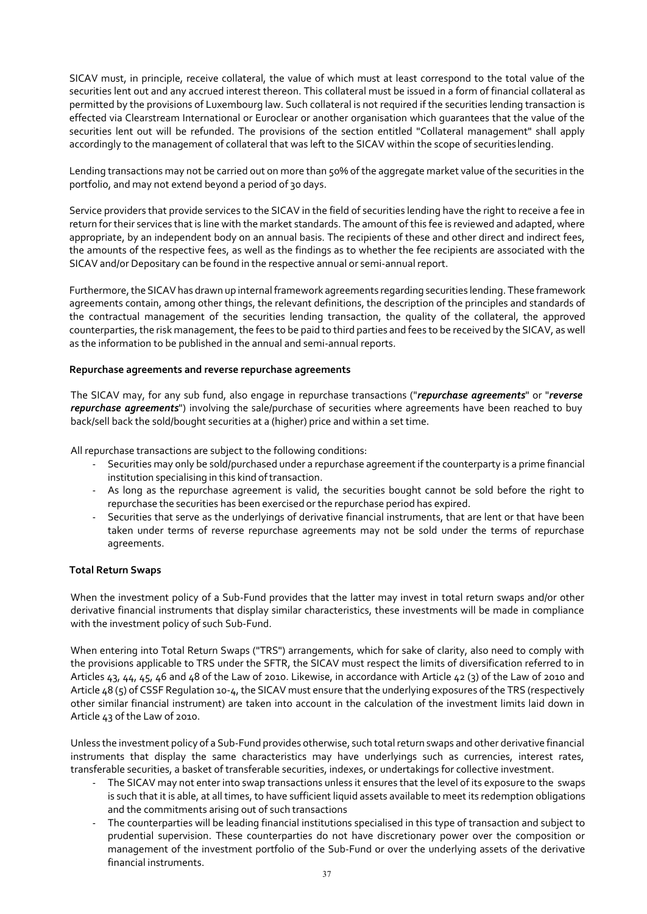SICAV must, in principle, receive collateral, the value of which must at least correspond to the total value of the securities lent out and any accrued interest thereon. This collateral must be issued in a form of financial collateral as permitted by the provisions of Luxembourg law. Such collateral is not required if the securities lending transaction is effected via Clearstream International or Euroclear or another organisation which guarantees that the value of the securities lent out will be refunded. The provisions of the section entitled "Collateral management" shall apply accordingly to the management of collateral that was left to the SICAV within the scope of securities lending.

Lending transactions may not be carried out on more than 50% of the aggregate market value of the securities in the portfolio, and may not extend beyond a period of 30 days.

Service providers that provide services to the SICAV in the field of securities lending have the right to receive a fee in return for their services that is line with the market standards. The amount of this fee is reviewed and adapted, where appropriate, by an independent body on an annual basis. The recipients of these and other direct and indirect fees, the amounts of the respective fees, as well as the findings as to whether the fee recipients are associated with the SICAV and/or Depositary can be found in the respective annual or semi-annual report.

Furthermore, the SICAV has drawn up internal framework agreements regarding securities lending. These framework agreements contain, among other things, the relevant definitions, the description of the principles and standards of the contractual management of the securities lending transaction, the quality of the collateral, the approved counterparties, the risk management, the fees to be paid to third parties and fees to be received by the SICAV, as well as the information to be published in the annual and semi-annual reports.

**Repurchase agreements and reverse repurchase agreements**

The SICAV may, for any sub fund, also engage in repurchase transactions ("***repurchase agreements***" or "***reverse repurchase agreements***") involving the sale/purchase of securities where agreements have been reached to buy back/sell back the sold/bought securities at a (higher) price and within a set time.

All repurchase transactions are subject to the following conditions:

- Securities may only be sold/purchased under a repurchase agreement if the counterparty is a prime financial institution specialising in this kind of transaction.
- As long as the repurchase agreement is valid, the securities bought cannot be sold before the right to repurchase the securities has been exercised or the repurchase period has expired.
- Securities that serve as the underlyings of derivative financial instruments, that are lent or that have been taken under terms of reverse repurchase agreements may not be sold under the terms of repurchase agreements.

**Total Return Swaps**

When the investment policy of a Sub-Fund provides that the latter may invest in total return swaps and/or other derivative financial instruments that display similar characteristics, these investments will be made in compliance with the investment policy of such Sub-Fund.

When entering into Total Return Swaps ("TRS") arrangements, which for sake of clarity, also need to comply with the provisions applicable to TRS under the SFTR, the SICAV must respect the limits of diversification referred to in Articles 43, 44, 45, 46 and 48 of the Law of 2010. Likewise, in accordance with Article 42 (3) of the Law of 2010 and Article 48 (5) of CSSF Regulation 10-4, the SICAV must ensure that the underlying exposures of the TRS (respectively other similar financial instrument) are taken into account in the calculation of the investment limits laid down in Article 43 of the Law of 2010.

Unless the investment policy of a Sub-Fund provides otherwise, such total return swaps and other derivative financial instruments that display the same characteristics may have underlyings such as currencies, interest rates, transferable securities, a basket of transferable securities, indexes, or undertakings for collective investment.

- The SICAV may not enter into swap transactions unless it ensures that the level of its exposure to the swaps is such that it is able, at all times, to have sufficient liquid assets available to meet its redemption obligations and the commitments arising out of such transactions
- The counterparties will be leading financial institutions specialised in this type of transaction and subject to prudential supervision. These counterparties do not have discretionary power over the composition or management of the investment portfolio of the Sub-Fund or over the underlying assets of the derivative financial instruments.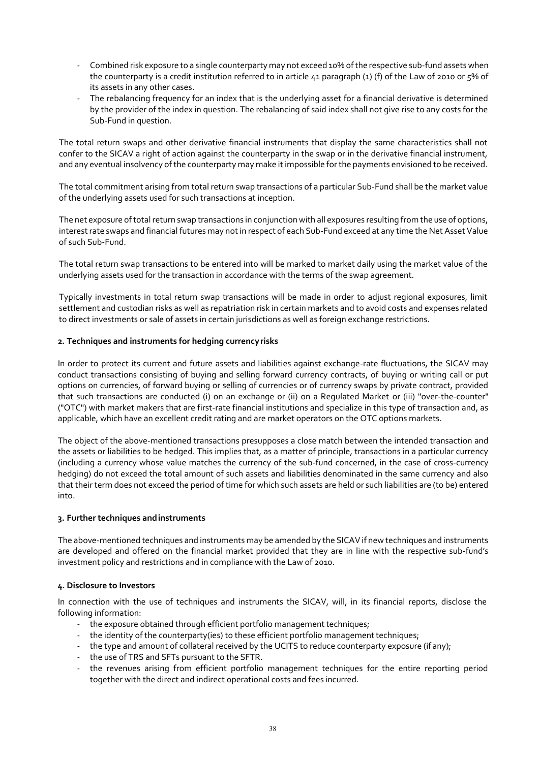- Combined risk exposure to a single counterparty may not exceed 10% of the respective sub-fund assets when the counterparty is a credit institution referred to in article 41 paragraph (1) (f) of the Law of 2010 or 5% of its assets in any other cases.
- The rebalancing frequency for an index that is the underlying asset for a financial derivative is determined by the provider of the index in question. The rebalancing of said index shall not give rise to any costs for the Sub-Fund in question.

The total return swaps and other derivative financial instruments that display the same characteristics shall not confer to the SICAV a right of action against the counterparty in the swap or in the derivative financial instrument, and any eventual insolvency of the counterparty may make it impossible for the payments envisioned to be received.

The total commitment arising from total return swap transactions of a particular Sub-Fund shall be the market value of the underlying assets used for such transactions at inception.

The net exposure of total return swap transactions in conjunction with all exposures resulting from the use of options, interest rate swaps and financial futures may not in respect of each Sub-Fund exceed at any time the Net Asset Value of such Sub-Fund.

The total return swap transactions to be entered into will be marked to market daily using the market value of the underlying assets used for the transaction in accordance with the terms of the swap agreement.

Typically investments in total return swap transactions will be made in order to adjust regional exposures, limit settlement and custodian risks as well as repatriation risk in certain markets and to avoid costs and expenses related to direct investments or sale of assets in certain jurisdictions as well as foreign exchange restrictions.

**2. Techniques and instruments for hedging currency risks**

In order to protect its current and future assets and liabilities against exchange-rate fluctuations, the SICAV may conduct transactions consisting of buying and selling forward currency contracts, of buying or writing call or put options on currencies, of forward buying or selling of currencies or of currency swaps by private contract, provided that such transactions are conducted (i) on an exchange or (ii) on a Regulated Market or (iii) "over-the-counter" ("OTC") with market makers that are first-rate financial institutions and specialize in this type of transaction and, as applicable, which have an excellent credit rating and are market operators on the OTC options markets.

The object of the above-mentioned transactions presupposes a close match between the intended transaction and the assets or liabilities to be hedged. This implies that, as a matter of principle, transactions in a particular currency (including a currency whose value matches the currency of the sub-fund concerned, in the case of cross-currency hedging) do not exceed the total amount of such assets and liabilities denominated in the same currency and also that their term does not exceed the period of time for which such assets are held or such liabilities are (to be) entered into.

**3. Further techniques and instruments**

The above-mentioned techniques and instruments may be amended by the SICAV if new techniques and instruments are developed and offered on the financial market provided that they are in line with the respective sub-fund's investment policy and restrictions and in compliance with the Law of 2010.

**4. Disclosure to Investors**

In connection with the use of techniques and instruments the SICAV, will, in its financial reports, disclose the following information:

- the exposure obtained through efficient portfolio management techniques;
- the identity of the counterparty(ies) to these efficient portfolio management techniques;
- the type and amount of collateral received by the UCITS to reduce counterparty exposure (if any);
- the use of TRS and SFTs pursuant to the SFTR.
- the revenues arising from efficient portfolio management techniques for the entire reporting period together with the direct and indirect operational costs and fees incurred.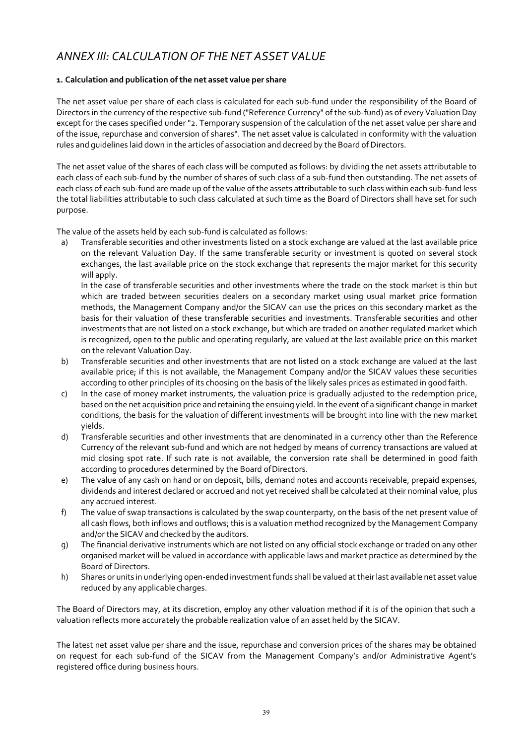# *ANNEX III: CALCULATION OF THE NET ASSET VALUE*

**1. Calculation and publication of the net asset value per share**

The net asset value per share of each class is calculated for each sub-fund under the responsibility of the Board of Directors in the currency of the respective sub-fund ("Reference Currency" of the sub-fund) as of every Valuation Day except for the cases specified under "2. Temporary suspension of the calculation of the net asset value per share and of the issue, repurchase and conversion of shares". The net asset value is calculated in conformity with the valuation rules and guidelines laid down in the articles of association and decreed by the Board of Directors.

The net asset value of the shares of each class will be computed as follows: by dividing the net assets attributable to each class of each sub-fund by the number of shares of such class of a sub-fund then outstanding. The net assets of each class of each sub-fund are made up of the value of the assets attributable to such class within each sub-fund less the total liabilities attributable to such class calculated at such time as the Board of Directors shall have set for such purpose.

The value of the assets held by each sub-fund is calculated as follows:

a) Transferable securities and other investments listed on a stock exchange are valued at the last available price on the relevant Valuation Day. If the same transferable security or investment is quoted on several stock exchanges, the last available price on the stock exchange that represents the major market for this security will apply.
   In the case of transferable securities and other investments where the trade on the stock market is thin but which are traded between securities dealers on a secondary market using usual market price formation methods, the Management Company and/or the SICAV can use the prices on this secondary market as the basis for their valuation of these transferable securities and investments. Transferable securities and other investments that are not listed on a stock exchange, but which are traded on another regulated market which is recognized, open to the public and operating regularly, are valued at the last available price on this market on the relevant Valuation Day.
b) Transferable securities and other investments that are not listed on a stock exchange are valued at the last available price; if this is not available, the Management Company and/or the SICAV values these securities according to other principles of its choosing on the basis of the likely sales prices as estimated in good faith.
c) In the case of money market instruments, the valuation price is gradually adjusted to the redemption price, based on the net acquisition price and retaining the ensuing yield. In the event of a significant change in market conditions, the basis for the valuation of different investments will be brought into line with the new market yields.
d) Transferable securities and other investments that are denominated in a currency other than the Reference Currency of the relevant sub-fund and which are not hedged by means of currency transactions are valued at mid closing spot rate. If such rate is not available, the conversion rate shall be determined in good faith according to procedures determined by the Board of Directors.
e) The value of any cash on hand or on deposit, bills, demand notes and accounts receivable, prepaid expenses, dividends and interest declared or accrued and not yet received shall be calculated at their nominal value, plus any accrued interest.
f) The value of swap transactions is calculated by the swap counterparty, on the basis of the net present value of all cash flows, both inflows and outflows; this is a valuation method recognized by the Management Company and/or the SICAV and checked by the auditors.
g) The financial derivative instruments which are not listed on any official stock exchange or traded on any other organised market will be valued in accordance with applicable laws and market practice as determined by the Board of Directors.
h) Shares or units in underlying open-ended investment funds shall be valued at their last available net asset value reduced by any applicable charges.

The Board of Directors may, at its discretion, employ any other valuation method if it is of the opinion that such a valuation reflects more accurately the probable realization value of an asset held by the SICAV.

The latest net asset value per share and the issue, repurchase and conversion prices of the shares may be obtained on request for each sub-fund of the SICAV from the Management Company's and/or Administrative Agent's registered office during business hours.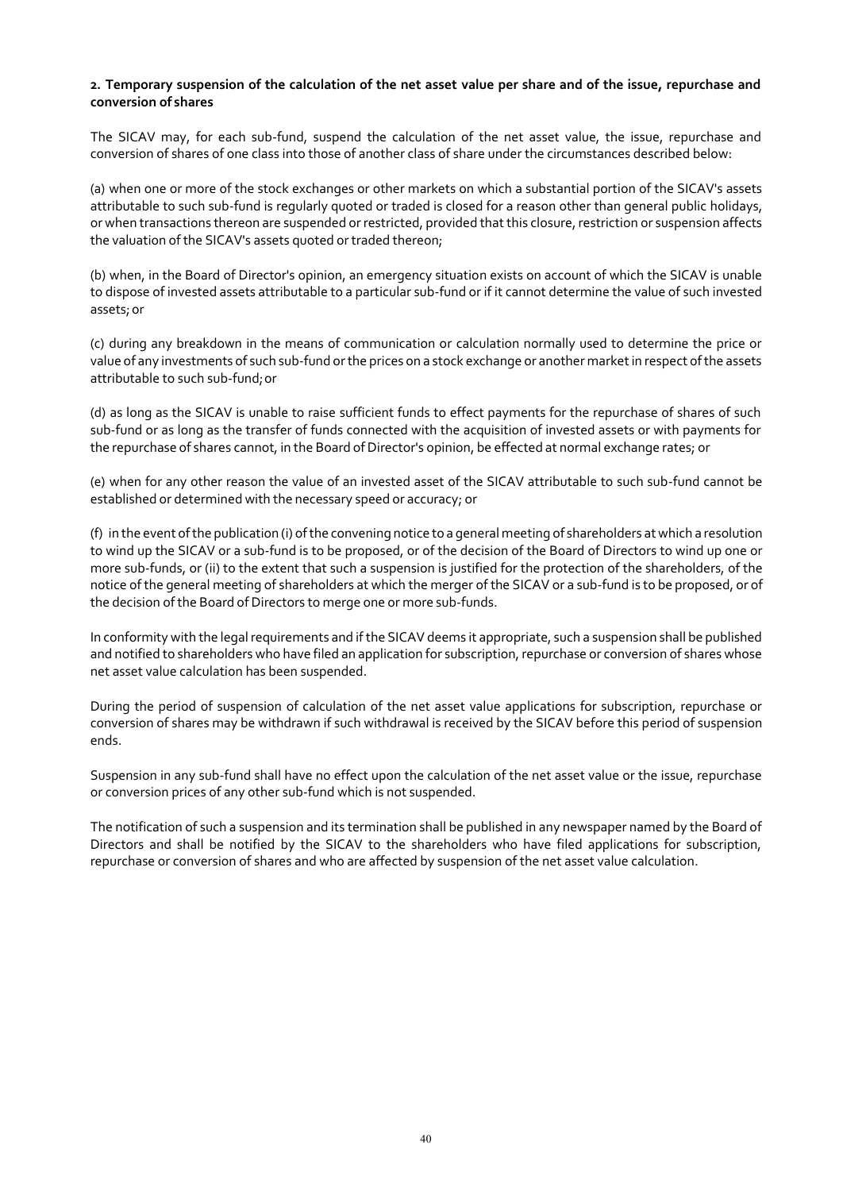**2. Temporary suspension of the calculation of the net asset value per share and of the issue, repurchase and conversion of shares**

The SICAV may, for each sub-fund, suspend the calculation of the net asset value, the issue, repurchase and conversion of shares of one class into those of another class of share under the circumstances described below:

(a) when one or more of the stock exchanges or other markets on which a substantial portion of the SICAV's assets attributable to such sub-fund is regularly quoted or traded is closed for a reason other than general public holidays, or when transactions thereon are suspended or restricted, provided that this closure, restriction or suspension affects the valuation of the SICAV's assets quoted or traded thereon;

(b) when, in the Board of Director's opinion, an emergency situation exists on account of which the SICAV is unable to dispose of invested assets attributable to a particular sub-fund or if it cannot determine the value of such invested assets; or

(c) during any breakdown in the means of communication or calculation normally used to determine the price or value of any investments of such sub-fund or the prices on a stock exchange or another market in respect of the assets attributable to such sub-fund; or

(d) as long as the SICAV is unable to raise sufficient funds to effect payments for the repurchase of shares of such sub-fund or as long as the transfer of funds connected with the acquisition of invested assets or with payments for the repurchase of shares cannot, in the Board of Director's opinion, be effected at normal exchange rates; or

(e) when for any other reason the value of an invested asset of the SICAV attributable to such sub-fund cannot be established or determined with the necessary speed or accuracy; or

(f) in the event of the publication (i) of the convening notice to a general meeting of shareholders at which a resolution to wind up the SICAV or a sub-fund is to be proposed, or of the decision of the Board of Directors to wind up one or more sub-funds, or (ii) to the extent that such a suspension is justified for the protection of the shareholders, of the notice of the general meeting of shareholders at which the merger of the SICAV or a sub-fund is to be proposed, or of the decision of the Board of Directors to merge one or more sub-funds.

In conformity with the legal requirements and if the SICAV deems it appropriate, such a suspension shall be published and notified to shareholders who have filed an application for subscription, repurchase or conversion of shares whose net asset value calculation has been suspended.

During the period of suspension of calculation of the net asset value applications for subscription, repurchase or conversion of shares may be withdrawn if such withdrawal is received by the SICAV before this period of suspension ends.

Suspension in any sub-fund shall have no effect upon the calculation of the net asset value or the issue, repurchase or conversion prices of any other sub-fund which is not suspended.

The notification of such a suspension and its termination shall be published in any newspaper named by the Board of Directors and shall be notified by the SICAV to the shareholders who have filed applications for subscription, repurchase or conversion of shares and who are affected by suspension of the net asset value calculation.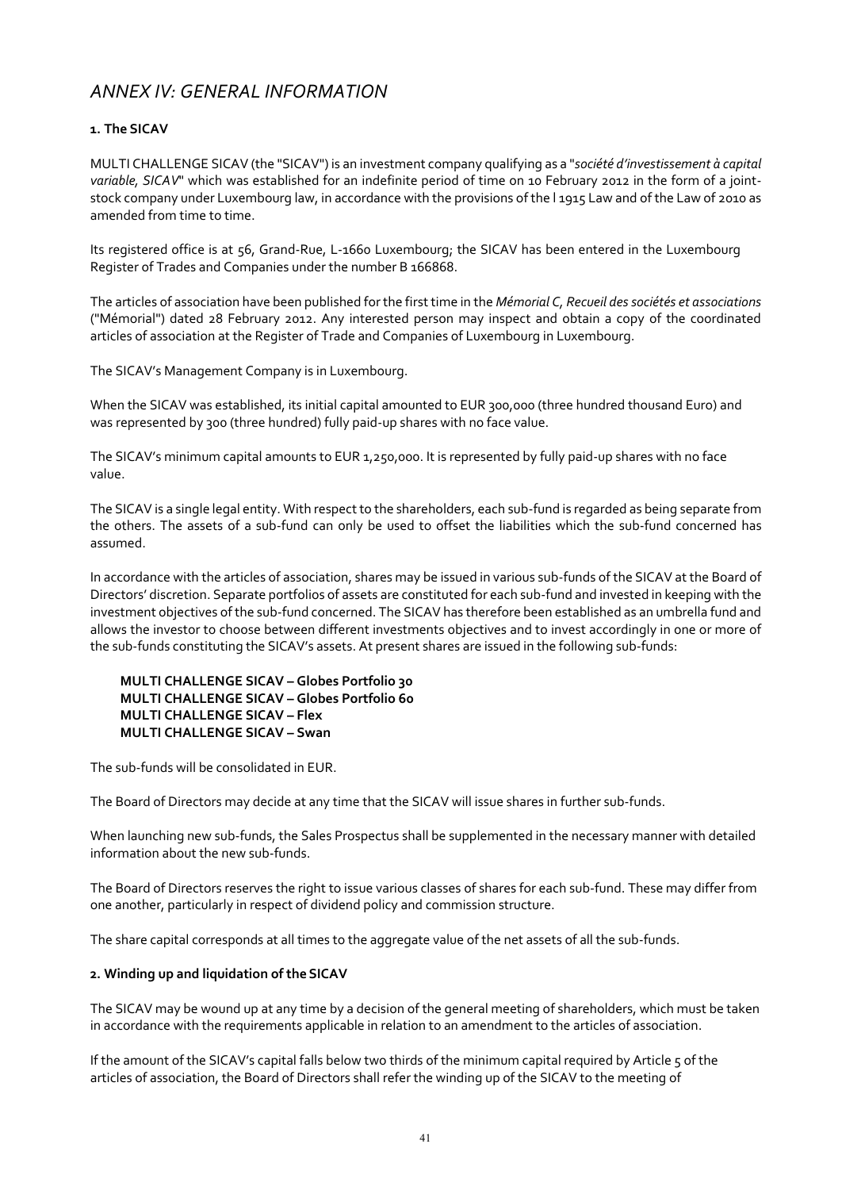# *ANNEX IV: GENERAL INFORMATION*

**1. The SICAV**

MULTI CHALLENGE SICAV (the "SICAV") is an investment company qualifying as a "*société d'investissement à capital variable, SICAV*" which was established for an indefinite period of time on 10 February 2012 in the form of a joint-stock company under Luxembourg law, in accordance with the provisions of the l 1915 Law and of the Law of 2010 as amended from time to time.

Its registered office is at 56, Grand-Rue, L-1660 Luxembourg; the SICAV has been entered in the Luxembourg Register of Trades and Companies under the number B 166868.

The articles of association have been published for the first time in the *Mémorial C, Recueil des sociétés et associations* ("Mémorial") dated 28 February 2012. Any interested person may inspect and obtain a copy of the coordinated articles of association at the Register of Trade and Companies of Luxembourg in Luxembourg.

The SICAV's Management Company is in Luxembourg.

When the SICAV was established, its initial capital amounted to EUR 300,000 (three hundred thousand Euro) and was represented by 300 (three hundred) fully paid-up shares with no face value.

The SICAV's minimum capital amounts to EUR 1,250,000. It is represented by fully paid-up shares with no face value.

The SICAV is a single legal entity. With respect to the shareholders, each sub-fund is regarded as being separate from the others. The assets of a sub-fund can only be used to offset the liabilities which the sub-fund concerned has assumed.

In accordance with the articles of association, shares may be issued in various sub-funds of the SICAV at the Board of Directors' discretion. Separate portfolios of assets are constituted for each sub-fund and invested in keeping with the investment objectives of the sub-fund concerned. The SICAV has therefore been established as an umbrella fund and allows the investor to choose between different investments objectives and to invest accordingly in one or more of the sub-funds constituting the SICAV's assets. At present shares are issued in the following sub-funds:

**MULTI CHALLENGE SICAV – Globes Portfolio 30**
**MULTI CHALLENGE SICAV – Globes Portfolio 60**
**MULTI CHALLENGE SICAV – Flex**
**MULTI CHALLENGE SICAV – Swan**

The sub-funds will be consolidated in EUR.

The Board of Directors may decide at any time that the SICAV will issue shares in further sub-funds.

When launching new sub-funds, the Sales Prospectus shall be supplemented in the necessary manner with detailed information about the new sub-funds.

The Board of Directors reserves the right to issue various classes of shares for each sub-fund. These may differ from one another, particularly in respect of dividend policy and commission structure.

The share capital corresponds at all times to the aggregate value of the net assets of all the sub-funds.

**2. Winding up and liquidation of the SICAV**

The SICAV may be wound up at any time by a decision of the general meeting of shareholders, which must be taken in accordance with the requirements applicable in relation to an amendment to the articles of association.

If the amount of the SICAV's capital falls below two thirds of the minimum capital required by Article 5 of the articles of association, the Board of Directors shall refer the winding up of the SICAV to the meeting of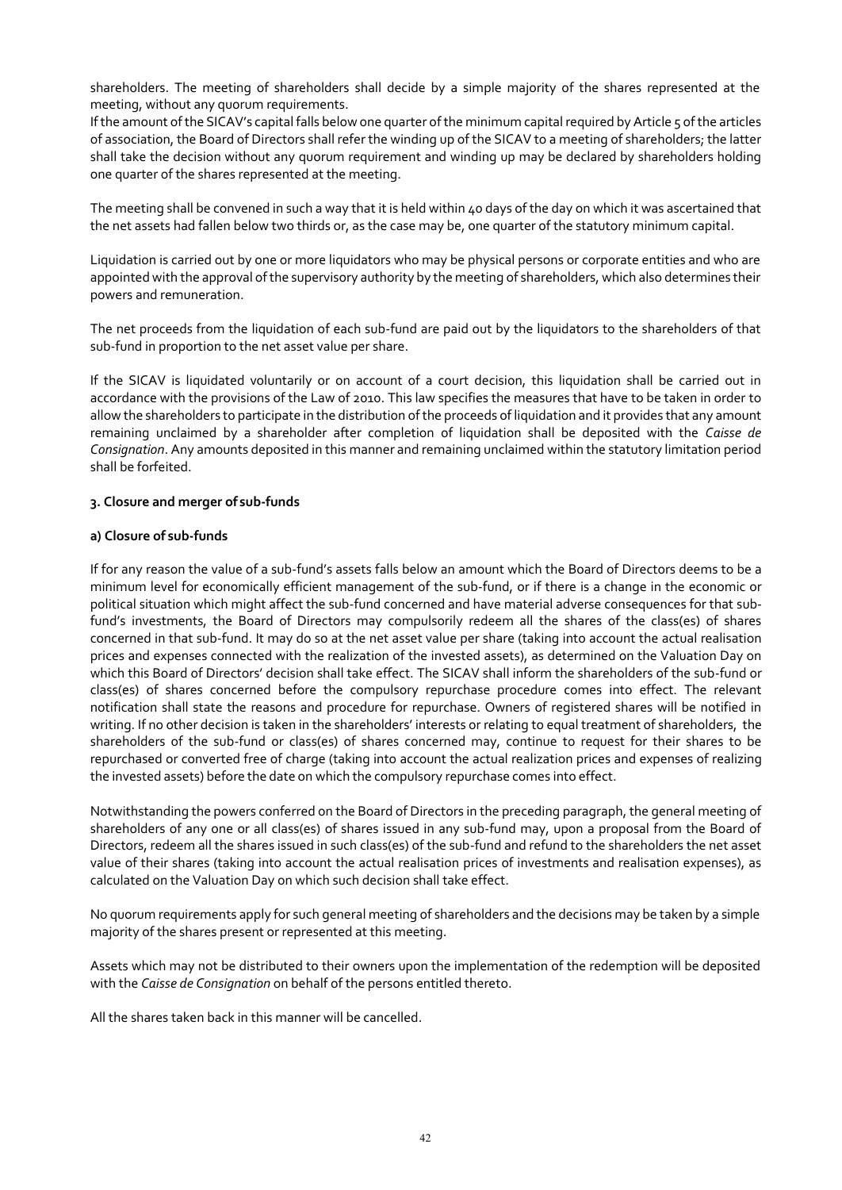shareholders. The meeting of shareholders shall decide by a simple majority of the shares represented at the meeting, without any quorum requirements.
If the amount of the SICAV's capital falls below one quarter of the minimum capital required by Article 5 of the articles of association, the Board of Directors shall refer the winding up of the SICAV to a meeting of shareholders; the latter shall take the decision without any quorum requirement and winding up may be declared by shareholders holding one quarter of the shares represented at the meeting.

The meeting shall be convened in such a way that it is held within 40 days of the day on which it was ascertained that the net assets had fallen below two thirds or, as the case may be, one quarter of the statutory minimum capital.

Liquidation is carried out by one or more liquidators who may be physical persons or corporate entities and who are appointed with the approval of the supervisory authority by the meeting of shareholders, which also determines their powers and remuneration.

The net proceeds from the liquidation of each sub-fund are paid out by the liquidators to the shareholders of that sub-fund in proportion to the net asset value per share.

If the SICAV is liquidated voluntarily or on account of a court decision, this liquidation shall be carried out in accordance with the provisions of the Law of 2010. This law specifies the measures that have to be taken in order to allow the shareholders to participate in the distribution of the proceeds of liquidation and it provides that any amount remaining unclaimed by a shareholder after completion of liquidation shall be deposited with the *Caisse de Consignation*. Any amounts deposited in this manner and remaining unclaimed within the statutory limitation period shall be forfeited.

**3. Closure and merger of sub-funds**

**a) Closure of sub-funds**

If for any reason the value of a sub-fund's assets falls below an amount which the Board of Directors deems to be a minimum level for economically efficient management of the sub-fund, or if there is a change in the economic or political situation which might affect the sub-fund concerned and have material adverse consequences for that sub-fund's investments, the Board of Directors may compulsorily redeem all the shares of the class(es) of shares concerned in that sub-fund. It may do so at the net asset value per share (taking into account the actual realisation prices and expenses connected with the realization of the invested assets), as determined on the Valuation Day on which this Board of Directors' decision shall take effect. The SICAV shall inform the shareholders of the sub-fund or class(es) of shares concerned before the compulsory repurchase procedure comes into effect. The relevant notification shall state the reasons and procedure for repurchase. Owners of registered shares will be notified in writing. If no other decision is taken in the shareholders' interests or relating to equal treatment of shareholders, the shareholders of the sub-fund or class(es) of shares concerned may, continue to request for their shares to be repurchased or converted free of charge (taking into account the actual realization prices and expenses of realizing the invested assets) before the date on which the compulsory repurchase comes into effect.

Notwithstanding the powers conferred on the Board of Directors in the preceding paragraph, the general meeting of shareholders of any one or all class(es) of shares issued in any sub-fund may, upon a proposal from the Board of Directors, redeem all the shares issued in such class(es) of the sub-fund and refund to the shareholders the net asset value of their shares (taking into account the actual realisation prices of investments and realisation expenses), as calculated on the Valuation Day on which such decision shall take effect.

No quorum requirements apply for such general meeting of shareholders and the decisions may be taken by a simple majority of the shares present or represented at this meeting.

Assets which may not be distributed to their owners upon the implementation of the redemption will be deposited with the *Caisse de Consignation* on behalf of the persons entitled thereto.

All the shares taken back in this manner will be cancelled.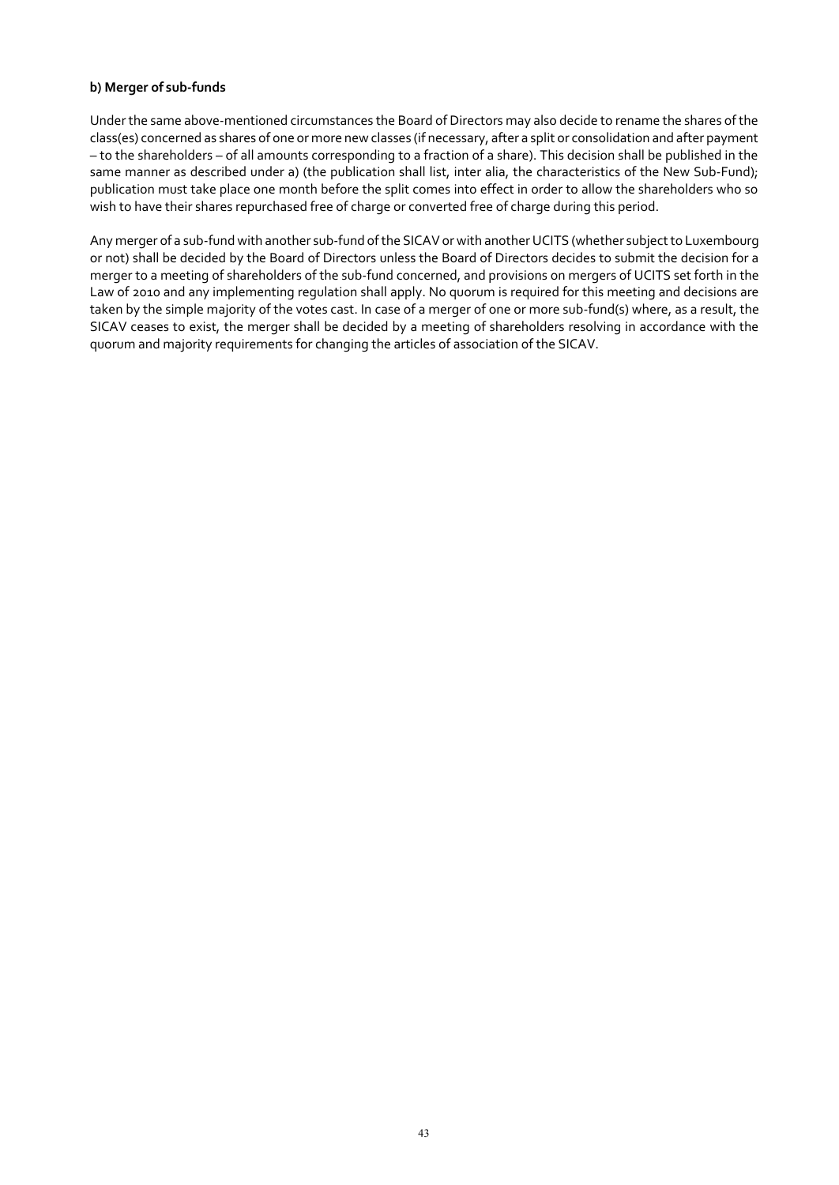**b) Merger of sub-funds**

Under the same above-mentioned circumstances the Board of Directors may also decide to rename the shares of the class(es) concerned as shares of one or more new classes (if necessary, after a split or consolidation and after payment – to the shareholders – of all amounts corresponding to a fraction of a share). This decision shall be published in the same manner as described under a) (the publication shall list, inter alia, the characteristics of the New Sub-Fund); publication must take place one month before the split comes into effect in order to allow the shareholders who so wish to have their shares repurchased free of charge or converted free of charge during this period.

Any merger of a sub-fund with another sub-fund of the SICAV or with another UCITS (whether subject to Luxembourg or not) shall be decided by the Board of Directors unless the Board of Directors decides to submit the decision for a merger to a meeting of shareholders of the sub-fund concerned, and provisions on mergers of UCITS set forth in the Law of 2010 and any implementing regulation shall apply. No quorum is required for this meeting and decisions are taken by the simple majority of the votes cast. In case of a merger of one or more sub-fund(s) where, as a result, the SICAV ceases to exist, the merger shall be decided by a meeting of shareholders resolving in accordance with the quorum and majority requirements for changing the articles of association of the SICAV.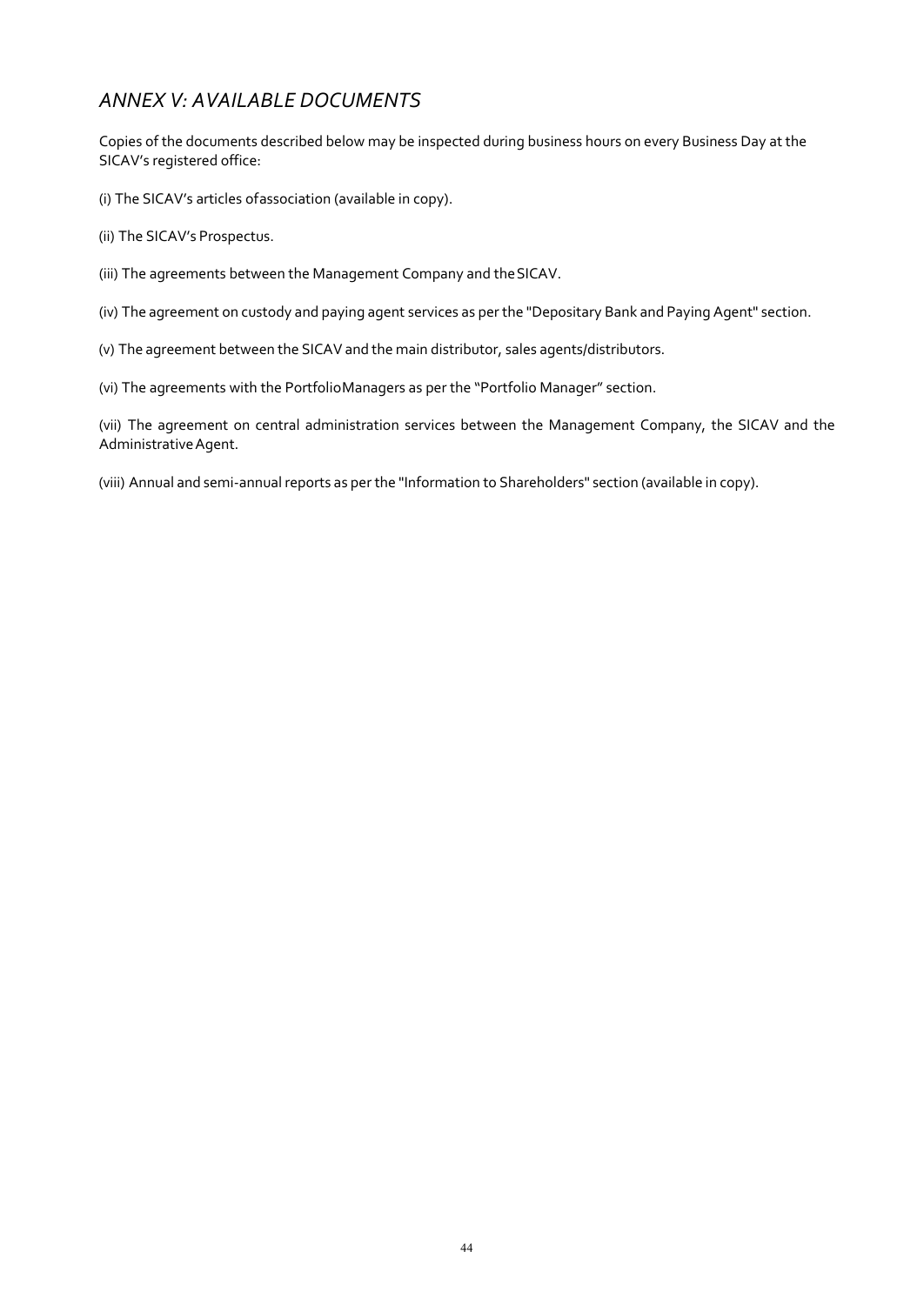## *ANNEX V: AVAILABLE DOCUMENTS*

Copies of the documents described below may be inspected during business hours on every Business Day at the SICAV's registered office:

(i) The SICAV's articles ofassociation (available in copy).

(ii) The SICAV's Prospectus.

(iii) The agreements between the Management Company and theSICAV.

(iv) The agreement on custody and paying agent services as per the "Depositary Bank and Paying Agent" section.

(v) The agreement between the SICAV and the main distributor, sales agents/distributors.

(vi) The agreements with the PortfolioManagers as per the "Portfolio Manager" section.

(vii) The agreement on central administration services between the Management Company, the SICAV and the AdministrativeAgent.

(viii) Annual and semi-annual reports as per the "Information to Shareholders" section (available in copy).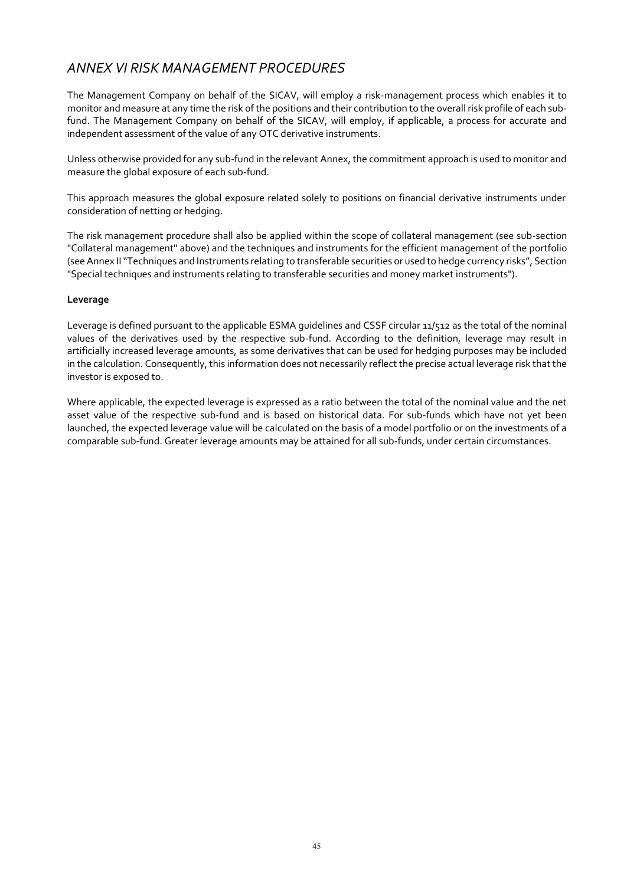## *ANNEX VI RISK MANAGEMENT PROCEDURES*

The Management Company on behalf of the SICAV, will employ a risk-management process which enables it to monitor and measure at any time the risk of the positions and their contribution to the overall risk profile of each sub-fund. The Management Company on behalf of the SICAV, will employ, if applicable, a process for accurate and independent assessment of the value of any OTC derivative instruments.

Unless otherwise provided for any sub-fund in the relevant Annex, the commitment approach is used to monitor and measure the global exposure of each sub-fund.

This approach measures the global exposure related solely to positions on financial derivative instruments under consideration of netting or hedging.

The risk management procedure shall also be applied within the scope of collateral management (see sub-section "Collateral management" above) and the techniques and instruments for the efficient management of the portfolio (see Annex II "Techniques and Instruments relating to transferable securities or used to hedge currency risks", Section "Special techniques and instruments relating to transferable securities and money market instruments").

**Leverage**

Leverage is defined pursuant to the applicable ESMA guidelines and CSSF circular 11/512 as the total of the nominal values of the derivatives used by the respective sub-fund. According to the definition, leverage may result in artificially increased leverage amounts, as some derivatives that can be used for hedging purposes may be included in the calculation. Consequently, this information does not necessarily reflect the precise actual leverage risk that the investor is exposed to.

Where applicable, the expected leverage is expressed as a ratio between the total of the nominal value and the net asset value of the respective sub-fund and is based on historical data. For sub-funds which have not yet been launched, the expected leverage value will be calculated on the basis of a model portfolio or on the investments of a comparable sub-fund. Greater leverage amounts may be attained for all sub-funds, under certain circumstances.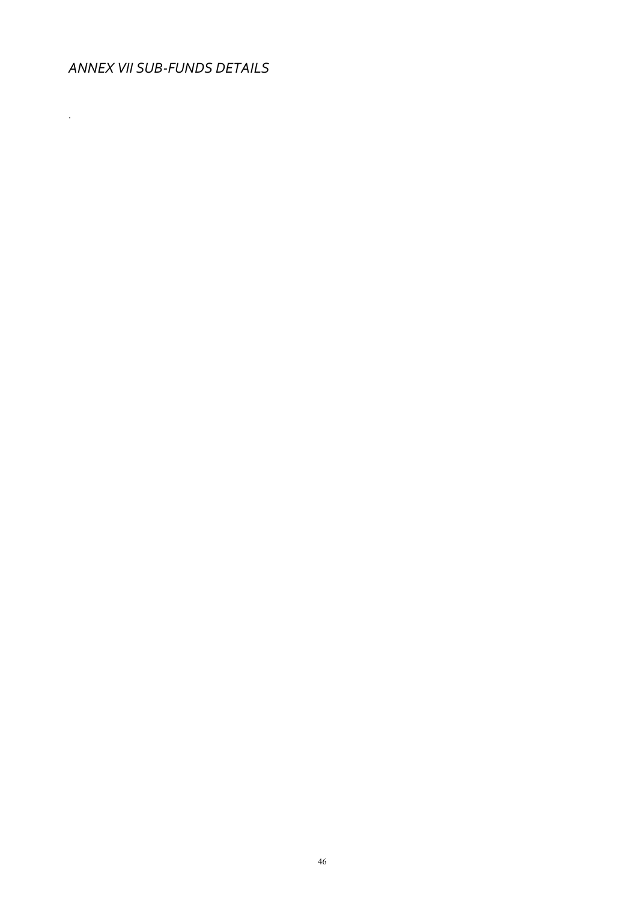*ANNEX VII SUB-FUNDS DETAILS*

.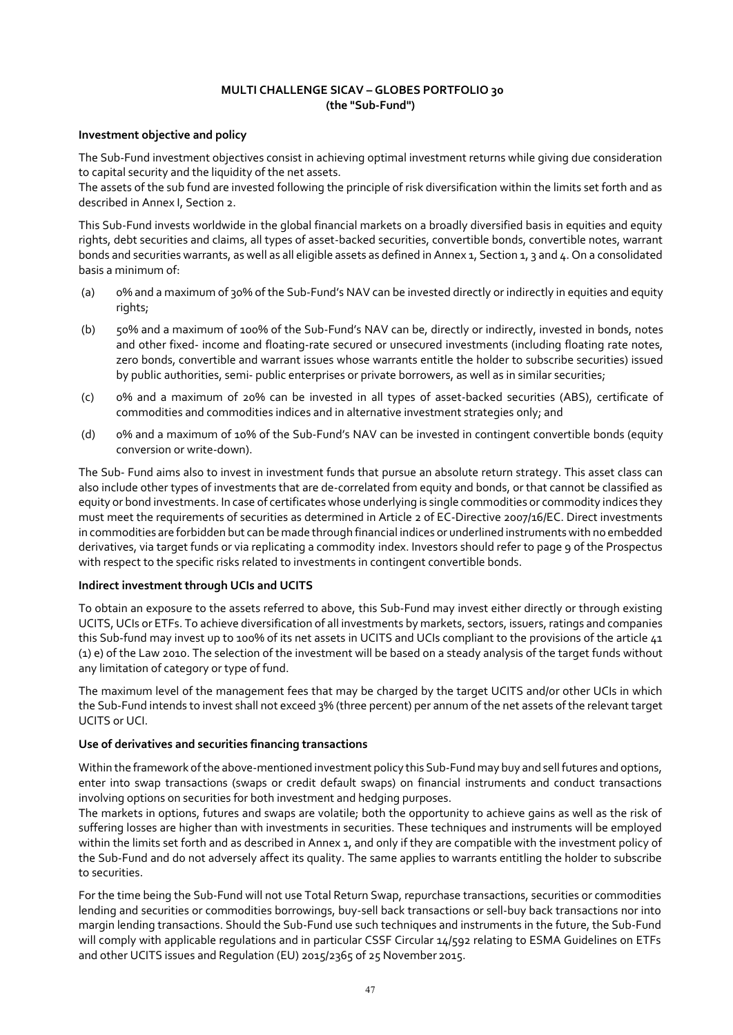**MULTI CHALLENGE SICAV – GLOBES PORTFOLIO 30**
**(the "Sub-Fund")**

**Investment objective and policy**

The Sub-Fund investment objectives consist in achieving optimal investment returns while giving due consideration to capital security and the liquidity of the net assets.
The assets of the sub fund are invested following the principle of risk diversification within the limits set forth and as described in Annex I, Section 2.

This Sub-Fund invests worldwide in the global financial markets on a broadly diversified basis in equities and equity rights, debt securities and claims, all types of asset-backed securities, convertible bonds, convertible notes, warrant bonds and securities warrants, as well as all eligible assets as defined in Annex 1, Section 1, 3 and 4. On a consolidated basis a minimum of:

(a) 0% and a maximum of 30% of the Sub-Fund's NAV can be invested directly or indirectly in equities and equity rights;

(b) 50% and a maximum of 100% of the Sub-Fund's NAV can be, directly or indirectly, invested in bonds, notes and other fixed- income and floating-rate secured or unsecured investments (including floating rate notes, zero bonds, convertible and warrant issues whose warrants entitle the holder to subscribe securities) issued by public authorities, semi- public enterprises or private borrowers, as well as in similar securities;

(c) 0% and a maximum of 20% can be invested in all types of asset-backed securities (ABS), certificate of commodities and commodities indices and in alternative investment strategies only; and

(d) 0% and a maximum of 10% of the Sub-Fund's NAV can be invested in contingent convertible bonds (equity conversion or write-down).

The Sub- Fund aims also to invest in investment funds that pursue an absolute return strategy. This asset class can also include other types of investments that are de-correlated from equity and bonds, or that cannot be classified as equity or bond investments. In case of certificates whose underlying is single commodities or commodity indices they must meet the requirements of securities as determined in Article 2 of EC-Directive 2007/16/EC. Direct investments in commodities are forbidden but can be made through financial indices or underlined instruments with no embedded derivatives, via target funds or via replicating a commodity index. Investors should refer to page 9 of the Prospectus with respect to the specific risks related to investments in contingent convertible bonds.

**Indirect investment through UCIs and UCITS**

To obtain an exposure to the assets referred to above, this Sub-Fund may invest either directly or through existing UCITS, UCIs or ETFs. To achieve diversification of all investments by markets, sectors, issuers, ratings and companies this Sub-fund may invest up to 100% of its net assets in UCITS and UCIs compliant to the provisions of the article 41 (1) e) of the Law 2010. The selection of the investment will be based on a steady analysis of the target funds without any limitation of category or type of fund.

The maximum level of the management fees that may be charged by the target UCITS and/or other UCIs in which the Sub-Fund intends to invest shall not exceed 3% (three percent) per annum of the net assets of the relevant target UCITS or UCI.

**Use of derivatives and securities financing transactions**

Within the framework of the above-mentioned investment policy this Sub-Fund may buy and sell futures and options, enter into swap transactions (swaps or credit default swaps) on financial instruments and conduct transactions involving options on securities for both investment and hedging purposes.
The markets in options, futures and swaps are volatile; both the opportunity to achieve gains as well as the risk of suffering losses are higher than with investments in securities. These techniques and instruments will be employed within the limits set forth and as described in Annex 1, and only if they are compatible with the investment policy of the Sub-Fund and do not adversely affect its quality. The same applies to warrants entitling the holder to subscribe to securities.

For the time being the Sub-Fund will not use Total Return Swap, repurchase transactions, securities or commodities lending and securities or commodities borrowings, buy-sell back transactions or sell-buy back transactions nor into margin lending transactions. Should the Sub-Fund use such techniques and instruments in the future, the Sub-Fund will comply with applicable regulations and in particular CSSF Circular 14/592 relating to ESMA Guidelines on ETFs and other UCITS issues and Regulation (EU) 2015/2365 of 25 November 2015.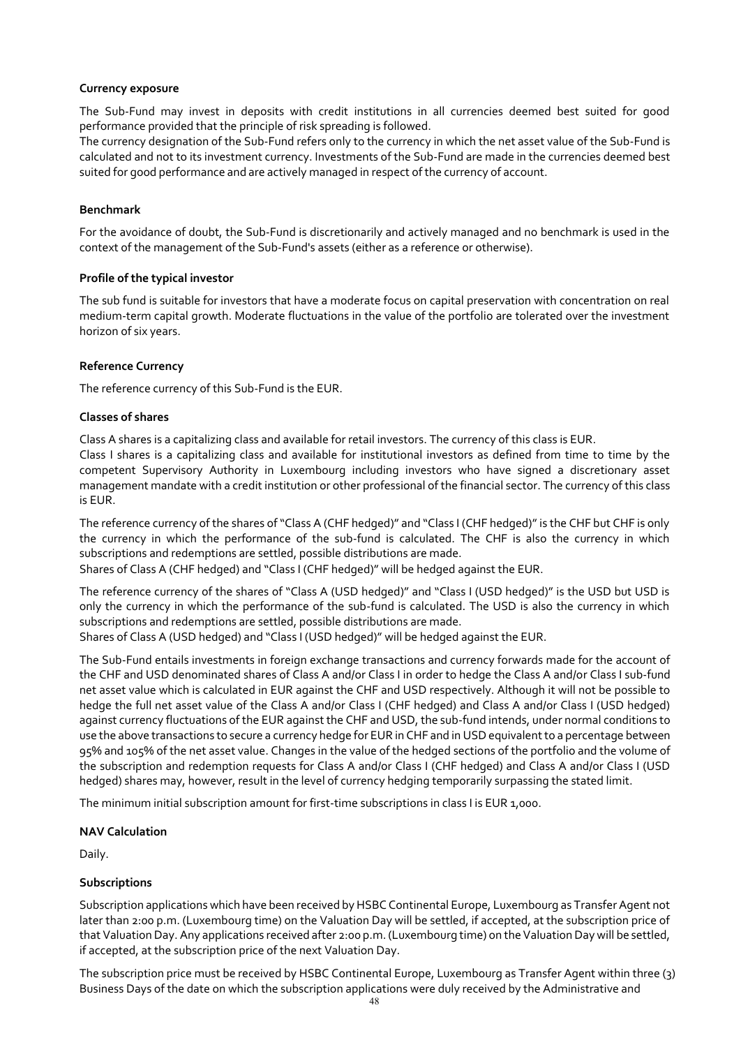**Currency exposure**

The Sub-Fund may invest in deposits with credit institutions in all currencies deemed best suited for good performance provided that the principle of risk spreading is followed.

The currency designation of the Sub-Fund refers only to the currency in which the net asset value of the Sub-Fund is calculated and not to its investment currency. Investments of the Sub-Fund are made in the currencies deemed best suited for good performance and are actively managed in respect of the currency of account.

**Benchmark**

For the avoidance of doubt, the Sub-Fund is discretionarily and actively managed and no benchmark is used in the context of the management of the Sub-Fund's assets (either as a reference or otherwise).

**Profile of the typical investor**

The sub fund is suitable for investors that have a moderate focus on capital preservation with concentration on real medium-term capital growth. Moderate fluctuations in the value of the portfolio are tolerated over the investment horizon of six years.

**Reference Currency**

The reference currency of this Sub-Fund is the EUR.

**Classes of shares**

Class A shares is a capitalizing class and available for retail investors. The currency of this class is EUR.

Class I shares is a capitalizing class and available for institutional investors as defined from time to time by the competent Supervisory Authority in Luxembourg including investors who have signed a discretionary asset management mandate with a credit institution or other professional of the financial sector. The currency of this class is EUR.

The reference currency of the shares of "Class A (CHF hedged)" and "Class I (CHF hedged)" is the CHF but CHF is only the currency in which the performance of the sub-fund is calculated. The CHF is also the currency in which subscriptions and redemptions are settled, possible distributions are made.

Shares of Class A (CHF hedged) and "Class I (CHF hedged)" will be hedged against the EUR.

The reference currency of the shares of "Class A (USD hedged)" and "Class I (USD hedged)" is the USD but USD is only the currency in which the performance of the sub-fund is calculated. The USD is also the currency in which subscriptions and redemptions are settled, possible distributions are made.

Shares of Class A (USD hedged) and "Class I (USD hedged)" will be hedged against the EUR.

The Sub-Fund entails investments in foreign exchange transactions and currency forwards made for the account of the CHF and USD denominated shares of Class A and/or Class I in order to hedge the Class A and/or Class I sub-fund net asset value which is calculated in EUR against the CHF and USD respectively. Although it will not be possible to hedge the full net asset value of the Class A and/or Class I (CHF hedged) and Class A and/or Class I (USD hedged) against currency fluctuations of the EUR against the CHF and USD, the sub-fund intends, under normal conditions to use the above transactions to secure a currency hedge for EUR in CHF and in USD equivalent to a percentage between 95% and 105% of the net asset value. Changes in the value of the hedged sections of the portfolio and the volume of the subscription and redemption requests for Class A and/or Class I (CHF hedged) and Class A and/or Class I (USD hedged) shares may, however, result in the level of currency hedging temporarily surpassing the stated limit.

The minimum initial subscription amount for first-time subscriptions in class I is EUR 1,000.

**NAV Calculation**

Daily.

**Subscriptions**

Subscription applications which have been received by HSBC Continental Europe, Luxembourg as Transfer Agent not later than 2:00 p.m. (Luxembourg time) on the Valuation Day will be settled, if accepted, at the subscription price of that Valuation Day. Any applications received after 2:00 p.m. (Luxembourg time) on the Valuation Day will be settled, if accepted, at the subscription price of the next Valuation Day.

The subscription price must be received by HSBC Continental Europe, Luxembourg as Transfer Agent within three (3) Business Days of the date on which the subscription applications were duly received by the Administrative and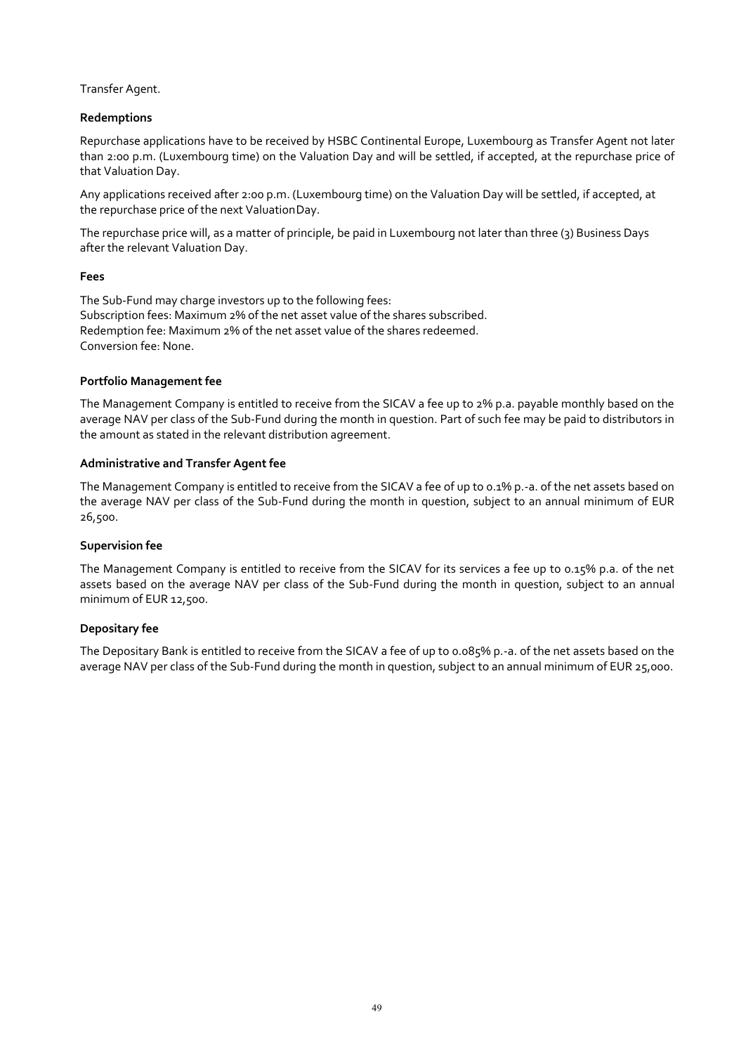Transfer Agent.

**Redemptions**

Repurchase applications have to be received by HSBC Continental Europe, Luxembourg as Transfer Agent not later than 2:00 p.m. (Luxembourg time) on the Valuation Day and will be settled, if accepted, at the repurchase price of that Valuation Day.

Any applications received after 2:00 p.m. (Luxembourg time) on the Valuation Day will be settled, if accepted, at the repurchase price of the next Valuation Day.

The repurchase price will, as a matter of principle, be paid in Luxembourg not later than three (3) Business Days after the relevant Valuation Day.

**Fees**

The Sub-Fund may charge investors up to the following fees:
Subscription fees: Maximum 2% of the net asset value of the shares subscribed.
Redemption fee: Maximum 2% of the net asset value of the shares redeemed.
Conversion fee: None.

**Portfolio Management fee**

The Management Company is entitled to receive from the SICAV a fee up to 2% p.a. payable monthly based on the average NAV per class of the Sub-Fund during the month in question. Part of such fee may be paid to distributors in the amount as stated in the relevant distribution agreement.

**Administrative and Transfer Agent fee**

The Management Company is entitled to receive from the SICAV a fee of up to 0.1% p.-a. of the net assets based on the average NAV per class of the Sub-Fund during the month in question, subject to an annual minimum of EUR 26,500.

**Supervision fee**

The Management Company is entitled to receive from the SICAV for its services a fee up to 0.15% p.a. of the net assets based on the average NAV per class of the Sub-Fund during the month in question, subject to an annual minimum of EUR 12,500.

**Depositary fee**

The Depositary Bank is entitled to receive from the SICAV a fee of up to 0.085% p.-a. of the net assets based on the average NAV per class of the Sub-Fund during the month in question, subject to an annual minimum of EUR 25,000.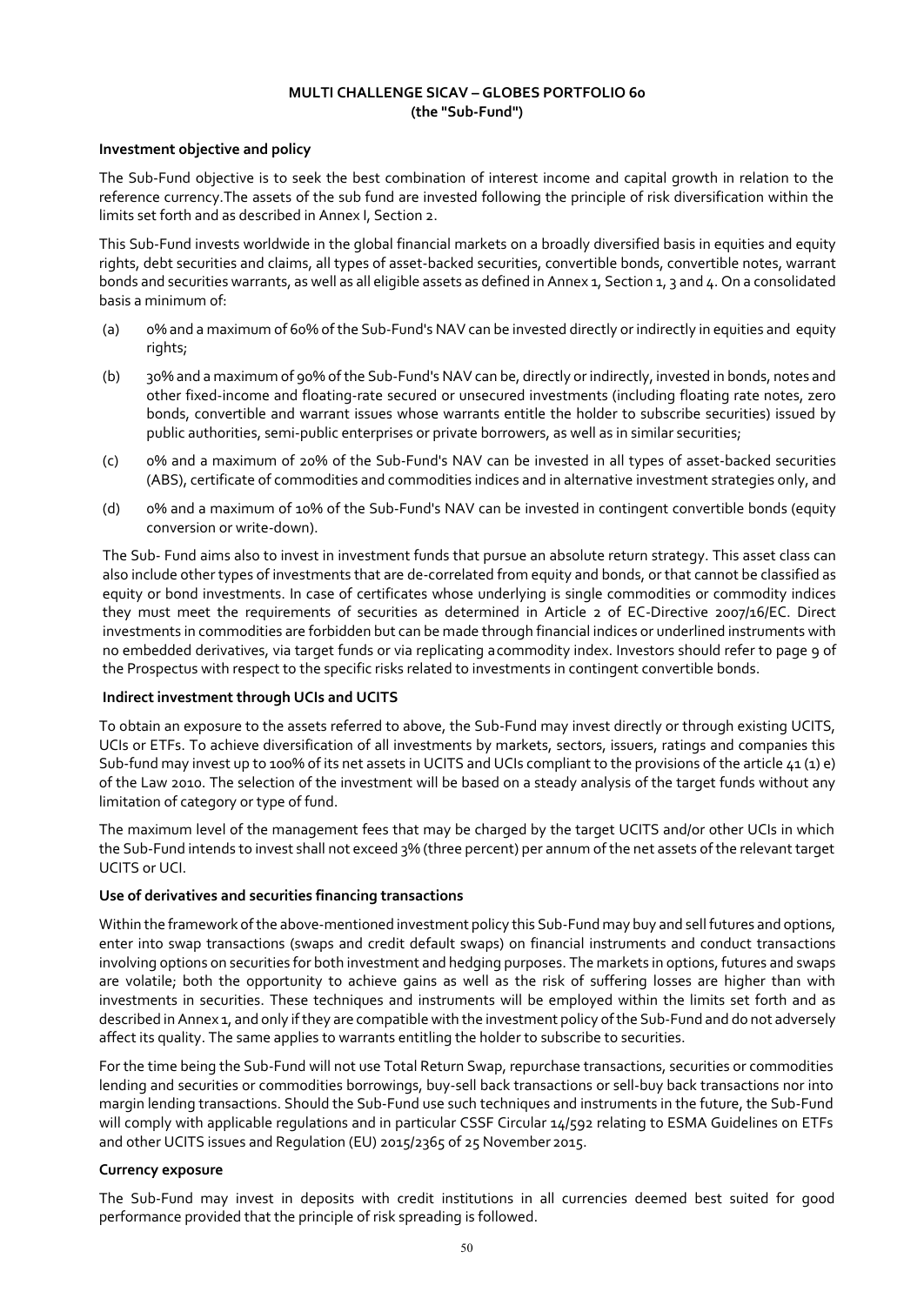**MULTI CHALLENGE SICAV – GLOBES PORTFOLIO 60**
**(the "Sub-Fund")**

**Investment objective and policy**

The Sub-Fund objective is to seek the best combination of interest income and capital growth in relation to the reference currency.The assets of the sub fund are invested following the principle of risk diversification within the limits set forth and as described in Annex I, Section 2.

This Sub-Fund invests worldwide in the global financial markets on a broadly diversified basis in equities and equity rights, debt securities and claims, all types of asset-backed securities, convertible bonds, convertible notes, warrant bonds and securities warrants, as well as all eligible assets as defined in Annex 1, Section 1, 3 and 4. On a consolidated basis a minimum of:

(a) 0% and a maximum of 60% of the Sub-Fund's NAV can be invested directly or indirectly in equities and equity rights;

(b) 30% and a maximum of 90% of the Sub-Fund's NAV can be, directly or indirectly, invested in bonds, notes and other fixed-income and floating-rate secured or unsecured investments (including floating rate notes, zero bonds, convertible and warrant issues whose warrants entitle the holder to subscribe securities) issued by public authorities, semi-public enterprises or private borrowers, as well as in similar securities;

(c) 0% and a maximum of 20% of the Sub-Fund's NAV can be invested in all types of asset-backed securities (ABS), certificate of commodities and commodities indices and in alternative investment strategies only, and

(d) 0% and a maximum of 10% of the Sub-Fund's NAV can be invested in contingent convertible bonds (equity conversion or write-down).

The Sub- Fund aims also to invest in investment funds that pursue an absolute return strategy. This asset class can also include other types of investments that are de-correlated from equity and bonds, or that cannot be classified as equity or bond investments. In case of certificates whose underlying is single commodities or commodity indices they must meet the requirements of securities as determined in Article 2 of EC-Directive 2007/16/EC. Direct investments in commodities are forbidden but can be made through financial indices or underlined instruments with no embedded derivatives, via target funds or via replicating a commodity index. Investors should refer to page 9 of the Prospectus with respect to the specific risks related to investments in contingent convertible bonds.

**Indirect investment through UCIs and UCITS**

To obtain an exposure to the assets referred to above, the Sub-Fund may invest directly or through existing UCITS, UCIs or ETFs. To achieve diversification of all investments by markets, sectors, issuers, ratings and companies this Sub-fund may invest up to 100% of its net assets in UCITS and UCIs compliant to the provisions of the article 41 (1) e) of the Law 2010. The selection of the investment will be based on a steady analysis of the target funds without any limitation of category or type of fund.

The maximum level of the management fees that may be charged by the target UCITS and/or other UCIs in which the Sub-Fund intends to invest shall not exceed 3% (three percent) per annum of the net assets of the relevant target UCITS or UCI.

**Use of derivatives and securities financing transactions**

Within the framework of the above-mentioned investment policy this Sub-Fund may buy and sell futures and options, enter into swap transactions (swaps and credit default swaps) on financial instruments and conduct transactions involving options on securities for both investment and hedging purposes. The markets in options, futures and swaps are volatile; both the opportunity to achieve gains as well as the risk of suffering losses are higher than with investments in securities. These techniques and instruments will be employed within the limits set forth and as described in Annex 1, and only if they are compatible with the investment policy of the Sub-Fund and do not adversely affect its quality. The same applies to warrants entitling the holder to subscribe to securities.

For the time being the Sub-Fund will not use Total Return Swap, repurchase transactions, securities or commodities lending and securities or commodities borrowings, buy-sell back transactions or sell-buy back transactions nor into margin lending transactions. Should the Sub-Fund use such techniques and instruments in the future, the Sub-Fund will comply with applicable regulations and in particular CSSF Circular 14/592 relating to ESMA Guidelines on ETFs and other UCITS issues and Regulation (EU) 2015/2365 of 25 November 2015.

**Currency exposure**

The Sub-Fund may invest in deposits with credit institutions in all currencies deemed best suited for good performance provided that the principle of risk spreading is followed.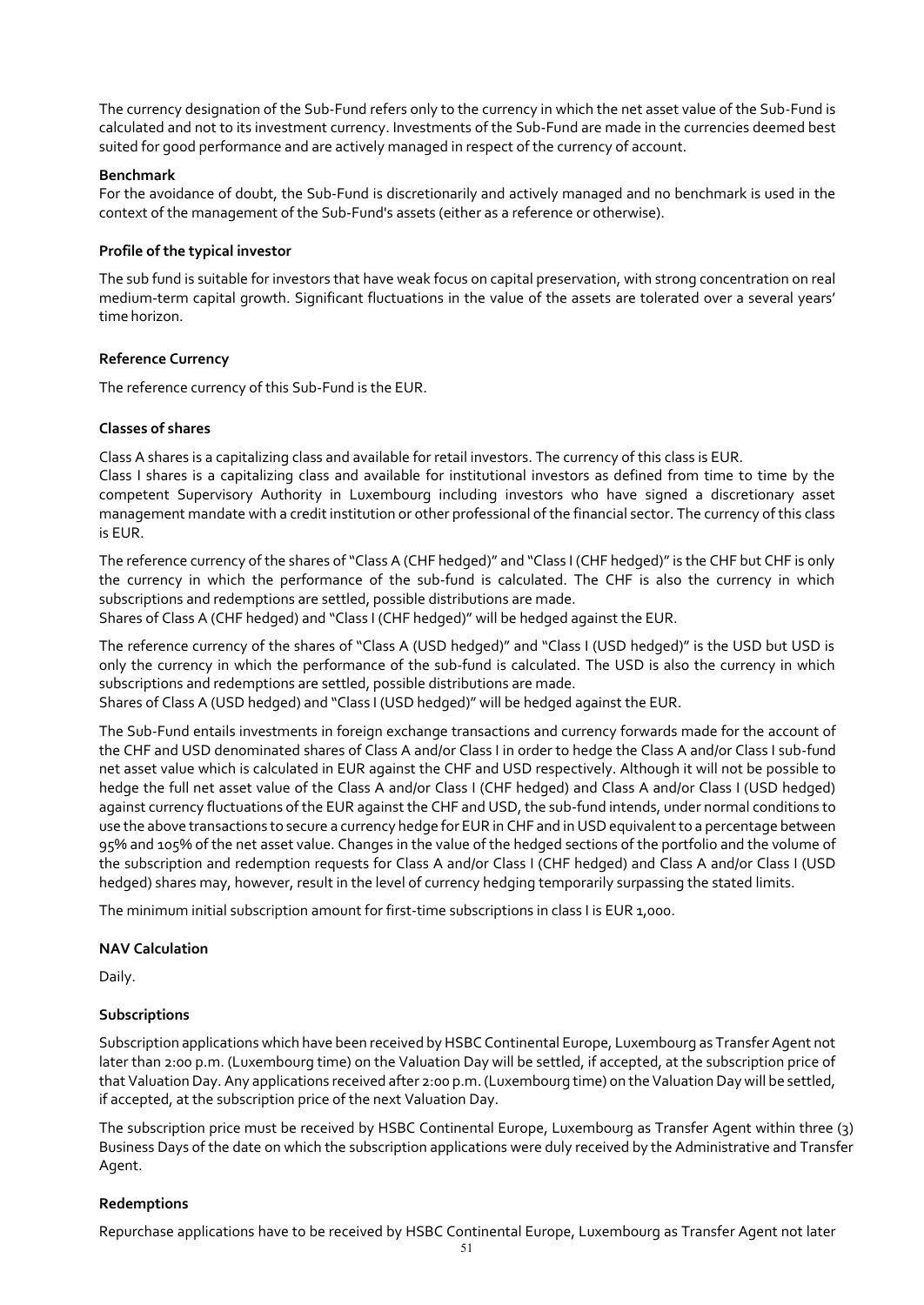The currency designation of the Sub-Fund refers only to the currency in which the net asset value of the Sub-Fund is calculated and not to its investment currency. Investments of the Sub-Fund are made in the currencies deemed best suited for good performance and are actively managed in respect of the currency of account.

**Benchmark**

For the avoidance of doubt, the Sub-Fund is discretionarily and actively managed and no benchmark is used in the context of the management of the Sub-Fund's assets (either as a reference or otherwise).

**Profile of the typical investor**

The sub fund is suitable for investors that have weak focus on capital preservation, with strong concentration on real medium-term capital growth. Significant fluctuations in the value of the assets are tolerated over a several years' time horizon.

**Reference Currency**

The reference currency of this Sub-Fund is the EUR.

**Classes of shares**

Class A shares is a capitalizing class and available for retail investors. The currency of this class is EUR.
Class I shares is a capitalizing class and available for institutional investors as defined from time to time by the competent Supervisory Authority in Luxembourg including investors who have signed a discretionary asset management mandate with a credit institution or other professional of the financial sector. The currency of this class is EUR.

The reference currency of the shares of "Class A (CHF hedged)" and "Class I (CHF hedged)" is the CHF but CHF is only the currency in which the performance of the sub-fund is calculated. The CHF is also the currency in which subscriptions and redemptions are settled, possible distributions are made.
Shares of Class A (CHF hedged) and "Class I (CHF hedged)" will be hedged against the EUR.

The reference currency of the shares of "Class A (USD hedged)" and "Class I (USD hedged)" is the USD but USD is only the currency in which the performance of the sub-fund is calculated. The USD is also the currency in which subscriptions and redemptions are settled, possible distributions are made.
Shares of Class A (USD hedged) and "Class I (USD hedged)" will be hedged against the EUR.

The Sub-Fund entails investments in foreign exchange transactions and currency forwards made for the account of the CHF and USD denominated shares of Class A and/or Class I in order to hedge the Class A and/or Class I sub-fund net asset value which is calculated in EUR against the CHF and USD respectively. Although it will not be possible to hedge the full net asset value of the Class A and/or Class I (CHF hedged) and Class A and/or Class I (USD hedged) against currency fluctuations of the EUR against the CHF and USD, the sub-fund intends, under normal conditions to use the above transactions to secure a currency hedge for EUR in CHF and in USD equivalent to a percentage between 95% and 105% of the net asset value. Changes in the value of the hedged sections of the portfolio and the volume of the subscription and redemption requests for Class A and/or Class I (CHF hedged) and Class A and/or Class I (USD hedged) shares may, however, result in the level of currency hedging temporarily surpassing the stated limits.

The minimum initial subscription amount for first-time subscriptions in class I is EUR 1,000.

**NAV Calculation**

Daily.

**Subscriptions**

Subscription applications which have been received by HSBC Continental Europe, Luxembourg as Transfer Agent not later than 2:00 p.m. (Luxembourg time) on the Valuation Day will be settled, if accepted, at the subscription price of that Valuation Day. Any applications received after 2:00 p.m. (Luxembourg time) on the Valuation Day will be settled, if accepted, at the subscription price of the next Valuation Day.

The subscription price must be received by HSBC Continental Europe, Luxembourg as Transfer Agent within three (3) Business Days of the date on which the subscription applications were duly received by the Administrative and Transfer Agent.

**Redemptions**

Repurchase applications have to be received by HSBC Continental Europe, Luxembourg as Transfer Agent not later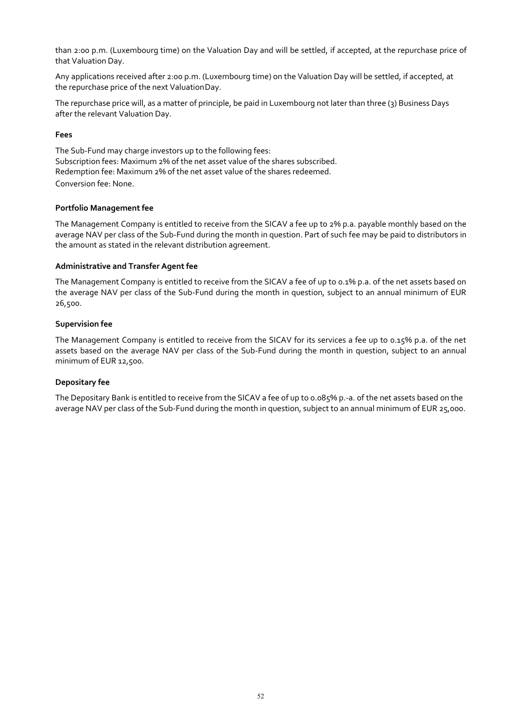than 2:00 p.m. (Luxembourg time) on the Valuation Day and will be settled, if accepted, at the repurchase price of that Valuation Day.

Any applications received after 2:00 p.m. (Luxembourg time) on the Valuation Day will be settled, if accepted, at the repurchase price of the next ValuationDay.

The repurchase price will, as a matter of principle, be paid in Luxembourg not later than three (3) Business Days after the relevant Valuation Day.

**Fees**

The Sub-Fund may charge investors up to the following fees:
Subscription fees: Maximum 2% of the net asset value of the shares subscribed.
Redemption fee: Maximum 2% of the net asset value of the shares redeemed.
Conversion fee: None.

**Portfolio Management fee**

The Management Company is entitled to receive from the SICAV a fee up to 2% p.a. payable monthly based on the average NAV per class of the Sub-Fund during the month in question. Part of such fee may be paid to distributors in the amount as stated in the relevant distribution agreement.

**Administrative and Transfer Agent fee**

The Management Company is entitled to receive from the SICAV a fee of up to 0.1% p.a. of the net assets based on the average NAV per class of the Sub-Fund during the month in question, subject to an annual minimum of EUR 26,500.

**Supervision fee**

The Management Company is entitled to receive from the SICAV for its services a fee up to 0.15% p.a. of the net assets based on the average NAV per class of the Sub-Fund during the month in question, subject to an annual minimum of EUR 12,500.

**Depositary fee**

The Depositary Bank is entitled to receive from the SICAV a fee of up to 0.085% p.-a. of the net assets based on the average NAV per class of the Sub-Fund during the month in question, subject to an annual minimum of EUR 25,000.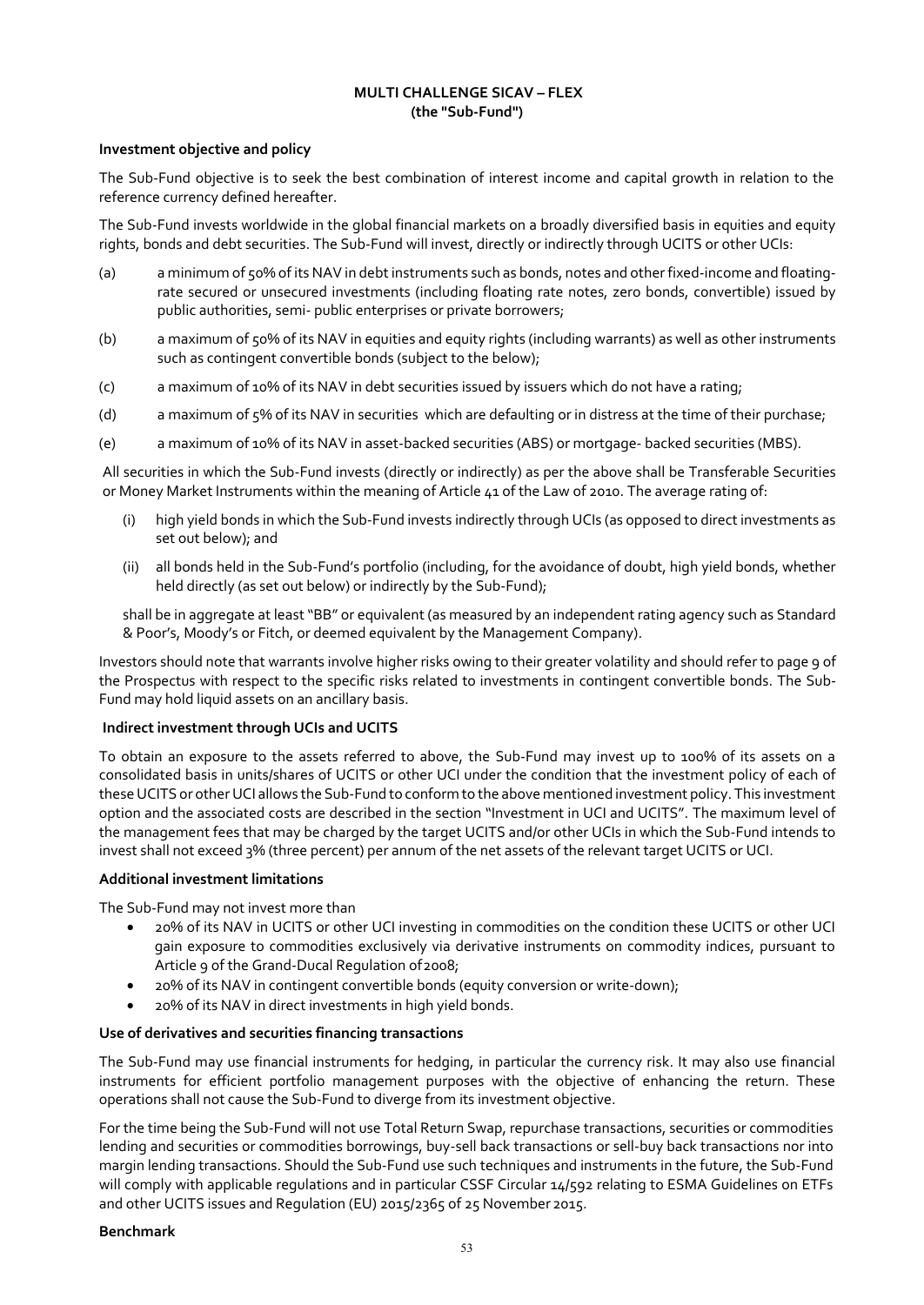**MULTI CHALLENGE SICAV – FLEX**
**(the "Sub-Fund")**

**Investment objective and policy**

The Sub-Fund objective is to seek the best combination of interest income and capital growth in relation to the reference currency defined hereafter.

The Sub-Fund invests worldwide in the global financial markets on a broadly diversified basis in equities and equity rights, bonds and debt securities. The Sub-Fund will invest, directly or indirectly through UCITS or other UCIs:

(a) a minimum of 50% of its NAV in debt instruments such as bonds, notes and other fixed-income and floating-rate secured or unsecured investments (including floating rate notes, zero bonds, convertible) issued by public authorities, semi- public enterprises or private borrowers;

(b) a maximum of 50% of its NAV in equities and equity rights (including warrants) as well as other instruments such as contingent convertible bonds (subject to the below);

(c) a maximum of 10% of its NAV in debt securities issued by issuers which do not have a rating;

(d) a maximum of 5% of its NAV in securities which are defaulting or in distress at the time of their purchase;

(e) a maximum of 10% of its NAV in asset-backed securities (ABS) or mortgage- backed securities (MBS).

All securities in which the Sub-Fund invests (directly or indirectly) as per the above shall be Transferable Securities or Money Market Instruments within the meaning of Article 41 of the Law of 2010. The average rating of:

(i) high yield bonds in which the Sub-Fund invests indirectly through UCIs (as opposed to direct investments as set out below); and

(ii) all bonds held in the Sub-Fund's portfolio (including, for the avoidance of doubt, high yield bonds, whether held directly (as set out below) or indirectly by the Sub-Fund);

shall be in aggregate at least "BB" or equivalent (as measured by an independent rating agency such as Standard & Poor's, Moody's or Fitch, or deemed equivalent by the Management Company).

Investors should note that warrants involve higher risks owing to their greater volatility and should refer to page 9 of the Prospectus with respect to the specific risks related to investments in contingent convertible bonds. The Sub-Fund may hold liquid assets on an ancillary basis.

**Indirect investment through UCIs and UCITS**

To obtain an exposure to the assets referred to above, the Sub-Fund may invest up to 100% of its assets on a consolidated basis in units/shares of UCITS or other UCI under the condition that the investment policy of each of these UCITS or other UCI allows the Sub-Fund to conform to the above mentioned investment policy. This investment option and the associated costs are described in the section "Investment in UCI and UCITS". The maximum level of the management fees that may be charged by the target UCITS and/or other UCIs in which the Sub-Fund intends to invest shall not exceed 3% (three percent) per annum of the net assets of the relevant target UCITS or UCI.

**Additional investment limitations**

The Sub-Fund may not invest more than

- 20% of its NAV in UCITS or other UCI investing in commodities on the condition these UCITS or other UCI gain exposure to commodities exclusively via derivative instruments on commodity indices, pursuant to Article 9 of the Grand-Ducal Regulation of 2008;
- 20% of its NAV in contingent convertible bonds (equity conversion or write-down);
- 20% of its NAV in direct investments in high yield bonds.

**Use of derivatives and securities financing transactions**

The Sub-Fund may use financial instruments for hedging, in particular the currency risk. It may also use financial instruments for efficient portfolio management purposes with the objective of enhancing the return. These operations shall not cause the Sub-Fund to diverge from its investment objective.

For the time being the Sub-Fund will not use Total Return Swap, repurchase transactions, securities or commodities lending and securities or commodities borrowings, buy-sell back transactions or sell-buy back transactions nor into margin lending transactions. Should the Sub-Fund use such techniques and instruments in the future, the Sub-Fund will comply with applicable regulations and in particular CSSF Circular 14/592 relating to ESMA Guidelines on ETFs and other UCITS issues and Regulation (EU) 2015/2365 of 25 November 2015.

**Benchmark**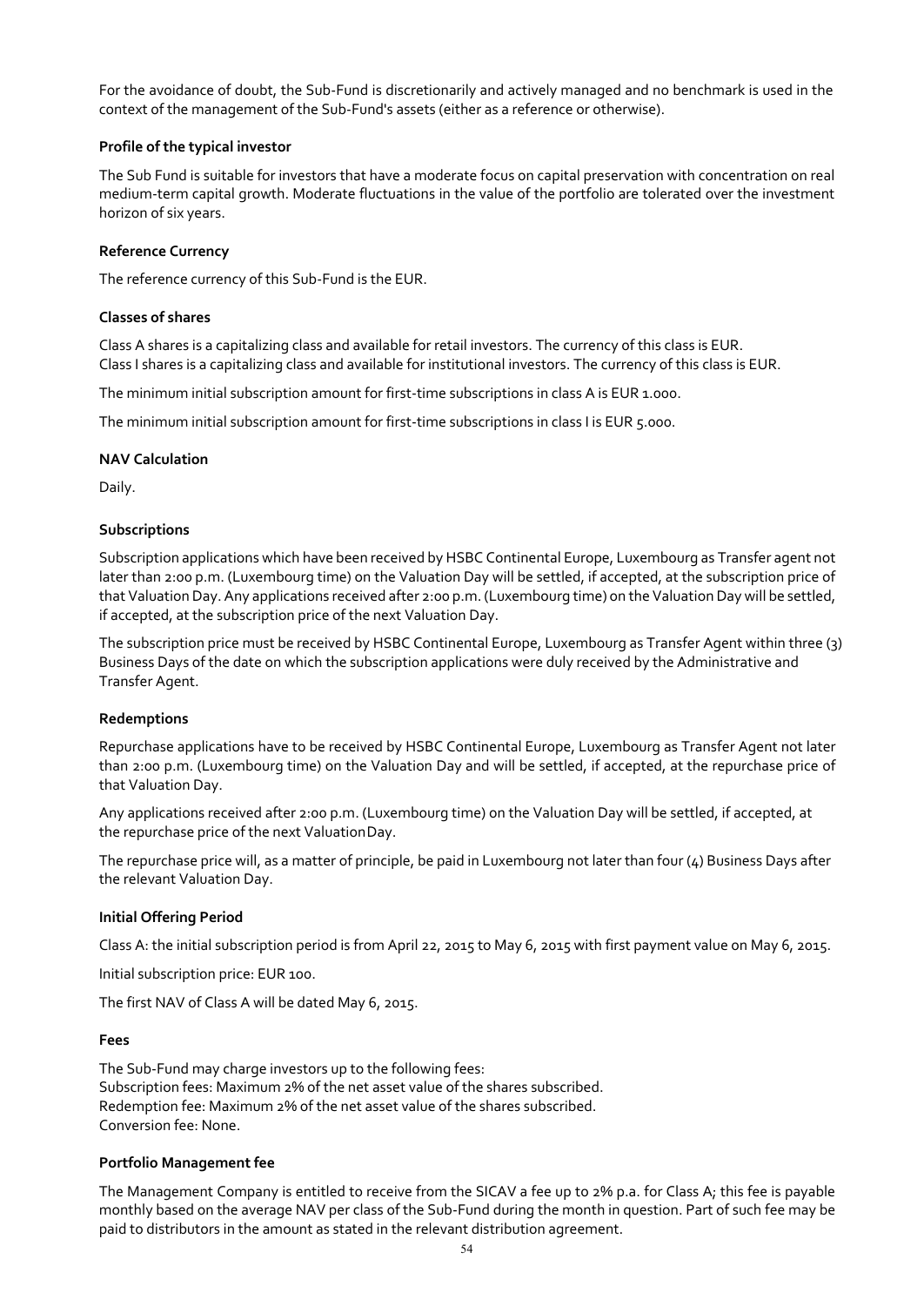For the avoidance of doubt, the Sub-Fund is discretionarily and actively managed and no benchmark is used in the context of the management of the Sub-Fund's assets (either as a reference or otherwise).

**Profile of the typical investor**

The Sub Fund is suitable for investors that have a moderate focus on capital preservation with concentration on real medium-term capital growth. Moderate fluctuations in the value of the portfolio are tolerated over the investment horizon of six years.

**Reference Currency**

The reference currency of this Sub-Fund is the EUR.

**Classes of shares**

Class A shares is a capitalizing class and available for retail investors. The currency of this class is EUR.
Class I shares is a capitalizing class and available for institutional investors. The currency of this class is EUR.

The minimum initial subscription amount for first-time subscriptions in class A is EUR 1.000.

The minimum initial subscription amount for first-time subscriptions in class I is EUR 5.000.

**NAV Calculation**

Daily.

**Subscriptions**

Subscription applications which have been received by HSBC Continental Europe, Luxembourg as Transfer agent not later than 2:00 p.m. (Luxembourg time) on the Valuation Day will be settled, if accepted, at the subscription price of that Valuation Day. Any applications received after 2:00 p.m. (Luxembourg time) on the Valuation Day will be settled, if accepted, at the subscription price of the next Valuation Day.

The subscription price must be received by HSBC Continental Europe, Luxembourg as Transfer Agent within three (3) Business Days of the date on which the subscription applications were duly received by the Administrative and Transfer Agent.

**Redemptions**

Repurchase applications have to be received by HSBC Continental Europe, Luxembourg as Transfer Agent not later than 2:00 p.m. (Luxembourg time) on the Valuation Day and will be settled, if accepted, at the repurchase price of that Valuation Day.

Any applications received after 2:00 p.m. (Luxembourg time) on the Valuation Day will be settled, if accepted, at the repurchase price of the next Valuation Day.

The repurchase price will, as a matter of principle, be paid in Luxembourg not later than four (4) Business Days after the relevant Valuation Day.

**Initial Offering Period**

Class A: the initial subscription period is from April 22, 2015 to May 6, 2015 with first payment value on May 6, 2015.

Initial subscription price: EUR 100.

The first NAV of Class A will be dated May 6, 2015.

**Fees**

The Sub-Fund may charge investors up to the following fees:
Subscription fees: Maximum 2% of the net asset value of the shares subscribed.
Redemption fee: Maximum 2% of the net asset value of the shares subscribed.
Conversion fee: None.

**Portfolio Management fee**

The Management Company is entitled to receive from the SICAV a fee up to 2% p.a. for Class A; this fee is payable monthly based on the average NAV per class of the Sub-Fund during the month in question. Part of such fee may be paid to distributors in the amount as stated in the relevant distribution agreement.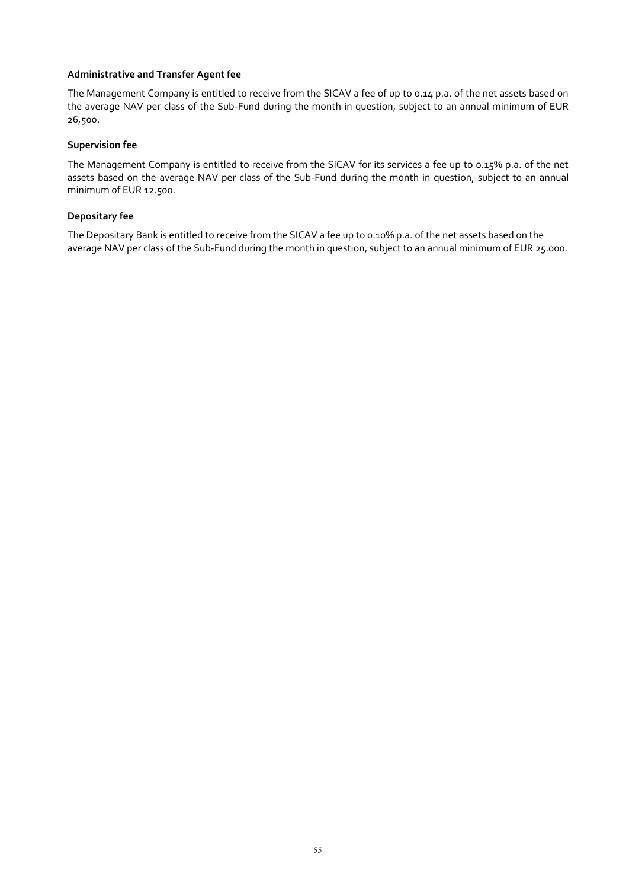**Administrative and Transfer Agent fee**

The Management Company is entitled to receive from the SICAV a fee of up to 0.14 p.a. of the net assets based on the average NAV per class of the Sub-Fund during the month in question, subject to an annual minimum of EUR 26,500.

**Supervision fee**

The Management Company is entitled to receive from the SICAV for its services a fee up to 0.15% p.a. of the net assets based on the average NAV per class of the Sub-Fund during the month in question, subject to an annual minimum of EUR 12.500.

**Depositary fee**

The Depositary Bank is entitled to receive from the SICAV a fee up to 0.10% p.a. of the net assets based on the average NAV per class of the Sub-Fund during the month in question, subject to an annual minimum of EUR 25.000.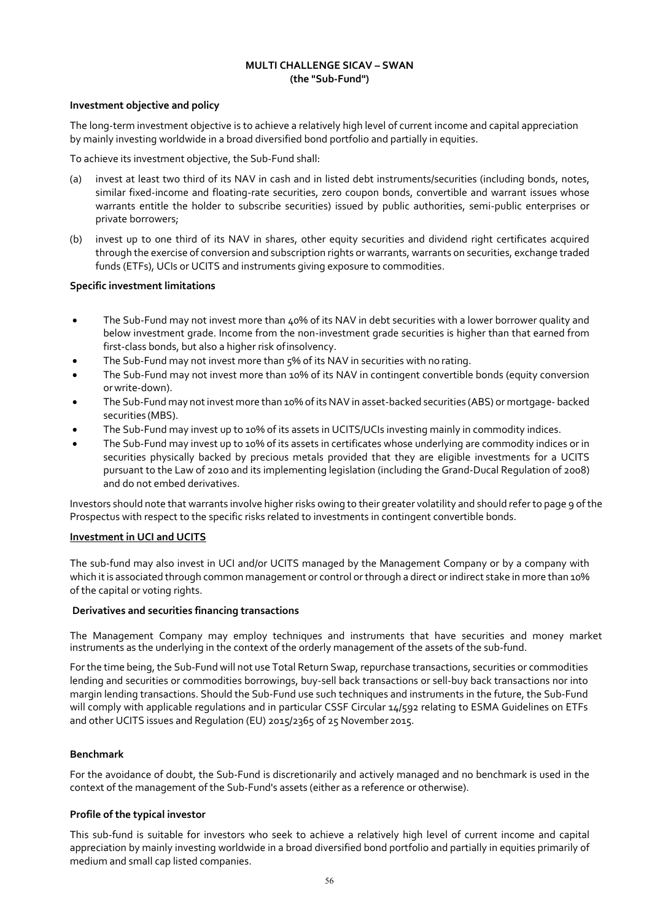**MULTI CHALLENGE SICAV – SWAN**
**(the "Sub-Fund")**

**Investment objective and policy**

The long-term investment objective is to achieve a relatively high level of current income and capital appreciation by mainly investing worldwide in a broad diversified bond portfolio and partially in equities.

To achieve its investment objective, the Sub-Fund shall:

(a) invest at least two third of its NAV in cash and in listed debt instruments/securities (including bonds, notes, similar fixed-income and floating-rate securities, zero coupon bonds, convertible and warrant issues whose warrants entitle the holder to subscribe securities) issued by public authorities, semi-public enterprises or private borrowers;

(b) invest up to one third of its NAV in shares, other equity securities and dividend right certificates acquired through the exercise of conversion and subscription rights or warrants, warrants on securities, exchange traded funds (ETFs), UCIs or UCITS and instruments giving exposure to commodities.

**Specific investment limitations**

- The Sub-Fund may not invest more than 40% of its NAV in debt securities with a lower borrower quality and below investment grade. Income from the non-investment grade securities is higher than that earned from first-class bonds, but also a higher risk of insolvency.
- The Sub-Fund may not invest more than 5% of its NAV in securities with no rating.
- The Sub-Fund may not invest more than 10% of its NAV in contingent convertible bonds (equity conversion or write-down).
- The Sub-Fund may not invest more than 10% of its NAV in asset-backed securities (ABS) or mortgage- backed securities (MBS).
- The Sub-Fund may invest up to 10% of its assets in UCITS/UCIs investing mainly in commodity indices.
- The Sub-Fund may invest up to 10% of its assets in certificates whose underlying are commodity indices or in securities physically backed by precious metals provided that they are eligible investments for a UCITS pursuant to the Law of 2010 and its implementing legislation (including the Grand-Ducal Regulation of 2008) and do not embed derivatives.

Investors should note that warrants involve higher risks owing to their greater volatility and should refer to page 9 of the Prospectus with respect to the specific risks related to investments in contingent convertible bonds.

**Investment in UCI and UCITS**

The sub-fund may also invest in UCI and/or UCITS managed by the Management Company or by a company with which it is associated through common management or control or through a direct or indirect stake in more than 10% of the capital or voting rights.

**Derivatives and securities financing transactions**

The Management Company may employ techniques and instruments that have securities and money market instruments as the underlying in the context of the orderly management of the assets of the sub-fund.

For the time being, the Sub-Fund will not use Total Return Swap, repurchase transactions, securities or commodities lending and securities or commodities borrowings, buy-sell back transactions or sell-buy back transactions nor into margin lending transactions. Should the Sub-Fund use such techniques and instruments in the future, the Sub-Fund will comply with applicable regulations and in particular CSSF Circular 14/592 relating to ESMA Guidelines on ETFs and other UCITS issues and Regulation (EU) 2015/2365 of 25 November 2015.

**Benchmark**

For the avoidance of doubt, the Sub-Fund is discretionarily and actively managed and no benchmark is used in the context of the management of the Sub-Fund's assets (either as a reference or otherwise).

**Profile of the typical investor**

This sub-fund is suitable for investors who seek to achieve a relatively high level of current income and capital appreciation by mainly investing worldwide in a broad diversified bond portfolio and partially in equities primarily of medium and small cap listed companies.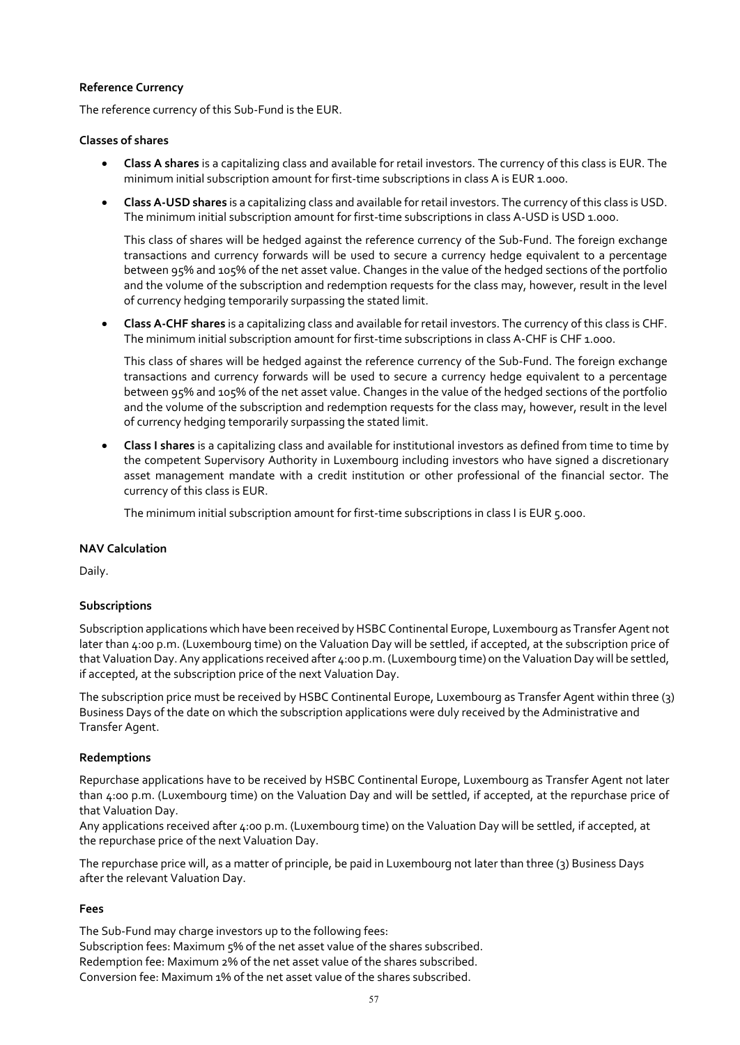**Reference Currency**

The reference currency of this Sub-Fund is the EUR.

**Classes of shares**

- **Class A shares** is a capitalizing class and available for retail investors. The currency of this class is EUR. The minimum initial subscription amount for first-time subscriptions in class A is EUR 1.000.

- **Class A-USD shares** is a capitalizing class and available for retail investors. The currency of this class is USD. The minimum initial subscription amount for first-time subscriptions in class A-USD is USD 1.000.

  This class of shares will be hedged against the reference currency of the Sub-Fund. The foreign exchange transactions and currency forwards will be used to secure a currency hedge equivalent to a percentage between 95% and 105% of the net asset value. Changes in the value of the hedged sections of the portfolio and the volume of the subscription and redemption requests for the class may, however, result in the level of currency hedging temporarily surpassing the stated limit.

- **Class A-CHF shares** is a capitalizing class and available for retail investors. The currency of this class is CHF. The minimum initial subscription amount for first-time subscriptions in class A-CHF is CHF 1.000.

  This class of shares will be hedged against the reference currency of the Sub-Fund. The foreign exchange transactions and currency forwards will be used to secure a currency hedge equivalent to a percentage between 95% and 105% of the net asset value. Changes in the value of the hedged sections of the portfolio and the volume of the subscription and redemption requests for the class may, however, result in the level of currency hedging temporarily surpassing the stated limit.

- **Class I shares** is a capitalizing class and available for institutional investors as defined from time to time by the competent Supervisory Authority in Luxembourg including investors who have signed a discretionary asset management mandate with a credit institution or other professional of the financial sector. The currency of this class is EUR.

  The minimum initial subscription amount for first-time subscriptions in class I is EUR 5.000.

**NAV Calculation**

Daily.

**Subscriptions**

Subscription applications which have been received by HSBC Continental Europe, Luxembourg as Transfer Agent not later than 4:00 p.m. (Luxembourg time) on the Valuation Day will be settled, if accepted, at the subscription price of that Valuation Day. Any applications received after 4:00 p.m. (Luxembourg time) on the Valuation Day will be settled, if accepted, at the subscription price of the next Valuation Day.

The subscription price must be received by HSBC Continental Europe, Luxembourg as Transfer Agent within three (3) Business Days of the date on which the subscription applications were duly received by the Administrative and Transfer Agent.

**Redemptions**

Repurchase applications have to be received by HSBC Continental Europe, Luxembourg as Transfer Agent not later than 4:00 p.m. (Luxembourg time) on the Valuation Day and will be settled, if accepted, at the repurchase price of that Valuation Day.
Any applications received after 4:00 p.m. (Luxembourg time) on the Valuation Day will be settled, if accepted, at the repurchase price of the next Valuation Day.

The repurchase price will, as a matter of principle, be paid in Luxembourg not later than three (3) Business Days after the relevant Valuation Day.

**Fees**

The Sub-Fund may charge investors up to the following fees:
Subscription fees: Maximum 5% of the net asset value of the shares subscribed.
Redemption fee: Maximum 2% of the net asset value of the shares subscribed.
Conversion fee: Maximum 1% of the net asset value of the shares subscribed.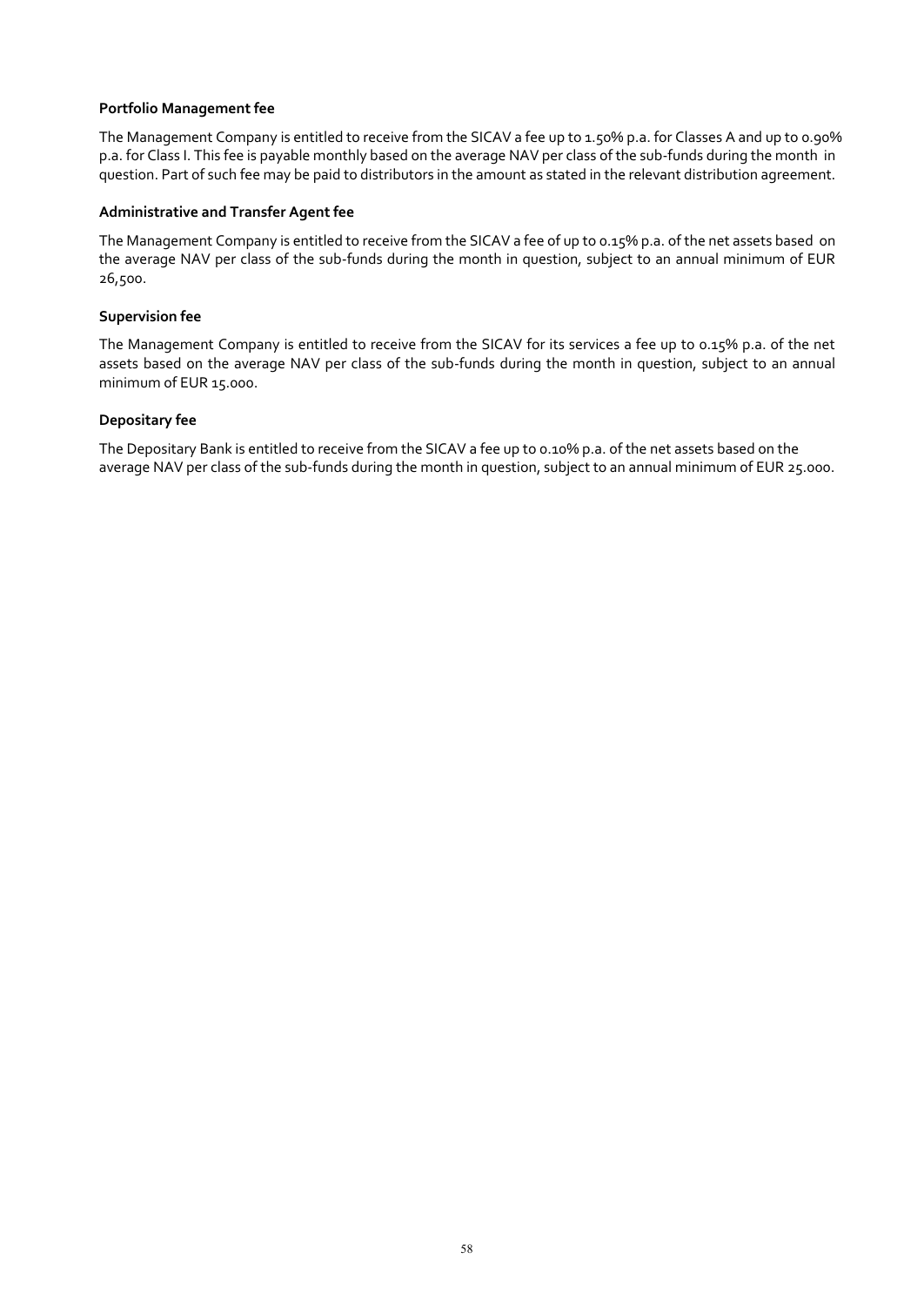**Portfolio Management fee**

The Management Company is entitled to receive from the SICAV a fee up to 1.50% p.a. for Classes A and up to 0.90% p.a. for Class I. This fee is payable monthly based on the average NAV per class of the sub-funds during the month in question. Part of such fee may be paid to distributors in the amount as stated in the relevant distribution agreement.

**Administrative and Transfer Agent fee**

The Management Company is entitled to receive from the SICAV a fee of up to 0.15% p.a. of the net assets based on the average NAV per class of the sub-funds during the month in question, subject to an annual minimum of EUR 26,500.

**Supervision fee**

The Management Company is entitled to receive from the SICAV for its services a fee up to 0.15% p.a. of the net assets based on the average NAV per class of the sub-funds during the month in question, subject to an annual minimum of EUR 15.000.

**Depositary fee**

The Depositary Bank is entitled to receive from the SICAV a fee up to 0.10% p.a. of the net assets based on the average NAV per class of the sub-funds during the month in question, subject to an annual minimum of EUR 25.000.